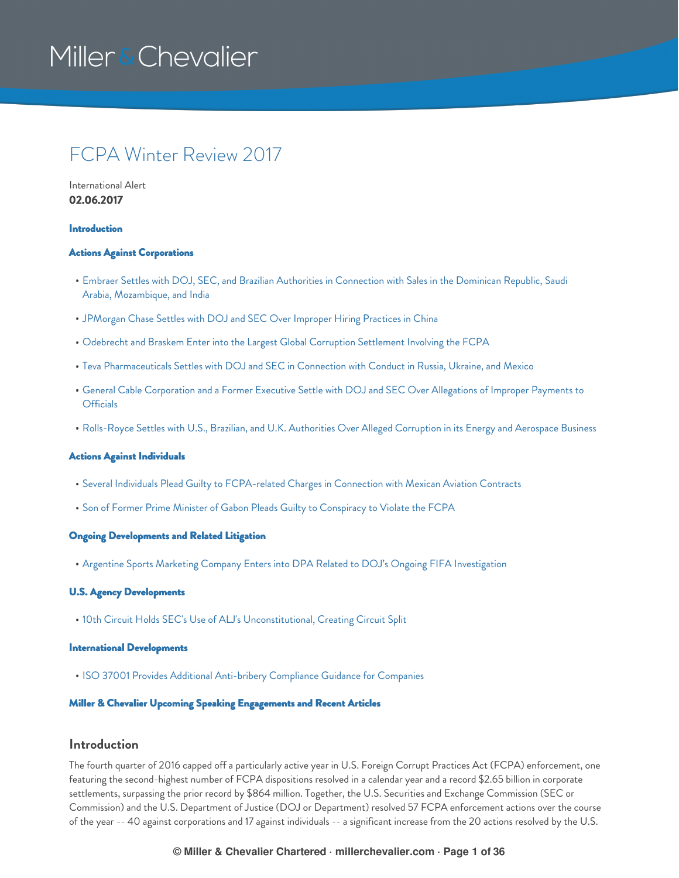Miller & Chevalier

# FCPA Winter Review 2017

International Alert

**02.06.2017**

**Introduction**

**Actions Against Corporations**

- Embraer Settles with DOJ, SEC, and Brazilian Authorities in Connection with Sales in the Dominican Republic, Saudi Arabia, Mozambique, and India
- JPMorgan Chase Settles with DOJ and SEC Over Improper Hiring Practices in China
- Odebrecht and Braskem Enter into the Largest Global Corruption Settlement Involving the FCPA
- Teva Pharmaceuticals Settles with DOJ and SEC in Connection with Conduct in Russia, Ukraine, and Mexico
- General Cable Corporation and a Former Executive Settle with DOJ and SEC Over Allegations of Improper Payments to Officials
- Rolls-Royce Settles with U.S., Brazilian, and U.K. Authorities Over Alleged Corruption in its Energy and Aerospace Business

**Actions Against Individuals**

- Several Individuals Plead Guilty to FCPA-related Charges in Connection with Mexican Aviation Contracts
- Son of Former Prime Minister of Gabon Pleads Guilty to Conspiracy to Violate the FCPA

**Ongoing Developments and Related Litigation**

- Argentine Sports Marketing Company Enters into DPA Related to DOJ's Ongoing FIFA Investigation

**U.S. Agency Developments**

- 10th Circuit Holds SEC's Use of ALJ's Unconstitutional, Creating Circuit Split

**International Developments**

- ISO 37001 Provides Additional Anti-bribery Compliance Guidance for Companies

**Miller & Chevalier Upcoming Speaking Engagements and Recent Articles**

## Introduction

The fourth quarter of 2016 capped off a particularly active year in U.S. Foreign Corrupt Practices Act (FCPA) enforcement, one featuring the second-highest number of FCPA dispositions resolved in a calendar year and a record $2.65 billion in corporate settlements, surpassing the prior record by $864 million. Together, the U.S. Securities and Exchange Commission (SEC or Commission) and the U.S. Department of Justice (DOJ or Department) resolved 57 FCPA enforcement actions over the course of the year -- 40 against corporations and 17 against individuals -- a significant increase from the 20 actions resolved by the U.S.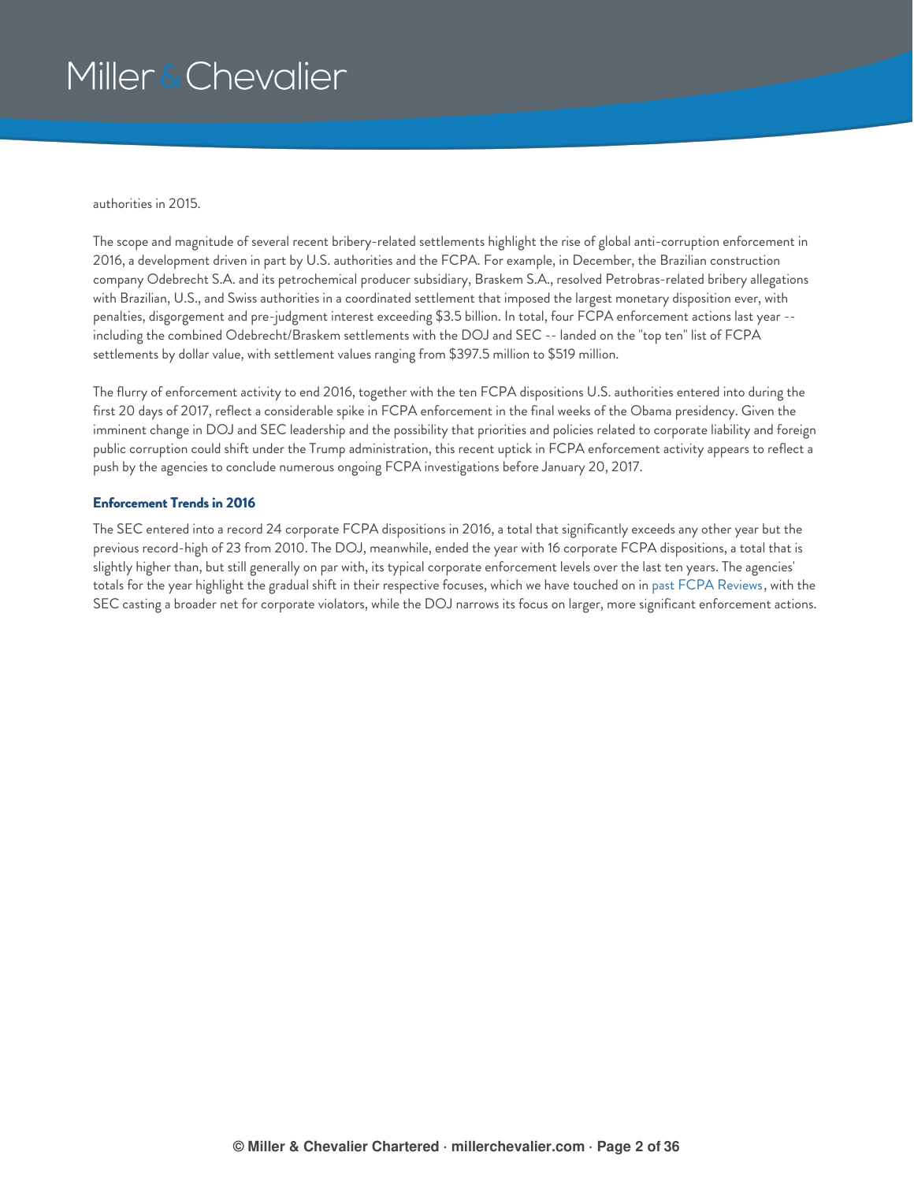authorities in 2015.

The scope and magnitude of several recent bribery-related settlements highlight the rise of global anti-corruption enforcement in 2016, a development driven in part by U.S. authorities and the FCPA. For example, in December, the Brazilian construction company Odebrecht S.A. and its petrochemical producer subsidiary, Braskem S.A., resolved Petrobras-related bribery allegations with Brazilian, U.S., and Swiss authorities in a coordinated settlement that imposed the largest monetary disposition ever, with penalties, disgorgement and pre-judgment interest exceeding $3.5 billion. In total, four FCPA enforcement actions last year -- including the combined Odebrecht/Braskem settlements with the DOJ and SEC -- landed on the "top ten" list of FCPA settlements by dollar value, with settlement values ranging from $397.5 million to $519 million.

The flurry of enforcement activity to end 2016, together with the ten FCPA dispositions U.S. authorities entered into during the first 20 days of 2017, reflect a considerable spike in FCPA enforcement in the final weeks of the Obama presidency. Given the imminent change in DOJ and SEC leadership and the possibility that priorities and policies related to corporate liability and foreign public corruption could shift under the Trump administration, this recent uptick in FCPA enforcement activity appears to reflect a push by the agencies to conclude numerous ongoing FCPA investigations before January 20, 2017.

**Enforcement Trends in 2016**

The SEC entered into a record 24 corporate FCPA dispositions in 2016, a total that significantly exceeds any other year but the previous record-high of 23 from 2010. The DOJ, meanwhile, ended the year with 16 corporate FCPA dispositions, a total that is slightly higher than, but still generally on par with, its typical corporate enforcement levels over the last ten years. The agencies' totals for the year highlight the gradual shift in their respective focuses, which we have touched on in past FCPA Reviews, with the SEC casting a broader net for corporate violators, while the DOJ narrows its focus on larger, more significant enforcement actions.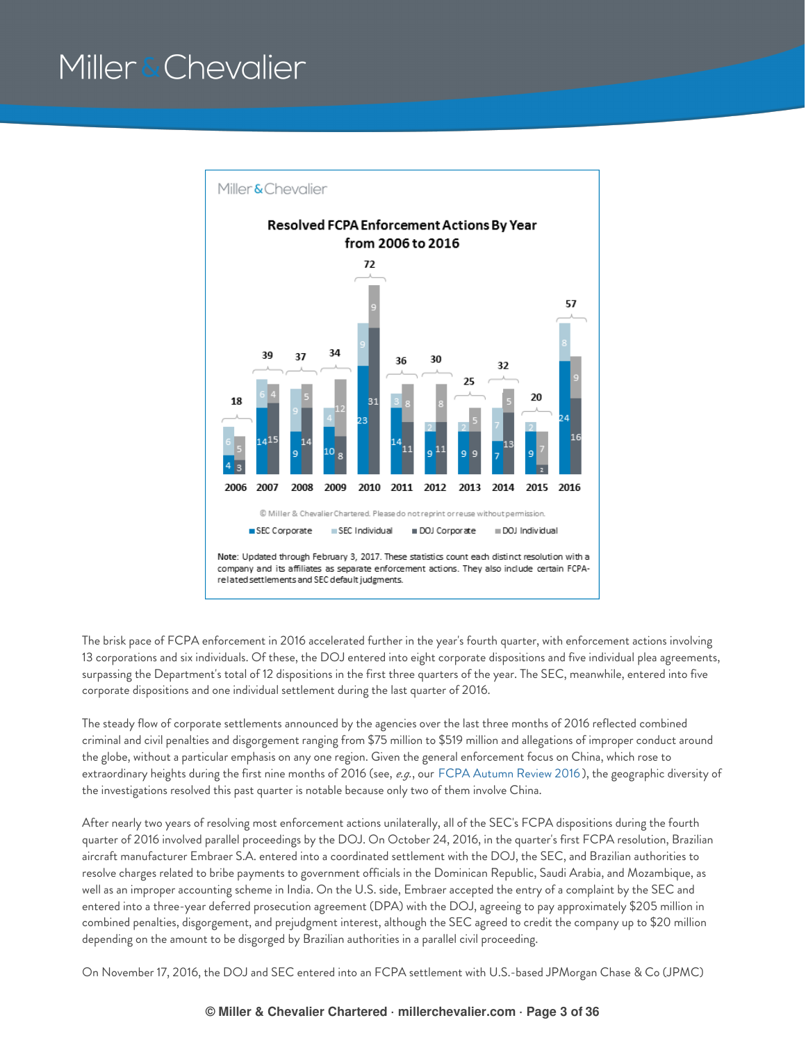Miller & Chevalier

**Resolved FCPA Enforcement Actions By Year from 2006 to 2016**

| Year | SEC Corporate | SEC Individual | DOJ Corporate | DOJ Individual | Total |
|---|---|---|---|---|---|
| 2006 | 4 | 6 | 3 | 5 | 18 |
| 2007 | 14 | 6 | 15 | 4 | 39 |
| 2008 | 9 | 9 | 14 | 5 | 37 |
| 2009 | 10 | 4 | 8 | 12 | 34 |
| 2010 | 23 | 9 | 31 | 9 | 72 |
| 2011 | 14 | 3 | 11 | 8 | 36 |
| 2012 | 9 | 2 | 11 | 8 | 30 |
| 2013 | 9 | 2 | 9 | 5 | 25 |
| 2014 | 7 | 7 | 13 | 5 | 32 |
| 2015 | 9 | 2 | 2 | 7 | 20 |
| 2016 | 24 | 8 | 16 | 9 | 57 |

© Miller & Chevalier Chartered. Please do not reprint or reuse without permission.

**Note**: Updated through February 3, 2017. These statistics count each distinct resolution with a company and its affiliates as separate enforcement actions. They also include certain FCPA-related settlements and SEC default judgments.

The brisk pace of FCPA enforcement in 2016 accelerated further in the year's fourth quarter, with enforcement actions involving 13 corporations and six individuals. Of these, the DOJ entered into eight corporate dispositions and five individual plea agreements, surpassing the Department's total of 12 dispositions in the first three quarters of the year. The SEC, meanwhile, entered into five corporate dispositions and one individual settlement during the last quarter of 2016.

The steady flow of corporate settlements announced by the agencies over the last three months of 2016 reflected combined criminal and civil penalties and disgorgement ranging from $75 million to $519 million and allegations of improper conduct around the globe, without a particular emphasis on any one region. Given the general enforcement focus on China, which rose to extraordinary heights during the first nine months of 2016 (see, *e.g.*, our FCPA Autumn Review 2016), the geographic diversity of the investigations resolved this past quarter is notable because only two of them involve China.

After nearly two years of resolving most enforcement actions unilaterally, all of the SEC's FCPA dispositions during the fourth quarter of 2016 involved parallel proceedings by the DOJ. On October 24, 2016, in the quarter's first FCPA resolution, Brazilian aircraft manufacturer Embraer S.A. entered into a coordinated settlement with the DOJ, the SEC, and Brazilian authorities to resolve charges related to bribe payments to government officials in the Dominican Republic, Saudi Arabia, and Mozambique, as well as an improper accounting scheme in India. On the U.S. side, Embraer accepted the entry of a complaint by the SEC and entered into a three-year deferred prosecution agreement (DPA) with the DOJ, agreeing to pay approximately $205 million in combined penalties, disgorgement, and prejudgment interest, although the SEC agreed to credit the company up to $20 million depending on the amount to be disgorged by Brazilian authorities in a parallel civil proceeding.

On November 17, 2016, the DOJ and SEC entered into an FCPA settlement with U.S.-based JPMorgan Chase & Co (JPMC)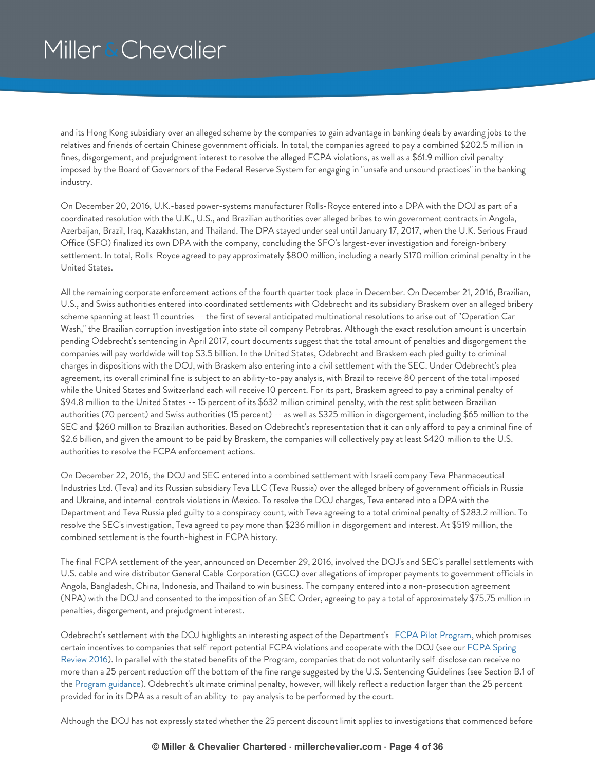and its Hong Kong subsidiary over an alleged scheme by the companies to gain advantage in banking deals by awarding jobs to the relatives and friends of certain Chinese government officials. In total, the companies agreed to pay a combined $202.5 million in fines, disgorgement, and prejudgment interest to resolve the alleged FCPA violations, as well as a $61.9 million civil penalty imposed by the Board of Governors of the Federal Reserve System for engaging in "unsafe and unsound practices" in the banking industry.

On December 20, 2016, U.K.-based power-systems manufacturer Rolls-Royce entered into a DPA with the DOJ as part of a coordinated resolution with the U.K., U.S., and Brazilian authorities over alleged bribes to win government contracts in Angola, Azerbaijan, Brazil, Iraq, Kazakhstan, and Thailand. The DPA stayed under seal until January 17, 2017, when the U.K. Serious Fraud Office (SFO) finalized its own DPA with the company, concluding the SFO's largest-ever investigation and foreign-bribery settlement. In total, Rolls-Royce agreed to pay approximately $800 million, including a nearly $170 million criminal penalty in the United States.

All the remaining corporate enforcement actions of the fourth quarter took place in December. On December 21, 2016, Brazilian, U.S., and Swiss authorities entered into coordinated settlements with Odebrecht and its subsidiary Braskem over an alleged bribery scheme spanning at least 11 countries -- the first of several anticipated multinational resolutions to arise out of "Operation Car Wash," the Brazilian corruption investigation into state oil company Petrobras. Although the exact resolution amount is uncertain pending Odebrecht's sentencing in April 2017, court documents suggest that the total amount of penalties and disgorgement the companies will pay worldwide will top $3.5 billion. In the United States, Odebrecht and Braskem each pled guilty to criminal charges in dispositions with the DOJ, with Braskem also entering into a civil settlement with the SEC. Under Odebrecht's plea agreement, its overall criminal fine is subject to an ability-to-pay analysis, with Brazil to receive 80 percent of the total imposed while the United States and Switzerland each will receive 10 percent. For its part, Braskem agreed to pay a criminal penalty of $94.8 million to the United States -- 15 percent of its $632 million criminal penalty, with the rest split between Brazilian authorities (70 percent) and Swiss authorities (15 percent) -- as well as $325 million in disgorgement, including $65 million to the SEC and $260 million to Brazilian authorities. Based on Odebrecht's representation that it can only afford to pay a criminal fine of $2.6 billion, and given the amount to be paid by Braskem, the companies will collectively pay at least $420 million to the U.S. authorities to resolve the FCPA enforcement actions.

On December 22, 2016, the DOJ and SEC entered into a combined settlement with Israeli company Teva Pharmaceutical Industries Ltd. (Teva) and its Russian subsidiary Teva LLC (Teva Russia) over the alleged bribery of government officials in Russia and Ukraine, and internal-controls violations in Mexico. To resolve the DOJ charges, Teva entered into a DPA with the Department and Teva Russia pled guilty to a conspiracy count, with Teva agreeing to a total criminal penalty of $283.2 million. To resolve the SEC's investigation, Teva agreed to pay more than $236 million in disgorgement and interest. At $519 million, the combined settlement is the fourth-highest in FCPA history.

The final FCPA settlement of the year, announced on December 29, 2016, involved the DOJ's and SEC's parallel settlements with U.S. cable and wire distributor General Cable Corporation (GCC) over allegations of improper payments to government officials in Angola, Bangladesh, China, Indonesia, and Thailand to win business. The company entered into a non-prosecution agreement (NPA) with the DOJ and consented to the imposition of an SEC Order, agreeing to pay a total of approximately $75.75 million in penalties, disgorgement, and prejudgment interest.

Odebrecht's settlement with the DOJ highlights an interesting aspect of the Department's FCPA Pilot Program, which promises certain incentives to companies that self-report potential FCPA violations and cooperate with the DOJ (see our FCPA Spring Review 2016). In parallel with the stated benefits of the Program, companies that do not voluntarily self-disclose can receive no more than a 25 percent reduction off the bottom of the fine range suggested by the U.S. Sentencing Guidelines (see Section B.1 of the Program guidance). Odebrecht's ultimate criminal penalty, however, will likely reflect a reduction larger than the 25 percent provided for in its DPA as a result of an ability-to-pay analysis to be performed by the court.

Although the DOJ has not expressly stated whether the 25 percent discount limit applies to investigations that commenced before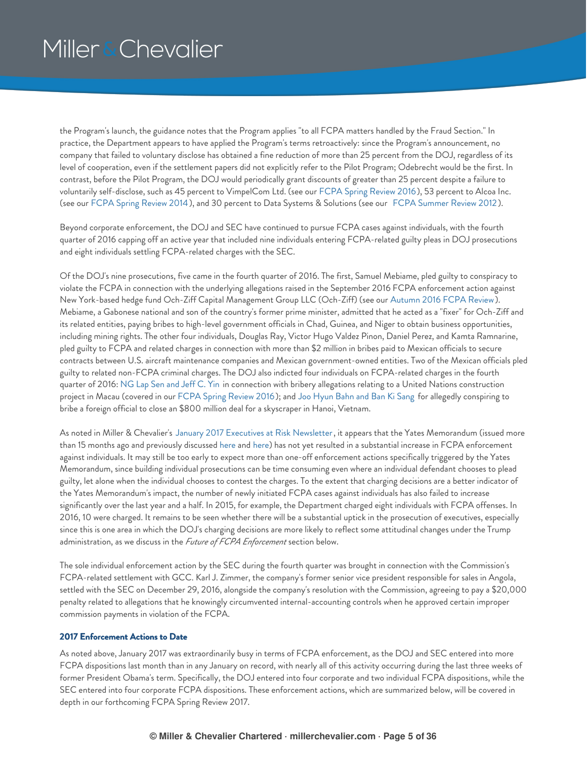the Program's launch, the guidance notes that the Program applies "to all FCPA matters handled by the Fraud Section." In practice, the Department appears to have applied the Program's terms retroactively: since the Program's announcement, no company that failed to voluntary disclose has obtained a fine reduction of more than 25 percent from the DOJ, regardless of its level of cooperation, even if the settlement papers did not explicitly refer to the Pilot Program; Odebrecht would be the first. In contrast, before the Pilot Program, the DOJ would periodically grant discounts of greater than 25 percent despite a failure to voluntarily self-disclose, such as 45 percent to VimpelCom Ltd. (see our FCPA Spring Review 2016), 53 percent to Alcoa Inc. (see our FCPA Spring Review 2014), and 30 percent to Data Systems & Solutions (see our FCPA Summer Review 2012).

Beyond corporate enforcement, the DOJ and SEC have continued to pursue FCPA cases against individuals, with the fourth quarter of 2016 capping off an active year that included nine individuals entering FCPA-related guilty pleas in DOJ prosecutions and eight individuals settling FCPA-related charges with the SEC.

Of the DOJ's nine prosecutions, five came in the fourth quarter of 2016. The first, Samuel Mebiame, pled guilty to conspiracy to violate the FCPA in connection with the underlying allegations raised in the September 2016 FCPA enforcement action against New York-based hedge fund Och-Ziff Capital Management Group LLC (Och-Ziff) (see our Autumn 2016 FCPA Review). Mebiame, a Gabonese national and son of the country's former prime minister, admitted that he acted as a "fixer" for Och-Ziff and its related entities, paying bribes to high-level government officials in Chad, Guinea, and Niger to obtain business opportunities, including mining rights. The other four individuals, Douglas Ray, Victor Hugo Valdez Pinon, Daniel Perez, and Kamta Ramnarine, pled guilty to FCPA and related charges in connection with more than $2 million in bribes paid to Mexican officials to secure contracts between U.S. aircraft maintenance companies and Mexican government-owned entities. Two of the Mexican officials pled guilty to related non-FCPA criminal charges. The DOJ also indicted four individuals on FCPA-related charges in the fourth quarter of 2016: NG Lap Sen and Jeff C. Yin in connection with bribery allegations relating to a United Nations construction project in Macau (covered in our FCPA Spring Review 2016); and Joo Hyun Bahn and Ban Ki Sang for allegedly conspiring to bribe a foreign official to close an $800 million deal for a skyscraper in Hanoi, Vietnam.

As noted in Miller & Chevalier's January 2017 Executives at Risk Newsletter, it appears that the Yates Memorandum (issued more than 15 months ago and previously discussed here and here) has not yet resulted in a substantial increase in FCPA enforcement against individuals. It may still be too early to expect more than one-off enforcement actions specifically triggered by the Yates Memorandum, since building individual prosecutions can be time consuming even where an individual defendant chooses to plead guilty, let alone when the individual chooses to contest the charges. To the extent that charging decisions are a better indicator of the Yates Memorandum's impact, the number of newly initiated FCPA cases against individuals has also failed to increase significantly over the last year and a half. In 2015, for example, the Department charged eight individuals with FCPA offenses. In 2016, 10 were charged. It remains to be seen whether there will be a substantial uptick in the prosecution of executives, especially since this is one area in which the DOJ's charging decisions are more likely to reflect some attitudinal changes under the Trump administration, as we discuss in the *Future of FCPA Enforcement* section below.

The sole individual enforcement action by the SEC during the fourth quarter was brought in connection with the Commission's FCPA-related settlement with GCC. Karl J. Zimmer, the company's former senior vice president responsible for sales in Angola, settled with the SEC on December 29, 2016, alongside the company's resolution with the Commission, agreeing to pay a $20,000 penalty related to allegations that he knowingly circumvented internal-accounting controls when he approved certain improper commission payments in violation of the FCPA.

### 2017 Enforcement Actions to Date

As noted above, January 2017 was extraordinarily busy in terms of FCPA enforcement, as the DOJ and SEC entered into more FCPA dispositions last month than in any January on record, with nearly all of this activity occurring during the last three weeks of former President Obama's term. Specifically, the DOJ entered into four corporate and two individual FCPA dispositions, while the SEC entered into four corporate FCPA dispositions. These enforcement actions, which are summarized below, will be covered in depth in our forthcoming FCPA Spring Review 2017.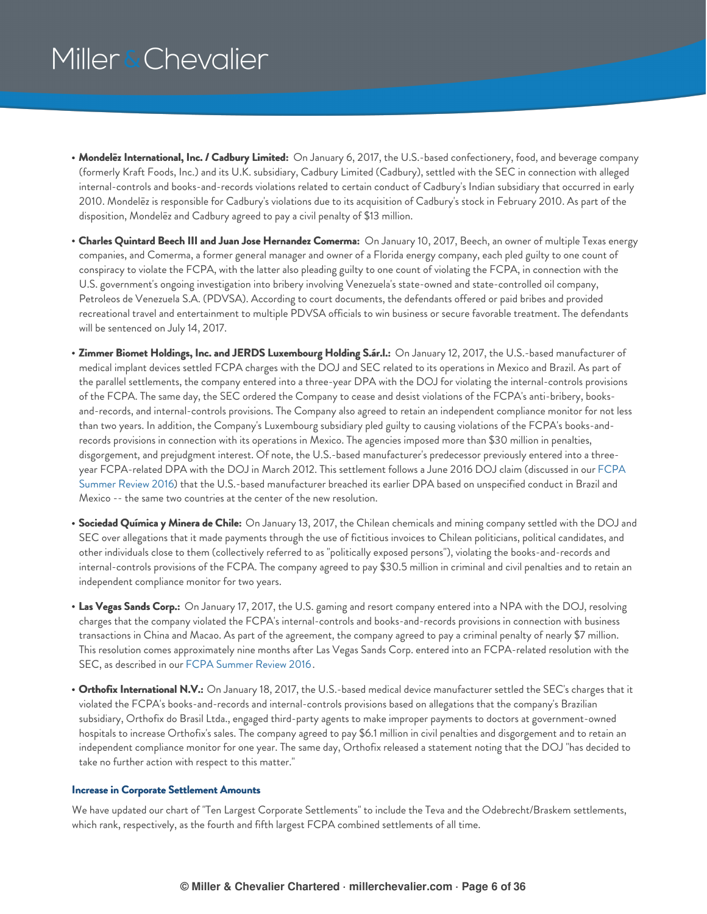- **Mondelēz International, Inc. / Cadbury Limited:** On January 6, 2017, the U.S.-based confectionery, food, and beverage company (formerly Kraft Foods, Inc.) and its U.K. subsidiary, Cadbury Limited (Cadbury), settled with the SEC in connection with alleged internal-controls and books-and-records violations related to certain conduct of Cadbury's Indian subsidiary that occurred in early 2010. Mondelēz is responsible for Cadbury's violations due to its acquisition of Cadbury's stock in February 2010. As part of the disposition, Mondelēz and Cadbury agreed to pay a civil penalty of $13 million.
- **Charles Quintard Beech III and Juan Jose Hernandez Comerma:** On January 10, 2017, Beech, an owner of multiple Texas energy companies, and Comerma, a former general manager and owner of a Florida energy company, each pled guilty to one count of conspiracy to violate the FCPA, with the latter also pleading guilty to one count of violating the FCPA, in connection with the U.S. government's ongoing investigation into bribery involving Venezuela's state-owned and state-controlled oil company, Petroleos de Venezuela S.A. (PDVSA). According to court documents, the defendants offered or paid bribes and provided recreational travel and entertainment to multiple PDVSA officials to win business or secure favorable treatment. The defendants will be sentenced on July 14, 2017.
- **Zimmer Biomet Holdings, Inc. and JERDS Luxembourg Holding S.ár.l.:** On January 12, 2017, the U.S.-based manufacturer of medical implant devices settled FCPA charges with the DOJ and SEC related to its operations in Mexico and Brazil. As part of the parallel settlements, the company entered into a three-year DPA with the DOJ for violating the internal-controls provisions of the FCPA. The same day, the SEC ordered the Company to cease and desist violations of the FCPA's anti-bribery, books-and-records, and internal-controls provisions. The Company also agreed to retain an independent compliance monitor for not less than two years. In addition, the Company's Luxembourg subsidiary pled guilty to causing violations of the FCPA's books-and-records provisions in connection with its operations in Mexico. The agencies imposed more than $30 million in penalties, disgorgement, and prejudgment interest. Of note, the U.S.-based manufacturer's predecessor previously entered into a three-year FCPA-related DPA with the DOJ in March 2012. This settlement follows a June 2016 DOJ claim (discussed in our FCPA Summer Review 2016) that the U.S.-based manufacturer breached its earlier DPA based on unspecified conduct in Brazil and Mexico -- the same two countries at the center of the new resolution.
- **Sociedad Química y Minera de Chile:** On January 13, 2017, the Chilean chemicals and mining company settled with the DOJ and SEC over allegations that it made payments through the use of fictitious invoices to Chilean politicians, political candidates, and other individuals close to them (collectively referred to as "politically exposed persons"), violating the books-and-records and internal-controls provisions of the FCPA. The company agreed to pay $30.5 million in criminal and civil penalties and to retain an independent compliance monitor for two years.
- **Las Vegas Sands Corp.:** On January 17, 2017, the U.S. gaming and resort company entered into a NPA with the DOJ, resolving charges that the company violated the FCPA's internal-controls and books-and-records provisions in connection with business transactions in China and Macao. As part of the agreement, the company agreed to pay a criminal penalty of nearly $7 million. This resolution comes approximately nine months after Las Vegas Sands Corp. entered into an FCPA-related resolution with the SEC, as described in our FCPA Summer Review 2016.
- **Orthofix International N.V.:** On January 18, 2017, the U.S.-based medical device manufacturer settled the SEC's charges that it violated the FCPA's books-and-records and internal-controls provisions based on allegations that the company's Brazilian subsidiary, Orthofix do Brasil Ltda., engaged third-party agents to make improper payments to doctors at government-owned hospitals to increase Orthofix's sales. The company agreed to pay $6.1 million in civil penalties and disgorgement and to retain an independent compliance monitor for one year. The same day, Orthofix released a statement noting that the DOJ "has decided to take no further action with respect to this matter."

#### Increase in Corporate Settlement Amounts

We have updated our chart of "Ten Largest Corporate Settlements" to include the Teva and the Odebrecht/Braskem settlements, which rank, respectively, as the fourth and fifth largest FCPA combined settlements of all time.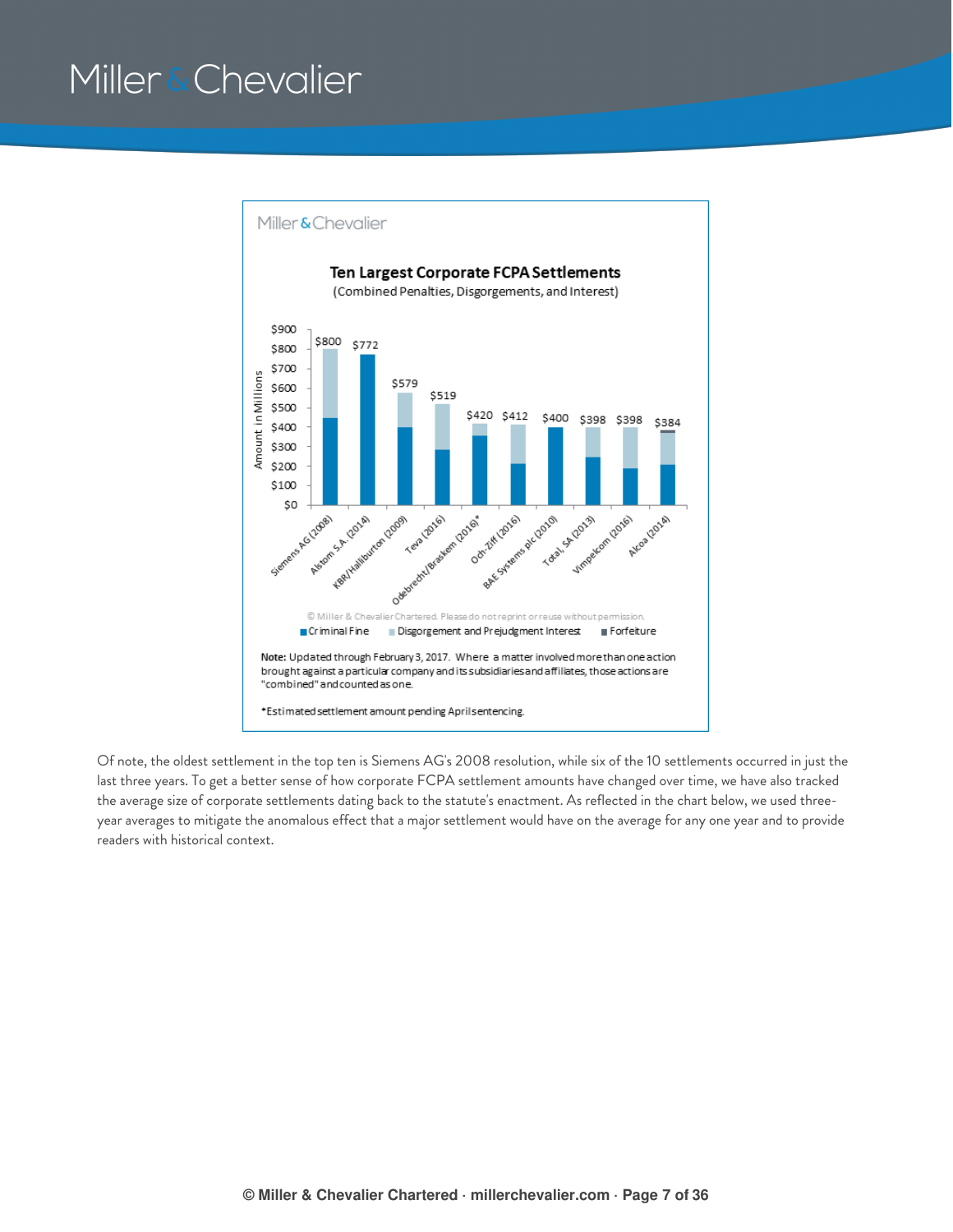**Ten Largest Corporate FCPA Settlements**
(Combined Penalties, Disgorgements, and Interest)

| Company | Amount in Millions |
| --- | --- |
| Siemens AG (2008) | $800 |
| Alstom S.A. (2014) | $772 |
| KBR/Halliburton (2009) | $579 |
| Teva (2016) | $519 |
| Odebrecht/Braskem (2016)* | $420 |
| Och-Ziff (2016) | $412 |
| BAE Systems plc (2010) | $400 |
| Total, SA (2013) | $398 |
| Vimpelcom (2016) | $398 |
| Alcoa (2014) | $384 |

Legend: Criminal Fine; Disgorgement and Prejudgment Interest; Forfeiture

© Miller & Chevalier Chartered. Please do not reprint or reuse without permission.

**Note:** Updated through February 3, 2017. Where a matter involved more than one action brought against a particular company and its subsidiaries and affiliates, those actions are "combined" and counted as one.

*Estimated settlement amount pending April sentencing.

Of note, the oldest settlement in the top ten is Siemens AG's 2008 resolution, while six of the 10 settlements occurred in just the last three years. To get a better sense of how corporate FCPA settlement amounts have changed over time, we have also tracked the average size of corporate settlements dating back to the statute's enactment. As reflected in the chart below, we used three-year averages to mitigate the anomalous effect that a major settlement would have on the average for any one year and to provide readers with historical context.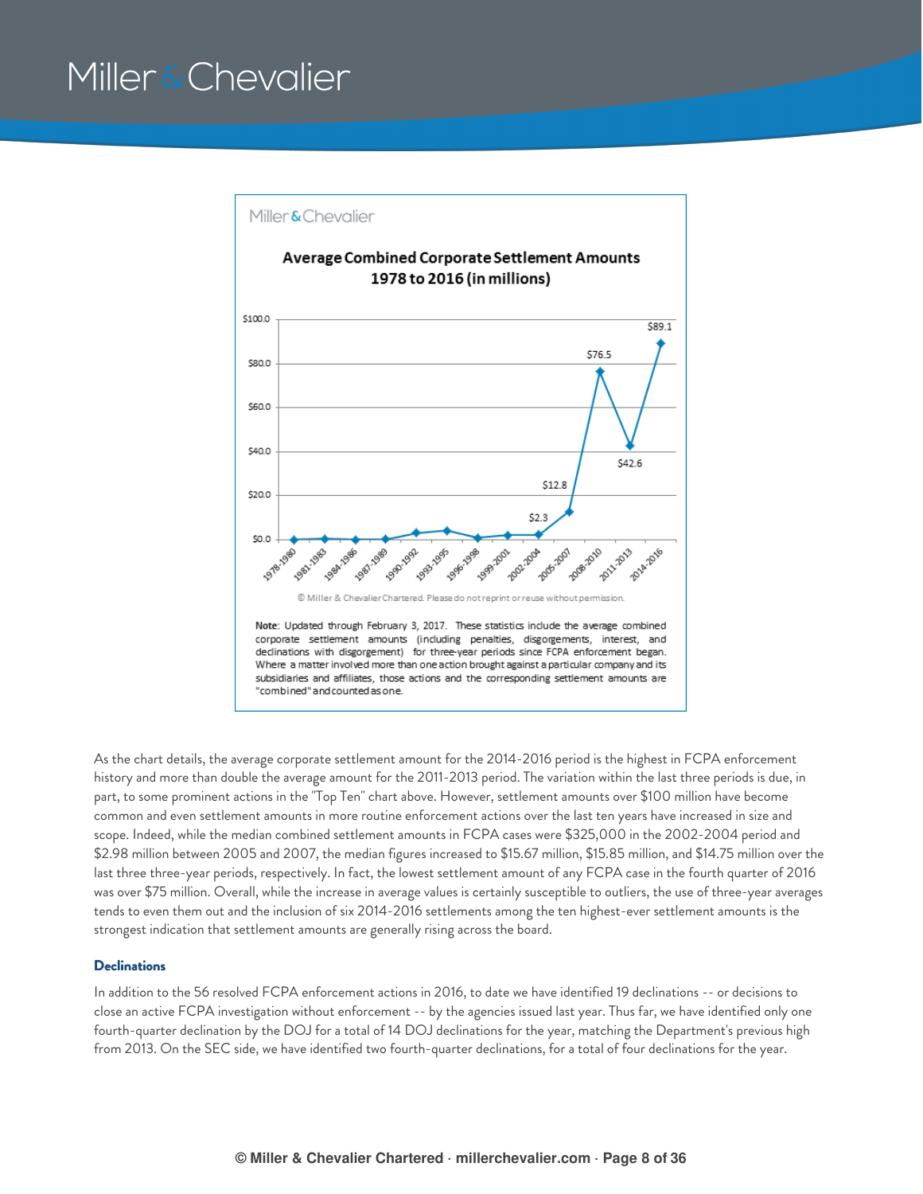Miller & Chevalier

**Average Combined Corporate Settlement Amounts 1978 to 2016 (in millions)**

| Period | Amount |
|---|---|
| 2002-2004 | $2.3 |
| 2005-2007 | $12.8 |
| 2008-2010 | $76.5 |
| 2011-2013 | $42.6 |
| 2014-2016 | $89.1 |

© Miller & Chevalier Chartered. Please do not reprint or reuse without permission.

**Note**: Updated through February 3, 2017. These statistics include the average combined corporate settlement amounts (including penalties, disgorgements, interest, and declinations with disgorgement) for three-year periods since FCPA enforcement began. Where a matter involved more than one action brought against a particular company and its subsidiaries and affiliates, those actions and the corresponding settlement amounts are "combined" and counted as one.

As the chart details, the average corporate settlement amount for the 2014-2016 period is the highest in FCPA enforcement history and more than double the average amount for the 2011-2013 period. The variation within the last three periods is due, in part, to some prominent actions in the "Top Ten" chart above. However, settlement amounts over $100 million have become common and even settlement amounts in more routine enforcement actions over the last ten years have increased in size and scope. Indeed, while the median combined settlement amounts in FCPA cases were $325,000 in the 2002-2004 period and $2.98 million between 2005 and 2007, the median figures increased to $15.67 million, $15.85 million, and $14.75 million over the last three three-year periods, respectively. In fact, the lowest settlement amount of any FCPA case in the fourth quarter of 2016 was over $75 million. Overall, while the increase in average values is certainly susceptible to outliers, the use of three-year averages tends to even them out and the inclusion of six 2014-2016 settlements among the ten highest-ever settlement amounts is the strongest indication that settlement amounts are generally rising across the board.

### Declinations

In addition to the 56 resolved FCPA enforcement actions in 2016, to date we have identified 19 declinations -- or decisions to close an active FCPA investigation without enforcement -- by the agencies issued last year. Thus far, we have identified only one fourth-quarter declination by the DOJ for a total of 14 DOJ declinations for the year, matching the Department's previous high from 2013. On the SEC side, we have identified two fourth-quarter declinations, for a total of four declinations for the year.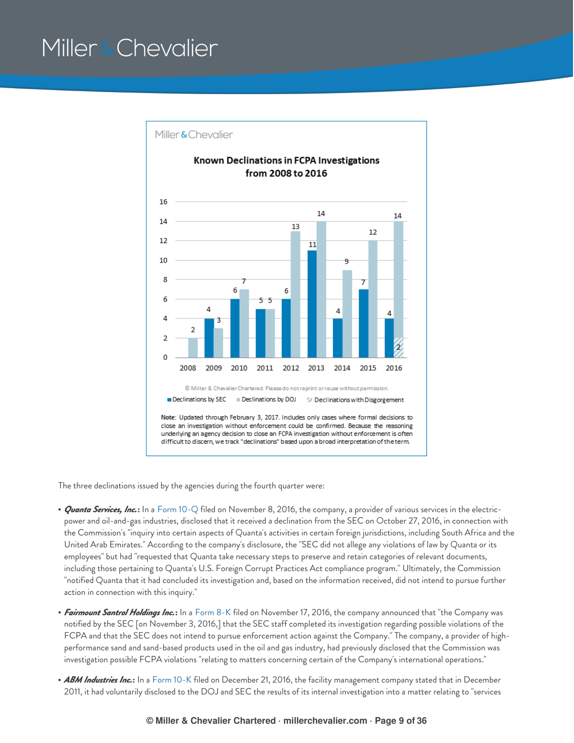**Known Declinations in FCPA Investigations from 2008 to 2016**

| Year | Declinations by SEC | Declinations by DOJ | Declinations with Disgorgement |
|---|---|---|---|
| 2008 | | 2 | |
| 2009 | 4 | 3 | |
| 2010 | 6 | 7 | |
| 2011 | 5 | 5 | |
| 2012 | 6 | 13 | |
| 2013 | 11 | 14 | |
| 2014 | 4 | 9 | |
| 2015 | 7 | 12 | |
| 2016 | 4 | 14 | 2 |

© Miller & Chevalier Chartered. Please do not reprint or reuse without permission.

Note: Updated through February 3, 2017. Includes only cases where formal decisions to close an investigation without enforcement could be confirmed. Because the reasoning underlying an agency decision to close an FCPA investigation without enforcement is often difficult to discern, we track "declinations" based upon a broad interpretation of the term.

The three declinations issued by the agencies during the fourth quarter were:

- ***Quanta Services, Inc.*:** In a Form 10-Q filed on November 8, 2016, the company, a provider of various services in the electric-power and oil-and-gas industries, disclosed that it received a declination from the SEC on October 27, 2016, in connection with the Commission's "inquiry into certain aspects of Quanta's activities in certain foreign jurisdictions, including South Africa and the United Arab Emirates." According to the company's disclosure, the "SEC did not allege any violations of law by Quanta or its employees" but had "requested that Quanta take necessary steps to preserve and retain categories of relevant documents, including those pertaining to Quanta's U.S. Foreign Corrupt Practices Act compliance program." Ultimately, the Commission "notified Quanta that it had concluded its investigation and, based on the information received, did not intend to pursue further action in connection with this inquiry."
- ***Fairmount Santrol Holdings Inc.*:** In a Form 8-K filed on November 17, 2016, the company announced that "the Company was notified by the SEC [on November 3, 2016,] that the SEC staff completed its investigation regarding possible violations of the FCPA and that the SEC does not intend to pursue enforcement action against the Company." The company, a provider of high-performance sand and sand-based products used in the oil and gas industry, had previously disclosed that the Commission was investigation possible FCPA violations "relating to matters concerning certain of the Company's international operations."
- ***ABM Industries Inc.*:** In a Form 10-K filed on December 21, 2016, the facility management company stated that in December 2011, it had voluntarily disclosed to the DOJ and SEC the results of its internal investigation into a matter relating to "services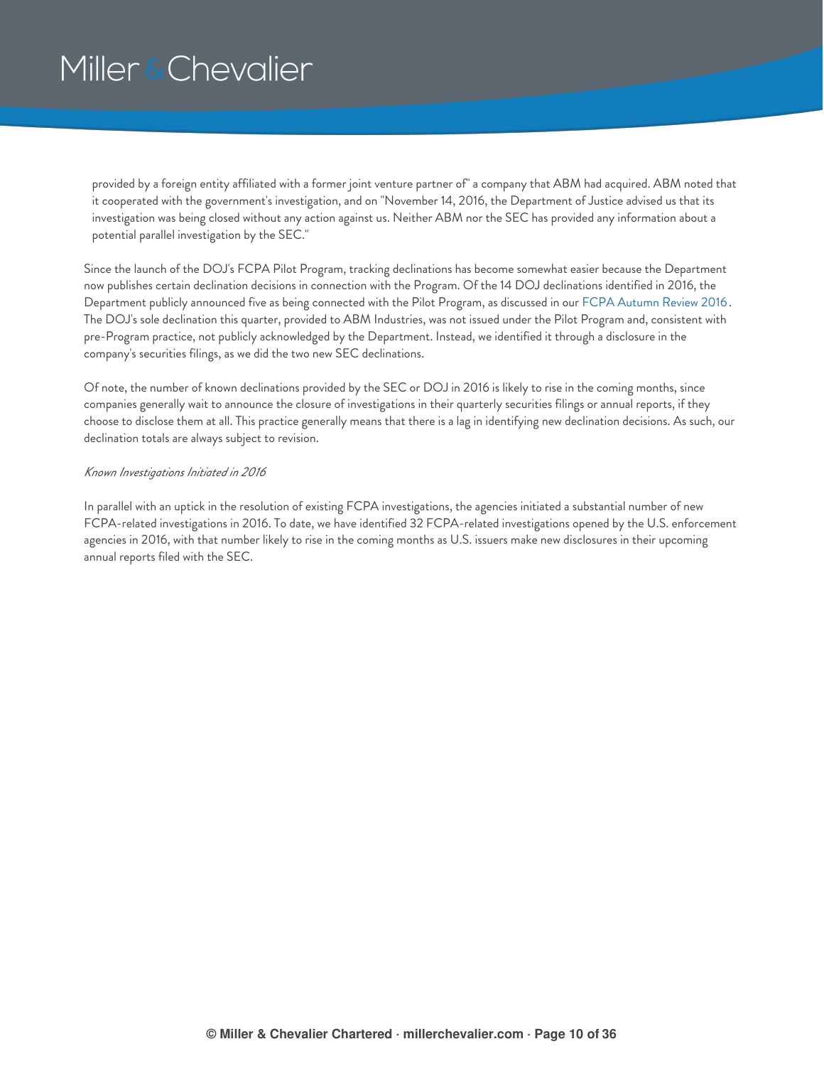provided by a foreign entity affiliated with a former joint venture partner of" a company that ABM had acquired. ABM noted that it cooperated with the government's investigation, and on "November 14, 2016, the Department of Justice advised us that its investigation was being closed without any action against us. Neither ABM nor the SEC has provided any information about a potential parallel investigation by the SEC."

Since the launch of the DOJ's FCPA Pilot Program, tracking declinations has become somewhat easier because the Department now publishes certain declination decisions in connection with the Program. Of the 14 DOJ declinations identified in 2016, the Department publicly announced five as being connected with the Pilot Program, as discussed in our FCPA Autumn Review 2016. The DOJ's sole declination this quarter, provided to ABM Industries, was not issued under the Pilot Program and, consistent with pre-Program practice, not publicly acknowledged by the Department. Instead, we identified it through a disclosure in the company's securities filings, as we did the two new SEC declinations.

Of note, the number of known declinations provided by the SEC or DOJ in 2016 is likely to rise in the coming months, since companies generally wait to announce the closure of investigations in their quarterly securities filings or annual reports, if they choose to disclose them at all. This practice generally means that there is a lag in identifying new declination decisions. As such, our declination totals are always subject to revision.

*Known Investigations Initiated in 2016*

In parallel with an uptick in the resolution of existing FCPA investigations, the agencies initiated a substantial number of new FCPA-related investigations in 2016. To date, we have identified 32 FCPA-related investigations opened by the U.S. enforcement agencies in 2016, with that number likely to rise in the coming months as U.S. issuers make new disclosures in their upcoming annual reports filed with the SEC.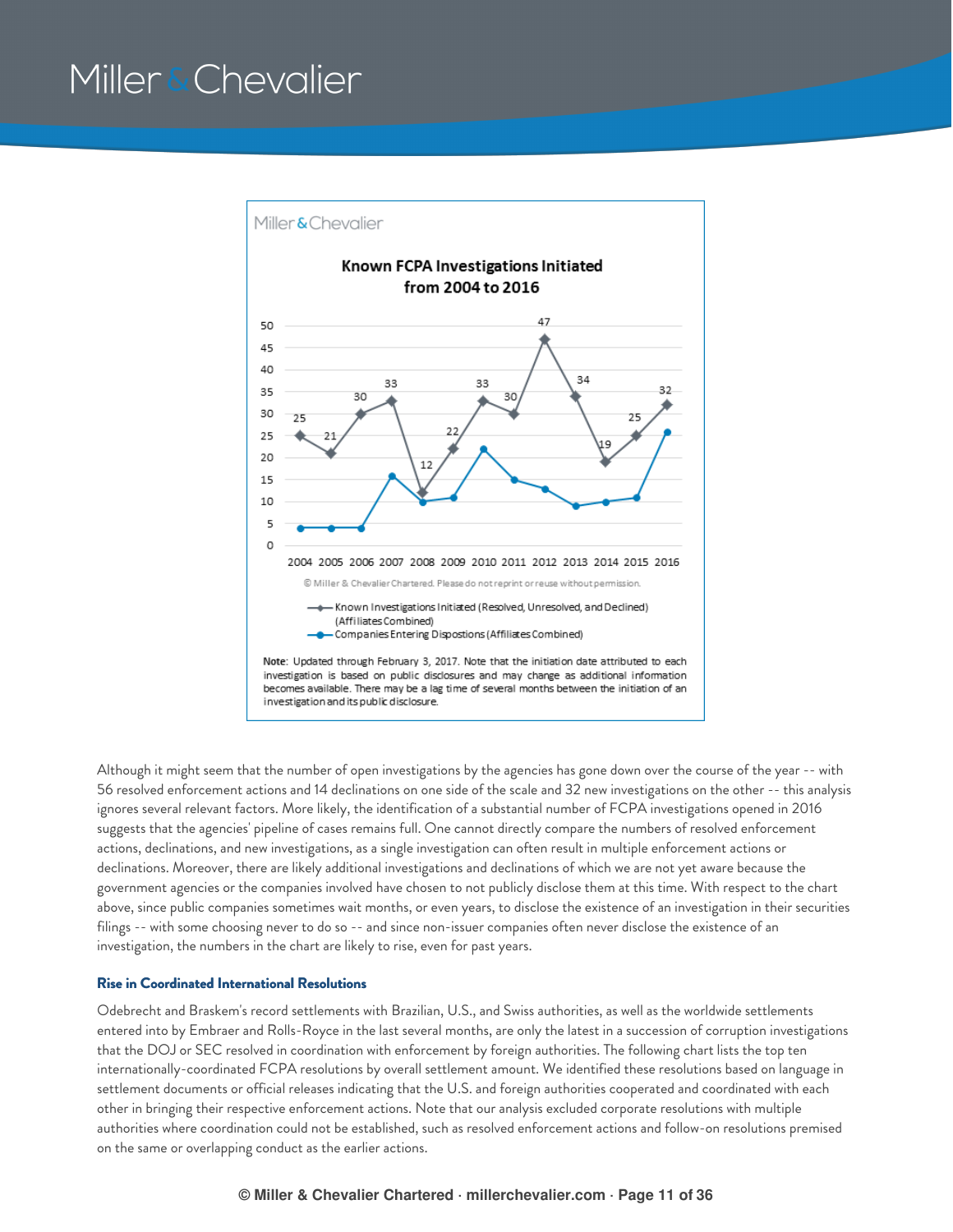Miller & Chevalier

**Known FCPA Investigations Initiated from 2004 to 2016**

| Year | Known Investigations Initiated (Resolved, Unresolved, and Declined) (Affiliates Combined) |
|---|---|
| 2004 | 25 |
| 2005 | 21 |
| 2006 | 30 |
| 2007 | 33 |
| 2008 | 12 |
| 2009 | 22 |
| 2010 | 33 |
| 2011 | 30 |
| 2012 | 47 |
| 2013 | 34 |
| 2014 | 19 |
| 2015 | 25 |
| 2016 | 32 |

© Miller & Chevalier Chartered. Please do not reprint or reuse without permission.

- Known Investigations Initiated (Resolved, Unresolved, and Declined) (Affiliates Combined)
- Companies Entering Dispostions (Affiliates Combined)

**Note**: Updated through February 3, 2017. Note that the initiation date attributed to each investigation is based on public disclosures and may change as additional information becomes available. There may be a lag time of several months between the initiation of an investigation and its public disclosure.

Although it might seem that the number of open investigations by the agencies has gone down over the course of the year -- with 56 resolved enforcement actions and 14 declinations on one side of the scale and 32 new investigations on the other -- this analysis ignores several relevant factors. More likely, the identification of a substantial number of FCPA investigations opened in 2016 suggests that the agencies' pipeline of cases remains full. One cannot directly compare the numbers of resolved enforcement actions, declinations, and new investigations, as a single investigation can often result in multiple enforcement actions or declinations. Moreover, there are likely additional investigations and declinations of which we are not yet aware because the government agencies or the companies involved have chosen to not publicly disclose them at this time. With respect to the chart above, since public companies sometimes wait months, or even years, to disclose the existence of an investigation in their securities filings -- with some choosing never to do so -- and since non-issuer companies often never disclose the existence of an investigation, the numbers in the chart are likely to rise, even for past years.

### Rise in Coordinated International Resolutions

Odebrecht and Braskem's record settlements with Brazilian, U.S., and Swiss authorities, as well as the worldwide settlements entered into by Embraer and Rolls-Royce in the last several months, are only the latest in a succession of corruption investigations that the DOJ or SEC resolved in coordination with enforcement by foreign authorities. The following chart lists the top ten internationally-coordinated FCPA resolutions by overall settlement amount. We identified these resolutions based on language in settlement documents or official releases indicating that the U.S. and foreign authorities cooperated and coordinated with each other in bringing their respective enforcement actions. Note that our analysis excluded corporate resolutions with multiple authorities where coordination could not be established, such as resolved enforcement actions and follow-on resolutions premised on the same or overlapping conduct as the earlier actions.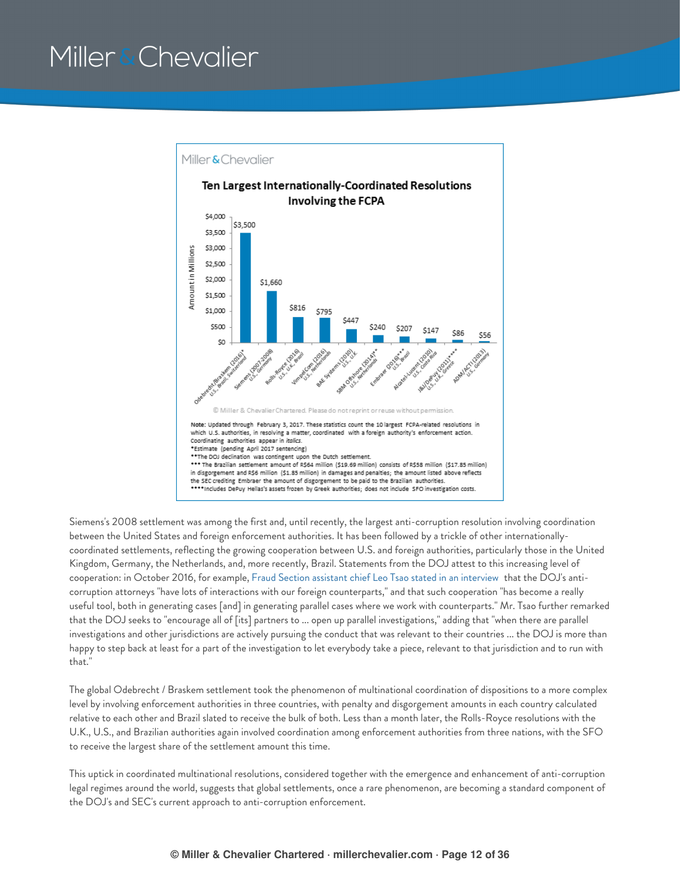Miller & Chevalier

**Ten Largest Internationally-Coordinated Resolutions Involving the FCPA**

| Resolution | Amount in Millions |
| --- | --- |
| Odebrecht/Braskem (2016)* *U.S., Brazil, Switzerland* | $3,500 |
| Siemens (2007-2008) *U.S., Germany* | $1,660 |
| Rolls-Royce (2016) *U.S., U.K., Brazil* | $816 |
| VimpelCom (2016) *U.S., Netherlands* | $795 |
| BAE Systems (2010) *U.S., U.K.* | $447 |
| SBM Offshore (2014)** *U.S., Netherlands* | $240 |
| Embraer (2016)*** *U.S., Brazil* | $207 |
| Alcatel-Lucent (2010) *U.S., Costa Rica* | $147 |
| J&J/DePuy (2011)**** *U.S., U.K., Greece* | $86 |
| ADM/ACTI (2013) *U.S., Germany* | $56 |

© Miller & Chevalier Chartered. Please do not reprint or reuse without permission.

**Note:** Updated through February 3, 2017. These statistics count the 10 largest FCPA-related resolutions in which U.S. authorities, in resolving a matter, coordinated with a foreign authority's enforcement action. Coordinating authorities appear in *italics*.
*Estimate (pending April 2017 sentencing)
**The DOJ declination was contingent upon the Dutch settlement.
*** The Brazilian settlement amount of R$64 million ($19.69 million) consists of R$58 million ($17.85 million) in disgorgement and R$6 million ($1.85 million) in damages and penalties; the amount listed above reflects the SEC crediting Embraer the amount of disgorgement to be paid to the Brazilian authorities.
****Includes DePuy Hellas's assets frozen by Greek authorities; does not include SFO investigation costs.

Siemens's 2008 settlement was among the first and, until recently, the largest anti-corruption resolution involving coordination between the United States and foreign enforcement authorities. It has been followed by a trickle of other internationally-coordinated settlements, reflecting the growing cooperation between U.S. and foreign authorities, particularly those in the United Kingdom, Germany, the Netherlands, and, more recently, Brazil. Statements from the DOJ attest to this increasing level of cooperation: in October 2016, for example, Fraud Section assistant chief Leo Tsao stated in an interview that the DOJ's anti-corruption attorneys "have lots of interactions with our foreign counterparts," and that such cooperation "has become a really useful tool, both in generating cases [and] in generating parallel cases where we work with counterparts." Mr. Tsao further remarked that the DOJ seeks to "encourage all of [its] partners to ... open up parallel investigations," adding that "when there are parallel investigations and other jurisdictions are actively pursuing the conduct that was relevant to their countries ... the DOJ is more than happy to step back at least for a part of the investigation to let everybody take a piece, relevant to that jurisdiction and to run with that."

The global Odebrecht / Braskem settlement took the phenomenon of multinational coordination of dispositions to a more complex level by involving enforcement authorities in three countries, with penalty and disgorgement amounts in each country calculated relative to each other and Brazil slated to receive the bulk of both. Less than a month later, the Rolls-Royce resolutions with the U.K., U.S., and Brazilian authorities again involved coordination among enforcement authorities from three nations, with the SFO to receive the largest share of the settlement amount this time.

This uptick in coordinated multinational resolutions, considered together with the emergence and enhancement of anti-corruption legal regimes around the world, suggests that global settlements, once a rare phenomenon, are becoming a standard component of the DOJ's and SEC's current approach to anti-corruption enforcement.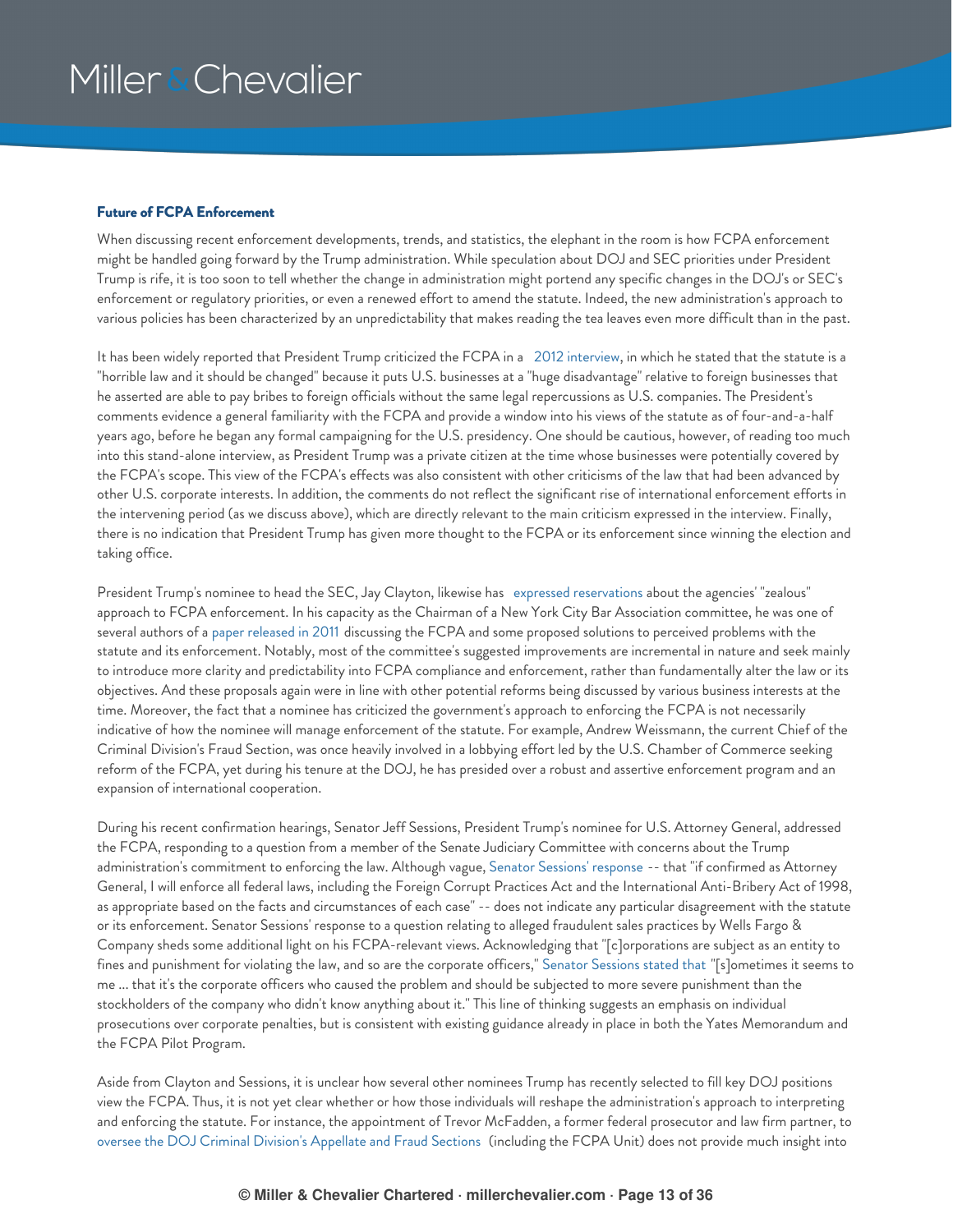#### Future of FCPA Enforcement

When discussing recent enforcement developments, trends, and statistics, the elephant in the room is how FCPA enforcement might be handled going forward by the Trump administration. While speculation about DOJ and SEC priorities under President Trump is rife, it is too soon to tell whether the change in administration might portend any specific changes in the DOJ's or SEC's enforcement or regulatory priorities, or even a renewed effort to amend the statute. Indeed, the new administration's approach to various policies has been characterized by an unpredictability that makes reading the tea leaves even more difficult than in the past.

It has been widely reported that President Trump criticized the FCPA in a 2012 interview, in which he stated that the statute is a "horrible law and it should be changed" because it puts U.S. businesses at a "huge disadvantage" relative to foreign businesses that he asserted are able to pay bribes to foreign officials without the same legal repercussions as U.S. companies. The President's comments evidence a general familiarity with the FCPA and provide a window into his views of the statute as of four-and-a-half years ago, before he began any formal campaigning for the U.S. presidency. One should be cautious, however, of reading too much into this stand-alone interview, as President Trump was a private citizen at the time whose businesses were potentially covered by the FCPA's scope. This view of the FCPA's effects was also consistent with other criticisms of the law that had been advanced by other U.S. corporate interests. In addition, the comments do not reflect the significant rise of international enforcement efforts in the intervening period (as we discuss above), which are directly relevant to the main criticism expressed in the interview. Finally, there is no indication that President Trump has given more thought to the FCPA or its enforcement since winning the election and taking office.

President Trump's nominee to head the SEC, Jay Clayton, likewise has expressed reservations about the agencies' "zealous" approach to FCPA enforcement. In his capacity as the Chairman of a New York City Bar Association committee, he was one of several authors of a paper released in 2011 discussing the FCPA and some proposed solutions to perceived problems with the statute and its enforcement. Notably, most of the committee's suggested improvements are incremental in nature and seek mainly to introduce more clarity and predictability into FCPA compliance and enforcement, rather than fundamentally alter the law or its objectives. And these proposals again were in line with other potential reforms being discussed by various business interests at the time. Moreover, the fact that a nominee has criticized the government's approach to enforcing the FCPA is not necessarily indicative of how the nominee will manage enforcement of the statute. For example, Andrew Weissmann, the current Chief of the Criminal Division's Fraud Section, was once heavily involved in a lobbying effort led by the U.S. Chamber of Commerce seeking reform of the FCPA, yet during his tenure at the DOJ, he has presided over a robust and assertive enforcement program and an expansion of international cooperation.

During his recent confirmation hearings, Senator Jeff Sessions, President Trump's nominee for U.S. Attorney General, addressed the FCPA, responding to a question from a member of the Senate Judiciary Committee with concerns about the Trump administration's commitment to enforcing the law. Although vague, Senator Sessions' response -- that "if confirmed as Attorney General, I will enforce all federal laws, including the Foreign Corrupt Practices Act and the International Anti-Bribery Act of 1998, as appropriate based on the facts and circumstances of each case" -- does not indicate any particular disagreement with the statute or its enforcement. Senator Sessions' response to a question relating to alleged fraudulent sales practices by Wells Fargo & Company sheds some additional light on his FCPA-relevant views. Acknowledging that "[c]orporations are subject as an entity to fines and punishment for violating the law, and so are the corporate officers," Senator Sessions stated that "[s]ometimes it seems to me ... that it's the corporate officers who caused the problem and should be subjected to more severe punishment than the stockholders of the company who didn't know anything about it." This line of thinking suggests an emphasis on individual prosecutions over corporate penalties, but is consistent with existing guidance already in place in both the Yates Memorandum and the FCPA Pilot Program.

Aside from Clayton and Sessions, it is unclear how several other nominees Trump has recently selected to fill key DOJ positions view the FCPA. Thus, it is not yet clear whether or how those individuals will reshape the administration's approach to interpreting and enforcing the statute. For instance, the appointment of Trevor McFadden, a former federal prosecutor and law firm partner, to oversee the DOJ Criminal Division's Appellate and Fraud Sections (including the FCPA Unit) does not provide much insight into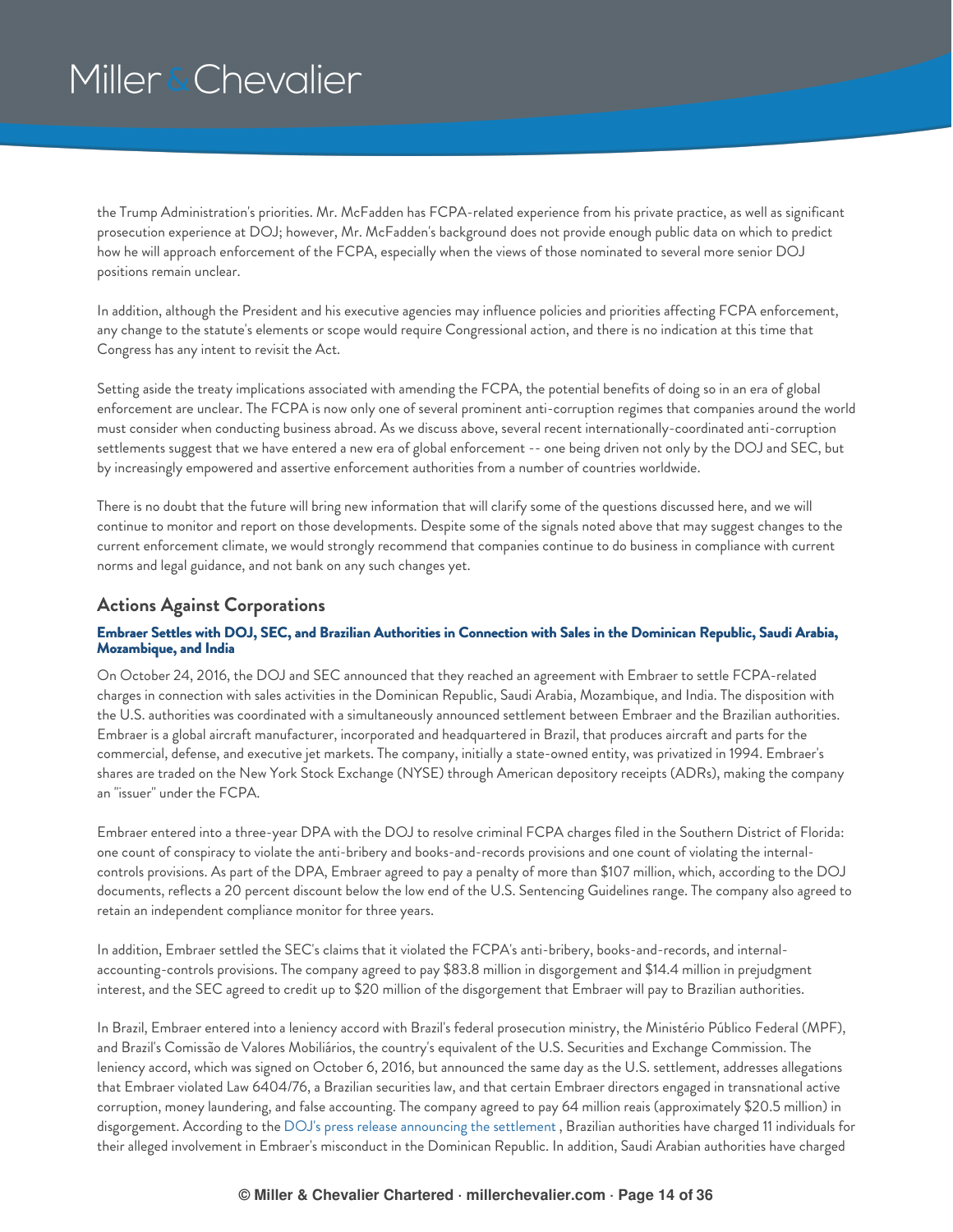the Trump Administration's priorities. Mr. McFadden has FCPA-related experience from his private practice, as well as significant prosecution experience at DOJ; however, Mr. McFadden's background does not provide enough public data on which to predict how he will approach enforcement of the FCPA, especially when the views of those nominated to several more senior DOJ positions remain unclear.

In addition, although the President and his executive agencies may influence policies and priorities affecting FCPA enforcement, any change to the statute's elements or scope would require Congressional action, and there is no indication at this time that Congress has any intent to revisit the Act.

Setting aside the treaty implications associated with amending the FCPA, the potential benefits of doing so in an era of global enforcement are unclear. The FCPA is now only one of several prominent anti-corruption regimes that companies around the world must consider when conducting business abroad. As we discuss above, several recent internationally-coordinated anti-corruption settlements suggest that we have entered a new era of global enforcement -- one being driven not only by the DOJ and SEC, but by increasingly empowered and assertive enforcement authorities from a number of countries worldwide.

There is no doubt that the future will bring new information that will clarify some of the questions discussed here, and we will continue to monitor and report on those developments. Despite some of the signals noted above that may suggest changes to the current enforcement climate, we would strongly recommend that companies continue to do business in compliance with current norms and legal guidance, and not bank on any such changes yet.

## Actions Against Corporations

#### Embraer Settles with DOJ, SEC, and Brazilian Authorities in Connection with Sales in the Dominican Republic, Saudi Arabia, Mozambique, and India

On October 24, 2016, the DOJ and SEC announced that they reached an agreement with Embraer to settle FCPA-related charges in connection with sales activities in the Dominican Republic, Saudi Arabia, Mozambique, and India. The disposition with the U.S. authorities was coordinated with a simultaneously announced settlement between Embraer and the Brazilian authorities. Embraer is a global aircraft manufacturer, incorporated and headquartered in Brazil, that produces aircraft and parts for the commercial, defense, and executive jet markets. The company, initially a state-owned entity, was privatized in 1994. Embraer's shares are traded on the New York Stock Exchange (NYSE) through American depository receipts (ADRs), making the company an "issuer" under the FCPA.

Embraer entered into a three-year DPA with the DOJ to resolve criminal FCPA charges filed in the Southern District of Florida: one count of conspiracy to violate the anti-bribery and books-and-records provisions and one count of violating the internal-controls provisions. As part of the DPA, Embraer agreed to pay a penalty of more than $107 million, which, according to the DOJ documents, reflects a 20 percent discount below the low end of the U.S. Sentencing Guidelines range. The company also agreed to retain an independent compliance monitor for three years.

In addition, Embraer settled the SEC's claims that it violated the FCPA's anti-bribery, books-and-records, and internal-accounting-controls provisions. The company agreed to pay $83.8 million in disgorgement and $14.4 million in prejudgment interest, and the SEC agreed to credit up to $20 million of the disgorgement that Embraer will pay to Brazilian authorities.

In Brazil, Embraer entered into a leniency accord with Brazil's federal prosecution ministry, the Ministério Público Federal (MPF), and Brazil's Comissão de Valores Mobiliários, the country's equivalent of the U.S. Securities and Exchange Commission. The leniency accord, which was signed on October 6, 2016, but announced the same day as the U.S. settlement, addresses allegations that Embraer violated Law 6404/76, a Brazilian securities law, and that certain Embraer directors engaged in transnational active corruption, money laundering, and false accounting. The company agreed to pay 64 million reais (approximately $20.5 million) in disgorgement. According to the DOJ's press release announcing the settlement , Brazilian authorities have charged 11 individuals for their alleged involvement in Embraer's misconduct in the Dominican Republic. In addition, Saudi Arabian authorities have charged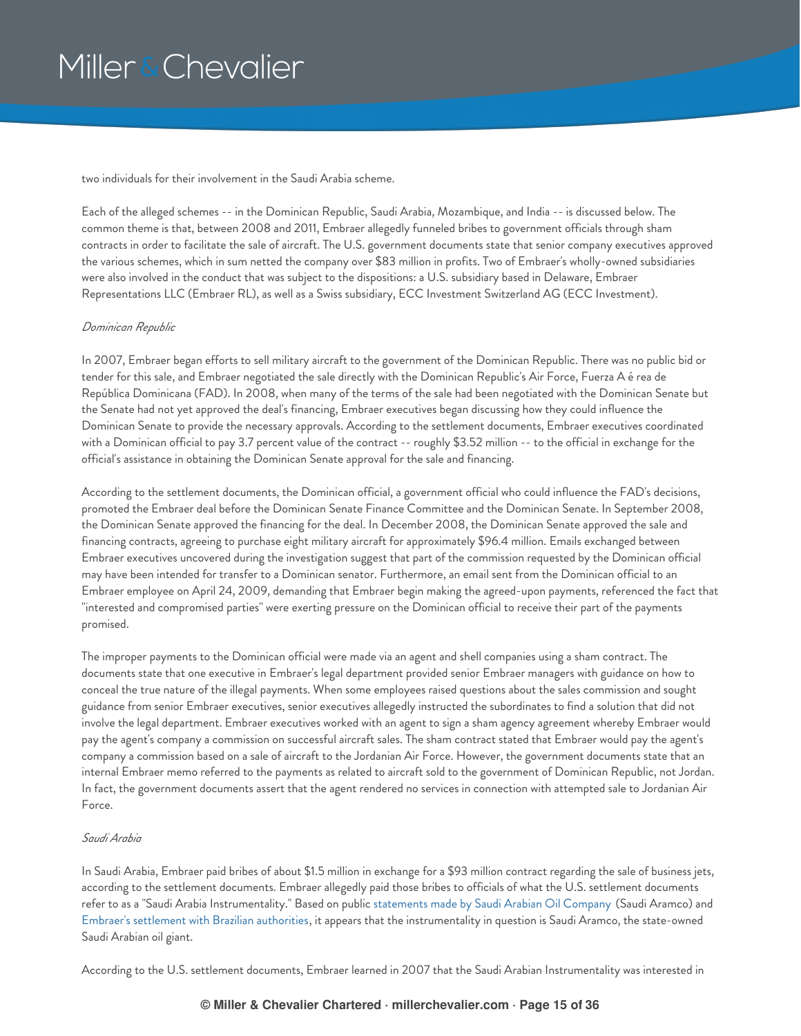two individuals for their involvement in the Saudi Arabia scheme.

Each of the alleged schemes -- in the Dominican Republic, Saudi Arabia, Mozambique, and India -- is discussed below. The common theme is that, between 2008 and 2011, Embraer allegedly funneled bribes to government officials through sham contracts in order to facilitate the sale of aircraft. The U.S. government documents state that senior company executives approved the various schemes, which in sum netted the company over $83 million in profits. Two of Embraer's wholly-owned subsidiaries were also involved in the conduct that was subject to the dispositions: a U.S. subsidiary based in Delaware, Embraer Representations LLC (Embraer RL), as well as a Swiss subsidiary, ECC Investment Switzerland AG (ECC Investment).

*Dominican Republic*

In 2007, Embraer began efforts to sell military aircraft to the government of the Dominican Republic. There was no public bid or tender for this sale, and Embraer negotiated the sale directly with the Dominican Republic's Air Force, Fuerza A é rea de República Dominicana (FAD). In 2008, when many of the terms of the sale had been negotiated with the Dominican Senate but the Senate had not yet approved the deal's financing, Embraer executives began discussing how they could influence the Dominican Senate to provide the necessary approvals. According to the settlement documents, Embraer executives coordinated with a Dominican official to pay 3.7 percent value of the contract -- roughly $3.52 million -- to the official in exchange for the official's assistance in obtaining the Dominican Senate approval for the sale and financing.

According to the settlement documents, the Dominican official, a government official who could influence the FAD's decisions, promoted the Embraer deal before the Dominican Senate Finance Committee and the Dominican Senate. In September 2008, the Dominican Senate approved the financing for the deal. In December 2008, the Dominican Senate approved the sale and financing contracts, agreeing to purchase eight military aircraft for approximately $96.4 million. Emails exchanged between Embraer executives uncovered during the investigation suggest that part of the commission requested by the Dominican official may have been intended for transfer to a Dominican senator. Furthermore, an email sent from the Dominican official to an Embraer employee on April 24, 2009, demanding that Embraer begin making the agreed-upon payments, referenced the fact that "interested and compromised parties" were exerting pressure on the Dominican official to receive their part of the payments promised.

The improper payments to the Dominican official were made via an agent and shell companies using a sham contract. The documents state that one executive in Embraer's legal department provided senior Embraer managers with guidance on how to conceal the true nature of the illegal payments. When some employees raised questions about the sales commission and sought guidance from senior Embraer executives, senior executives allegedly instructed the subordinates to find a solution that did not involve the legal department. Embraer executives worked with an agent to sign a sham agency agreement whereby Embraer would pay the agent's company a commission on successful aircraft sales. The sham contract stated that Embraer would pay the agent's company a commission based on a sale of aircraft to the Jordanian Air Force. However, the government documents state that an internal Embraer memo referred to the payments as related to aircraft sold to the government of Dominican Republic, not Jordan. In fact, the government documents assert that the agent rendered no services in connection with attempted sale to Jordanian Air Force.

*Saudi Arabia*

In Saudi Arabia, Embraer paid bribes of about $1.5 million in exchange for a $93 million contract regarding the sale of business jets, according to the settlement documents. Embraer allegedly paid those bribes to officials of what the U.S. settlement documents refer to as a "Saudi Arabia Instrumentality." Based on public statements made by Saudi Arabian Oil Company (Saudi Aramco) and Embraer's settlement with Brazilian authorities, it appears that the instrumentality in question is Saudi Aramco, the state-owned Saudi Arabian oil giant.

According to the U.S. settlement documents, Embraer learned in 2007 that the Saudi Arabian Instrumentality was interested in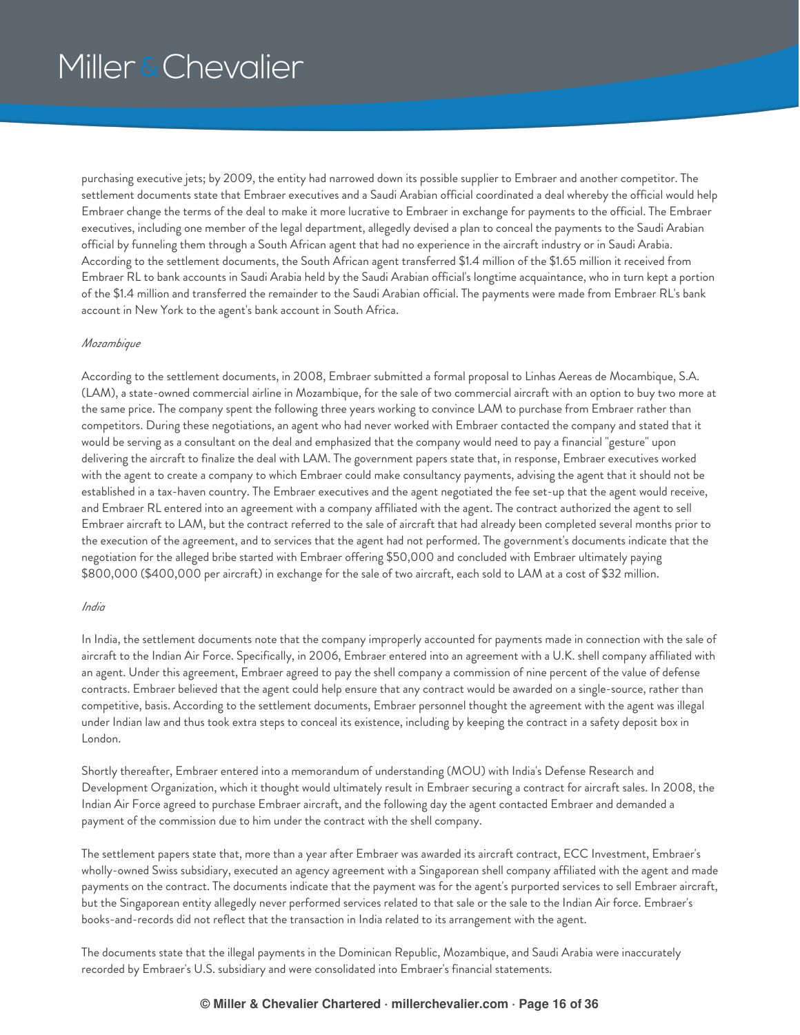purchasing executive jets; by 2009, the entity had narrowed down its possible supplier to Embraer and another competitor. The settlement documents state that Embraer executives and a Saudi Arabian official coordinated a deal whereby the official would help Embraer change the terms of the deal to make it more lucrative to Embraer in exchange for payments to the official. The Embraer executives, including one member of the legal department, allegedly devised a plan to conceal the payments to the Saudi Arabian official by funneling them through a South African agent that had no experience in the aircraft industry or in Saudi Arabia. According to the settlement documents, the South African agent transferred $1.4 million of the $1.65 million it received from Embraer RL to bank accounts in Saudi Arabia held by the Saudi Arabian official's longtime acquaintance, who in turn kept a portion of the $1.4 million and transferred the remainder to the Saudi Arabian official. The payments were made from Embraer RL's bank account in New York to the agent's bank account in South Africa.

*Mozambique*

According to the settlement documents, in 2008, Embraer submitted a formal proposal to Linhas Aereas de Mocambique, S.A. (LAM), a state-owned commercial airline in Mozambique, for the sale of two commercial aircraft with an option to buy two more at the same price. The company spent the following three years working to convince LAM to purchase from Embraer rather than competitors. During these negotiations, an agent who had never worked with Embraer contacted the company and stated that it would be serving as a consultant on the deal and emphasized that the company would need to pay a financial "gesture" upon delivering the aircraft to finalize the deal with LAM. The government papers state that, in response, Embraer executives worked with the agent to create a company to which Embraer could make consultancy payments, advising the agent that it should not be established in a tax-haven country. The Embraer executives and the agent negotiated the fee set-up that the agent would receive, and Embraer RL entered into an agreement with a company affiliated with the agent. The contract authorized the agent to sell Embraer aircraft to LAM, but the contract referred to the sale of aircraft that had already been completed several months prior to the execution of the agreement, and to services that the agent had not performed. The government's documents indicate that the negotiation for the alleged bribe started with Embraer offering $50,000 and concluded with Embraer ultimately paying $800,000 ($400,000 per aircraft) in exchange for the sale of two aircraft, each sold to LAM at a cost of $32 million.

*India*

In India, the settlement documents note that the company improperly accounted for payments made in connection with the sale of aircraft to the Indian Air Force. Specifically, in 2006, Embraer entered into an agreement with a U.K. shell company affiliated with an agent. Under this agreement, Embraer agreed to pay the shell company a commission of nine percent of the value of defense contracts. Embraer believed that the agent could help ensure that any contract would be awarded on a single-source, rather than competitive, basis. According to the settlement documents, Embraer personnel thought the agreement with the agent was illegal under Indian law and thus took extra steps to conceal its existence, including by keeping the contract in a safety deposit box in London.

Shortly thereafter, Embraer entered into a memorandum of understanding (MOU) with India's Defense Research and Development Organization, which it thought would ultimately result in Embraer securing a contract for aircraft sales. In 2008, the Indian Air Force agreed to purchase Embraer aircraft, and the following day the agent contacted Embraer and demanded a payment of the commission due to him under the contract with the shell company.

The settlement papers state that, more than a year after Embraer was awarded its aircraft contract, ECC Investment, Embraer's wholly-owned Swiss subsidiary, executed an agency agreement with a Singaporean shell company affiliated with the agent and made payments on the contract. The documents indicate that the payment was for the agent's purported services to sell Embraer aircraft, but the Singaporean entity allegedly never performed services related to that sale or the sale to the Indian Air force. Embraer's books-and-records did not reflect that the transaction in India related to its arrangement with the agent.

The documents state that the illegal payments in the Dominican Republic, Mozambique, and Saudi Arabia were inaccurately recorded by Embraer's U.S. subsidiary and were consolidated into Embraer's financial statements.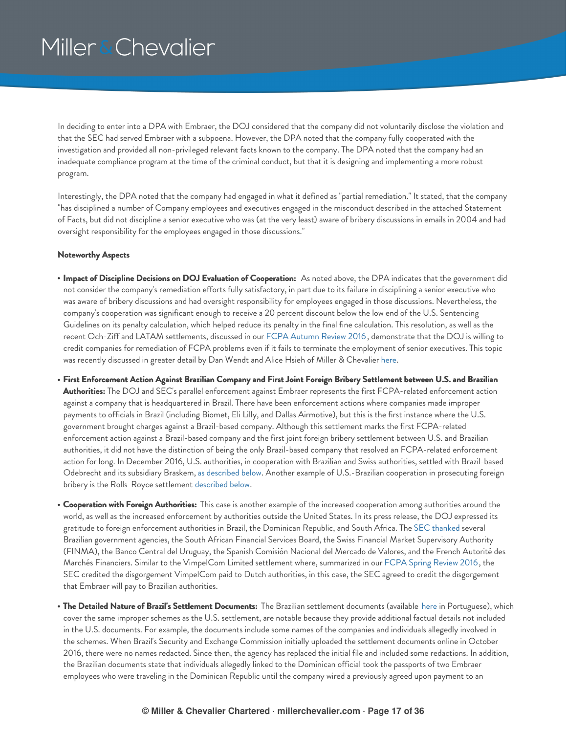In deciding to enter into a DPA with Embraer, the DOJ considered that the company did not voluntarily disclose the violation and that the SEC had served Embraer with a subpoena. However, the DPA noted that the company fully cooperated with the investigation and provided all non-privileged relevant facts known to the company. The DPA noted that the company had an inadequate compliance program at the time of the criminal conduct, but that it is designing and implementing a more robust program.

Interestingly, the DPA noted that the company had engaged in what it defined as "partial remediation." It stated, that the company "has disciplined a number of Company employees and executives engaged in the misconduct described in the attached Statement of Facts, but did not discipline a senior executive who was (at the very least) aware of bribery discussions in emails in 2004 and had oversight responsibility for the employees engaged in those discussions."

**Noteworthy Aspects**

- **Impact of Discipline Decisions on DOJ Evaluation of Cooperation:** As noted above, the DPA indicates that the government did not consider the company's remediation efforts fully satisfactory, in part due to its failure in disciplining a senior executive who was aware of bribery discussions and had oversight responsibility for employees engaged in those discussions. Nevertheless, the company's cooperation was significant enough to receive a 20 percent discount below the low end of the U.S. Sentencing Guidelines on its penalty calculation, which helped reduce its penalty in the final fine calculation. This resolution, as well as the recent Och-Ziff and LATAM settlements, discussed in our FCPA Autumn Review 2016, demonstrate that the DOJ is willing to credit companies for remediation of FCPA problems even if it fails to terminate the employment of senior executives. This topic was recently discussed in greater detail by Dan Wendt and Alice Hsieh of Miller & Chevalier here.
- **First Enforcement Action Against Brazilian Company and First Joint Foreign Bribery Settlement between U.S. and Brazilian Authorities:** The DOJ and SEC's parallel enforcement against Embraer represents the first FCPA-related enforcement action against a company that is headquartered in Brazil. There have been enforcement actions where companies made improper payments to officials in Brazil (including Biomet, Eli Lilly, and Dallas Airmotive), but this is the first instance where the U.S. government brought charges against a Brazil-based company. Although this settlement marks the first FCPA-related enforcement action against a Brazil-based company and the first joint foreign bribery settlement between U.S. and Brazilian authorities, it did not have the distinction of being the only Brazil-based company that resolved an FCPA-related enforcement action for long. In December 2016, U.S. authorities, in cooperation with Brazilian and Swiss authorities, settled with Brazil-based Odebrecht and its subsidiary Braskem, as described below. Another example of U.S.-Brazilian cooperation in prosecuting foreign bribery is the Rolls-Royce settlement described below.
- **Cooperation with Foreign Authorities:** This case is another example of the increased cooperation among authorities around the world, as well as the increased enforcement by authorities outside the United States. In its press release, the DOJ expressed its gratitude to foreign enforcement authorities in Brazil, the Dominican Republic, and South Africa. The SEC thanked several Brazilian government agencies, the South African Financial Services Board, the Swiss Financial Market Supervisory Authority (FINMA), the Banco Central del Uruguay, the Spanish Comisión Nacional del Mercado de Valores, and the French Autorité des Marchés Financiers. Similar to the VimpelCom Limited settlement where, summarized in our FCPA Spring Review 2016, the SEC credited the disgorgement VimpelCom paid to Dutch authorities, in this case, the SEC agreed to credit the disgorgement that Embraer will pay to Brazilian authorities.
- **The Detailed Nature of Brazil's Settlement Documents:** The Brazilian settlement documents (available here in Portuguese), which cover the same improper schemes as the U.S. settlement, are notable because they provide additional factual details not included in the U.S. documents. For example, the documents include some names of the companies and individuals allegedly involved in the schemes. When Brazil's Security and Exchange Commission initially uploaded the settlement documents online in October 2016, there were no names redacted. Since then, the agency has replaced the initial file and included some redactions. In addition, the Brazilian documents state that individuals allegedly linked to the Dominican official took the passports of two Embraer employees who were traveling in the Dominican Republic until the company wired a previously agreed upon payment to an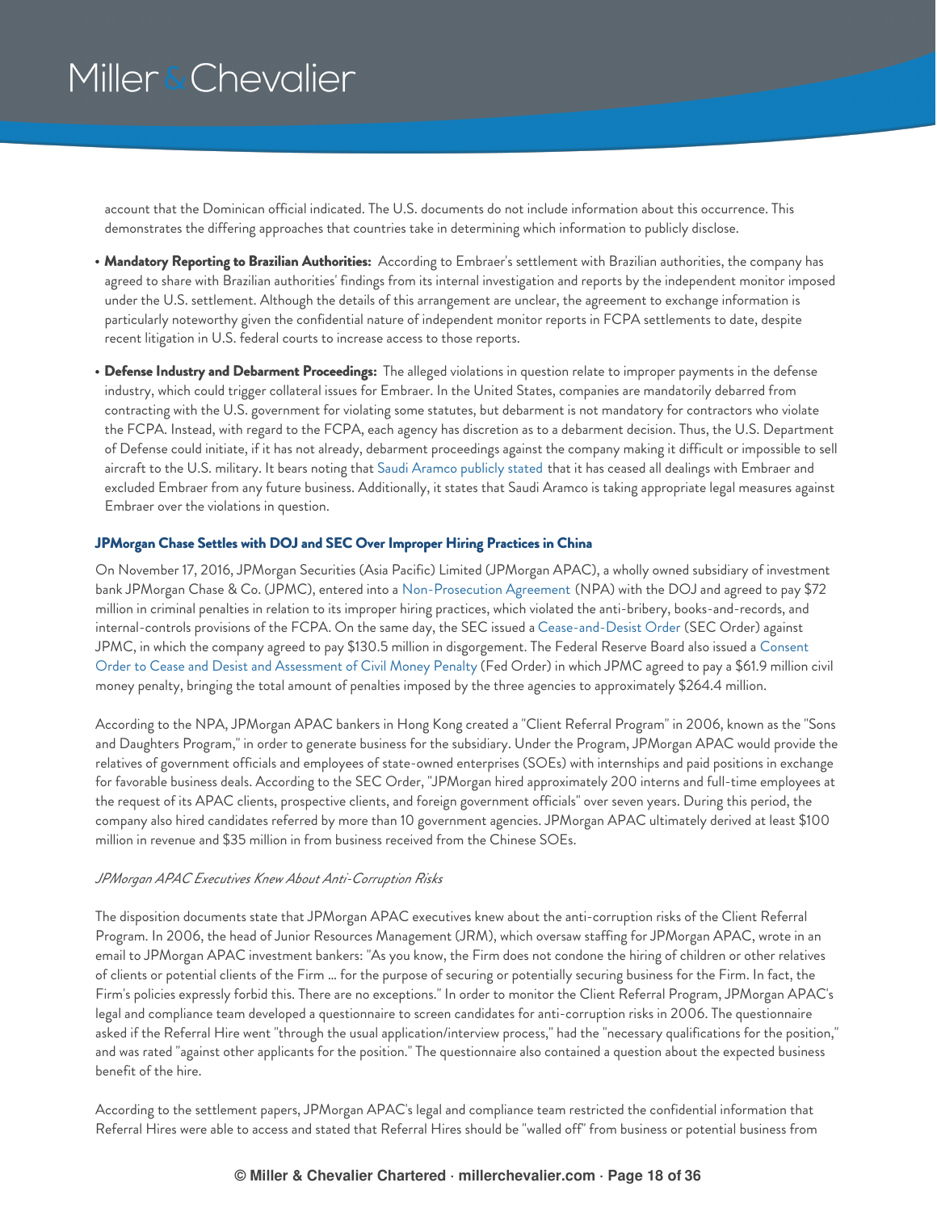account that the Dominican official indicated. The U.S. documents do not include information about this occurrence. This demonstrates the differing approaches that countries take in determining which information to publicly disclose.

- **Mandatory Reporting to Brazilian Authorities:** According to Embraer's settlement with Brazilian authorities, the company has agreed to share with Brazilian authorities' findings from its internal investigation and reports by the independent monitor imposed under the U.S. settlement. Although the details of this arrangement are unclear, the agreement to exchange information is particularly noteworthy given the confidential nature of independent monitor reports in FCPA settlements to date, despite recent litigation in U.S. federal courts to increase access to those reports.
- **Defense Industry and Debarment Proceedings:** The alleged violations in question relate to improper payments in the defense industry, which could trigger collateral issues for Embraer. In the United States, companies are mandatorily debarred from contracting with the U.S. government for violating some statutes, but debarment is not mandatory for contractors who violate the FCPA. Instead, with regard to the FCPA, each agency has discretion as to a debarment decision. Thus, the U.S. Department of Defense could initiate, if it has not already, debarment proceedings against the company making it difficult or impossible to sell aircraft to the U.S. military. It bears noting that Saudi Aramco publicly stated that it has ceased all dealings with Embraer and excluded Embraer from any future business. Additionally, it states that Saudi Aramco is taking appropriate legal measures against Embraer over the violations in question.

### JPMorgan Chase Settles with DOJ and SEC Over Improper Hiring Practices in China

On November 17, 2016, JPMorgan Securities (Asia Pacific) Limited (JPMorgan APAC), a wholly owned subsidiary of investment bank JPMorgan Chase & Co. (JPMC), entered into a Non-Prosecution Agreement (NPA) with the DOJ and agreed to pay $72 million in criminal penalties in relation to its improper hiring practices, which violated the anti-bribery, books-and-records, and internal-controls provisions of the FCPA. On the same day, the SEC issued a Cease-and-Desist Order (SEC Order) against JPMC, in which the company agreed to pay $130.5 million in disgorgement. The Federal Reserve Board also issued a Consent Order to Cease and Desist and Assessment of Civil Money Penalty (Fed Order) in which JPMC agreed to pay a $61.9 million civil money penalty, bringing the total amount of penalties imposed by the three agencies to approximately $264.4 million.

According to the NPA, JPMorgan APAC bankers in Hong Kong created a "Client Referral Program" in 2006, known as the "Sons and Daughters Program," in order to generate business for the subsidiary. Under the Program, JPMorgan APAC would provide the relatives of government officials and employees of state-owned enterprises (SOEs) with internships and paid positions in exchange for favorable business deals. According to the SEC Order, "JPMorgan hired approximately 200 interns and full-time employees at the request of its APAC clients, prospective clients, and foreign government officials" over seven years. During this period, the company also hired candidates referred by more than 10 government agencies. JPMorgan APAC ultimately derived at least $100 million in revenue and $35 million in from business received from the Chinese SOEs.

*JPMorgan APAC Executives Knew About Anti-Corruption Risks*

The disposition documents state that JPMorgan APAC executives knew about the anti-corruption risks of the Client Referral Program. In 2006, the head of Junior Resources Management (JRM), which oversaw staffing for JPMorgan APAC, wrote in an email to JPMorgan APAC investment bankers: "As you know, the Firm does not condone the hiring of children or other relatives of clients or potential clients of the Firm ... for the purpose of securing or potentially securing business for the Firm. In fact, the Firm's policies expressly forbid this. There are no exceptions." In order to monitor the Client Referral Program, JPMorgan APAC's legal and compliance team developed a questionnaire to screen candidates for anti-corruption risks in 2006. The questionnaire asked if the Referral Hire went "through the usual application/interview process," had the "necessary qualifications for the position," and was rated "against other applicants for the position." The questionnaire also contained a question about the expected business benefit of the hire.

According to the settlement papers, JPMorgan APAC's legal and compliance team restricted the confidential information that Referral Hires were able to access and stated that Referral Hires should be "walled off" from business or potential business from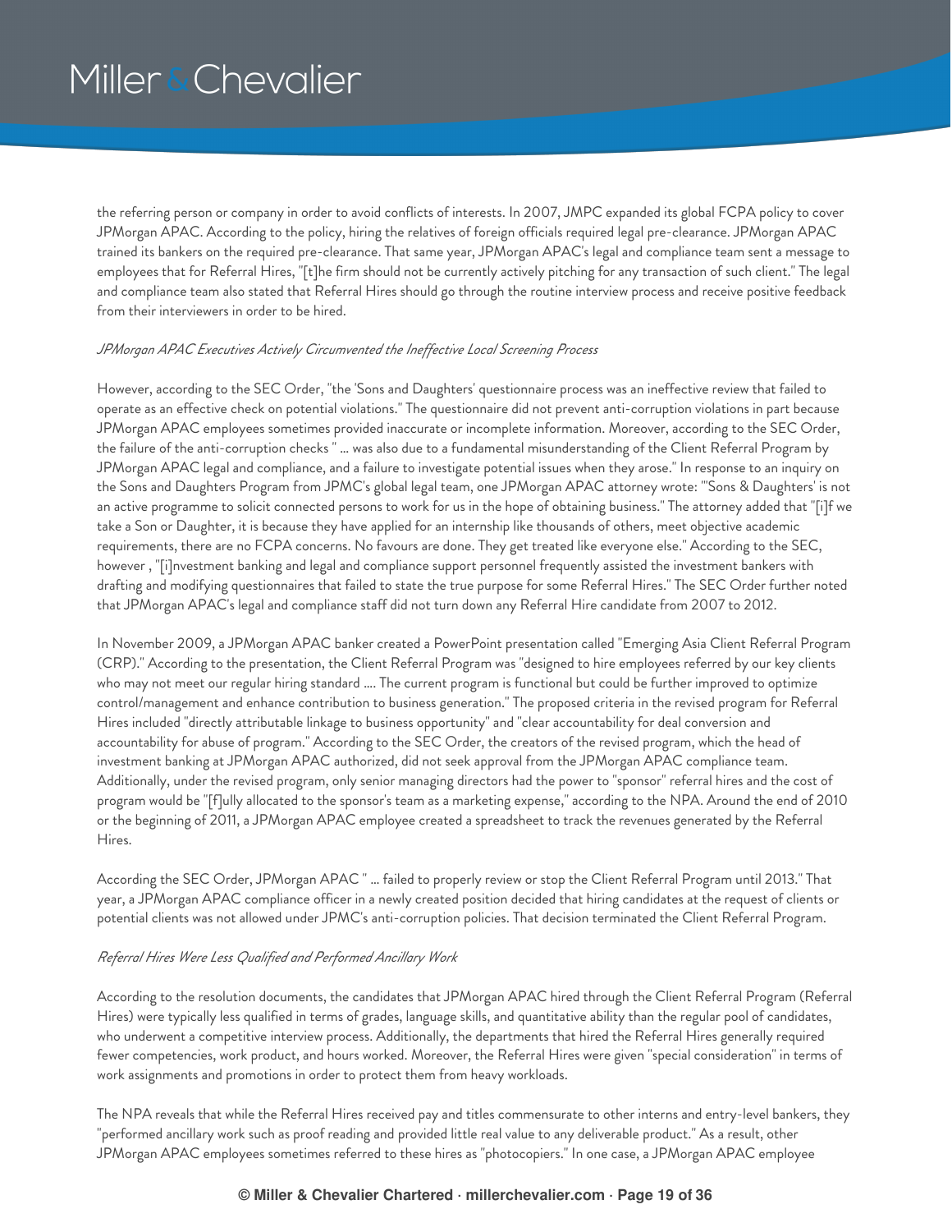the referring person or company in order to avoid conflicts of interests. In 2007, JMPC expanded its global FCPA policy to cover JPMorgan APAC. According to the policy, hiring the relatives of foreign officials required legal pre-clearance. JPMorgan APAC trained its bankers on the required pre-clearance. That same year, JPMorgan APAC's legal and compliance team sent a message to employees that for Referral Hires, "[t]he firm should not be currently actively pitching for any transaction of such client." The legal and compliance team also stated that Referral Hires should go through the routine interview process and receive positive feedback from their interviewers in order to be hired.

*JPMorgan APAC Executives Actively Circumvented the Ineffective Local Screening Process*

However, according to the SEC Order, "the 'Sons and Daughters' questionnaire process was an ineffective review that failed to operate as an effective check on potential violations." The questionnaire did not prevent anti-corruption violations in part because JPMorgan APAC employees sometimes provided inaccurate or incomplete information. Moreover, according to the SEC Order, the failure of the anti-corruption checks " ... was also due to a fundamental misunderstanding of the Client Referral Program by JPMorgan APAC legal and compliance, and a failure to investigate potential issues when they arose." In response to an inquiry on the Sons and Daughters Program from JPMC's global legal team, one JPMorgan APAC attorney wrote: "'Sons & Daughters' is not an active programme to solicit connected persons to work for us in the hope of obtaining business." The attorney added that "[i]f we take a Son or Daughter, it is because they have applied for an internship like thousands of others, meet objective academic requirements, there are no FCPA concerns. No favours are done. They get treated like everyone else." According to the SEC, however , "[i]nvestment banking and legal and compliance support personnel frequently assisted the investment bankers with drafting and modifying questionnaires that failed to state the true purpose for some Referral Hires." The SEC Order further noted that JPMorgan APAC's legal and compliance staff did not turn down any Referral Hire candidate from 2007 to 2012.

In November 2009, a JPMorgan APAC banker created a PowerPoint presentation called "Emerging Asia Client Referral Program (CRP)." According to the presentation, the Client Referral Program was "designed to hire employees referred by our key clients who may not meet our regular hiring standard .... The current program is functional but could be further improved to optimize control/management and enhance contribution to business generation." The proposed criteria in the revised program for Referral Hires included "directly attributable linkage to business opportunity" and "clear accountability for deal conversion and accountability for abuse of program." According to the SEC Order, the creators of the revised program, which the head of investment banking at JPMorgan APAC authorized, did not seek approval from the JPMorgan APAC compliance team. Additionally, under the revised program, only senior managing directors had the power to "sponsor" referral hires and the cost of program would be "[f]ully allocated to the sponsor's team as a marketing expense," according to the NPA. Around the end of 2010 or the beginning of 2011, a JPMorgan APAC employee created a spreadsheet to track the revenues generated by the Referral Hires.

According the SEC Order, JPMorgan APAC " ... failed to properly review or stop the Client Referral Program until 2013." That year, a JPMorgan APAC compliance officer in a newly created position decided that hiring candidates at the request of clients or potential clients was not allowed under JPMC's anti-corruption policies. That decision terminated the Client Referral Program.

*Referral Hires Were Less Qualified and Performed Ancillary Work*

According to the resolution documents, the candidates that JPMorgan APAC hired through the Client Referral Program (Referral Hires) were typically less qualified in terms of grades, language skills, and quantitative ability than the regular pool of candidates, who underwent a competitive interview process. Additionally, the departments that hired the Referral Hires generally required fewer competencies, work product, and hours worked. Moreover, the Referral Hires were given "special consideration" in terms of work assignments and promotions in order to protect them from heavy workloads.

The NPA reveals that while the Referral Hires received pay and titles commensurate to other interns and entry-level bankers, they "performed ancillary work such as proof reading and provided little real value to any deliverable product." As a result, other JPMorgan APAC employees sometimes referred to these hires as "photocopiers." In one case, a JPMorgan APAC employee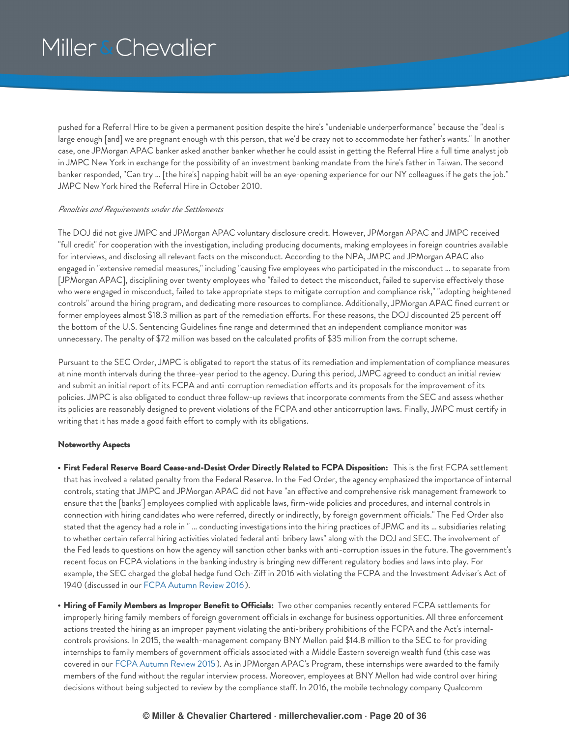pushed for a Referral Hire to be given a permanent position despite the hire's "undeniable underperformance" because the "deal is large enough [and] we are pregnant enough with this person, that we'd be crazy not to accommodate her father's wants." In another case, one JPMorgan APAC banker asked another banker whether he could assist in getting the Referral Hire a full time analyst job in JMPC New York in exchange for the possibility of an investment banking mandate from the hire's father in Taiwan. The second banker responded, "Can try ... [the hire's] napping habit will be an eye-opening experience for our NY colleagues if he gets the job." JMPC New York hired the Referral Hire in October 2010.

*Penalties and Requirements under the Settlements*

The DOJ did not give JMPC and JPMorgan APAC voluntary disclosure credit. However, JPMorgan APAC and JMPC received "full credit" for cooperation with the investigation, including producing documents, making employees in foreign countries available for interviews, and disclosing all relevant facts on the misconduct. According to the NPA, JMPC and JPMorgan APAC also engaged in "extensive remedial measures," including "causing five employees who participated in the misconduct ... to separate from [JPMorgan APAC], disciplining over twenty employees who "failed to detect the misconduct, failed to supervise effectively those who were engaged in misconduct, failed to take appropriate steps to mitigate corruption and compliance risk," "adopting heightened controls" around the hiring program, and dedicating more resources to compliance. Additionally, JPMorgan APAC fined current or former employees almost $18.3 million as part of the remediation efforts. For these reasons, the DOJ discounted 25 percent off the bottom of the U.S. Sentencing Guidelines fine range and determined that an independent compliance monitor was unnecessary. The penalty of $72 million was based on the calculated profits of $35 million from the corrupt scheme.

Pursuant to the SEC Order, JMPC is obligated to report the status of its remediation and implementation of compliance measures at nine month intervals during the three-year period to the agency. During this period, JMPC agreed to conduct an initial review and submit an initial report of its FCPA and anti-corruption remediation efforts and its proposals for the improvement of its policies. JMPC is also obligated to conduct three follow-up reviews that incorporate comments from the SEC and assess whether its policies are reasonably designed to prevent violations of the FCPA and other anticorruption laws. Finally, JMPC must certify in writing that it has made a good faith effort to comply with its obligations.

**Noteworthy Aspects**

- **First Federal Reserve Board Cease-and-Desist Order Directly Related to FCPA Disposition:** This is the first FCPA settlement that has involved a related penalty from the Federal Reserve. In the Fed Order, the agency emphasized the importance of internal controls, stating that JMPC and JPMorgan APAC did not have "an effective and comprehensive risk management framework to ensure that the [banks'] employees complied with applicable laws, firm-wide policies and procedures, and internal controls in connection with hiring candidates who were referred, directly or indirectly, by foreign government officials." The Fed Order also stated that the agency had a role in " ... conducting investigations into the hiring practices of JPMC and its ... subsidiaries relating to whether certain referral hiring activities violated federal anti-bribery laws" along with the DOJ and SEC. The involvement of the Fed leads to questions on how the agency will sanction other banks with anti-corruption issues in the future. The government's recent focus on FCPA violations in the banking industry is bringing new different regulatory bodies and laws into play. For example, the SEC charged the global hedge fund Och-Ziff in 2016 with violating the FCPA and the Investment Adviser's Act of 1940 (discussed in our FCPA Autumn Review 2016).
- **Hiring of Family Members as Improper Benefit to Officials:** Two other companies recently entered FCPA settlements for improperly hiring family members of foreign government officials in exchange for business opportunities. All three enforcement actions treated the hiring as an improper payment violating the anti-bribery prohibitions of the FCPA and the Act's internal-controls provisions. In 2015, the wealth-management company BNY Mellon paid $14.8 million to the SEC to for providing internships to family members of government officials associated with a Middle Eastern sovereign wealth fund (this case was covered in our FCPA Autumn Review 2015). As in JPMorgan APAC's Program, these internships were awarded to the family members of the fund without the regular interview process. Moreover, employees at BNY Mellon had wide control over hiring decisions without being subjected to review by the compliance staff. In 2016, the mobile technology company Qualcomm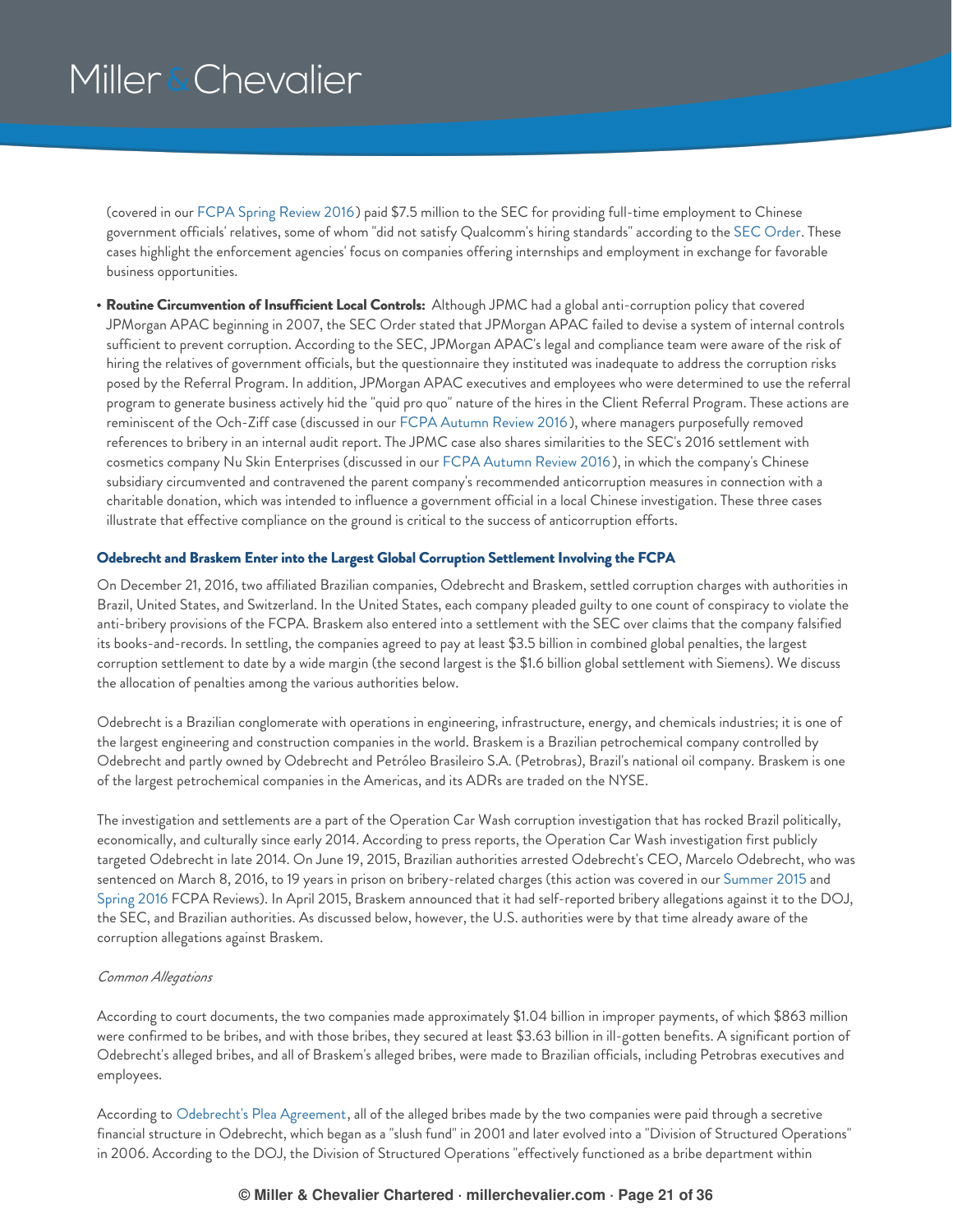(covered in our FCPA Spring Review 2016) paid $7.5 million to the SEC for providing full-time employment to Chinese government officials' relatives, some of whom "did not satisfy Qualcomm's hiring standards" according to the SEC Order. These cases highlight the enforcement agencies' focus on companies offering internships and employment in exchange for favorable business opportunities.

- **Routine Circumvention of Insufficient Local Controls:** Although JPMC had a global anti-corruption policy that covered JPMorgan APAC beginning in 2007, the SEC Order stated that JPMorgan APAC failed to devise a system of internal controls sufficient to prevent corruption. According to the SEC, JPMorgan APAC's legal and compliance team were aware of the risk of hiring the relatives of government officials, but the questionnaire they instituted was inadequate to address the corruption risks posed by the Referral Program. In addition, JPMorgan APAC executives and employees who were determined to use the referral program to generate business actively hid the "quid pro quo" nature of the hires in the Client Referral Program. These actions are reminiscent of the Och-Ziff case (discussed in our FCPA Autumn Review 2016), where managers purposefully removed references to bribery in an internal audit report. The JPMC case also shares similarities to the SEC's 2016 settlement with cosmetics company Nu Skin Enterprises (discussed in our FCPA Autumn Review 2016), in which the company's Chinese subsidiary circumvented and contravened the parent company's recommended anticorruption measures in connection with a charitable donation, which was intended to influence a government official in a local Chinese investigation. These three cases illustrate that effective compliance on the ground is critical to the success of anticorruption efforts.

### Odebrecht and Braskem Enter into the Largest Global Corruption Settlement Involving the FCPA

On December 21, 2016, two affiliated Brazilian companies, Odebrecht and Braskem, settled corruption charges with authorities in Brazil, United States, and Switzerland. In the United States, each company pleaded guilty to one count of conspiracy to violate the anti-bribery provisions of the FCPA. Braskem also entered into a settlement with the SEC over claims that the company falsified its books-and-records. In settling, the companies agreed to pay at least $3.5 billion in combined global penalties, the largest corruption settlement to date by a wide margin (the second largest is the $1.6 billion global settlement with Siemens). We discuss the allocation of penalties among the various authorities below.

Odebrecht is a Brazilian conglomerate with operations in engineering, infrastructure, energy, and chemicals industries; it is one of the largest engineering and construction companies in the world. Braskem is a Brazilian petrochemical company controlled by Odebrecht and partly owned by Odebrecht and Petróleo Brasileiro S.A. (Petrobras), Brazil's national oil company. Braskem is one of the largest petrochemical companies in the Americas, and its ADRs are traded on the NYSE.

The investigation and settlements are a part of the Operation Car Wash corruption investigation that has rocked Brazil politically, economically, and culturally since early 2014. According to press reports, the Operation Car Wash investigation first publicly targeted Odebrecht in late 2014. On June 19, 2015, Brazilian authorities arrested Odebrecht's CEO, Marcelo Odebrecht, who was sentenced on March 8, 2016, to 19 years in prison on bribery-related charges (this action was covered in our Summer 2015 and Spring 2016 FCPA Reviews). In April 2015, Braskem announced that it had self-reported bribery allegations against it to the DOJ, the SEC, and Brazilian authorities. As discussed below, however, the U.S. authorities were by that time already aware of the corruption allegations against Braskem.

*Common Allegations*

According to court documents, the two companies made approximately $1.04 billion in improper payments, of which $863 million were confirmed to be bribes, and with those bribes, they secured at least $3.63 billion in ill-gotten benefits. A significant portion of Odebrecht's alleged bribes, and all of Braskem's alleged bribes, were made to Brazilian officials, including Petrobras executives and employees.

According to Odebrecht's Plea Agreement, all of the alleged bribes made by the two companies were paid through a secretive financial structure in Odebrecht, which began as a "slush fund" in 2001 and later evolved into a "Division of Structured Operations" in 2006. According to the DOJ, the Division of Structured Operations "effectively functioned as a bribe department within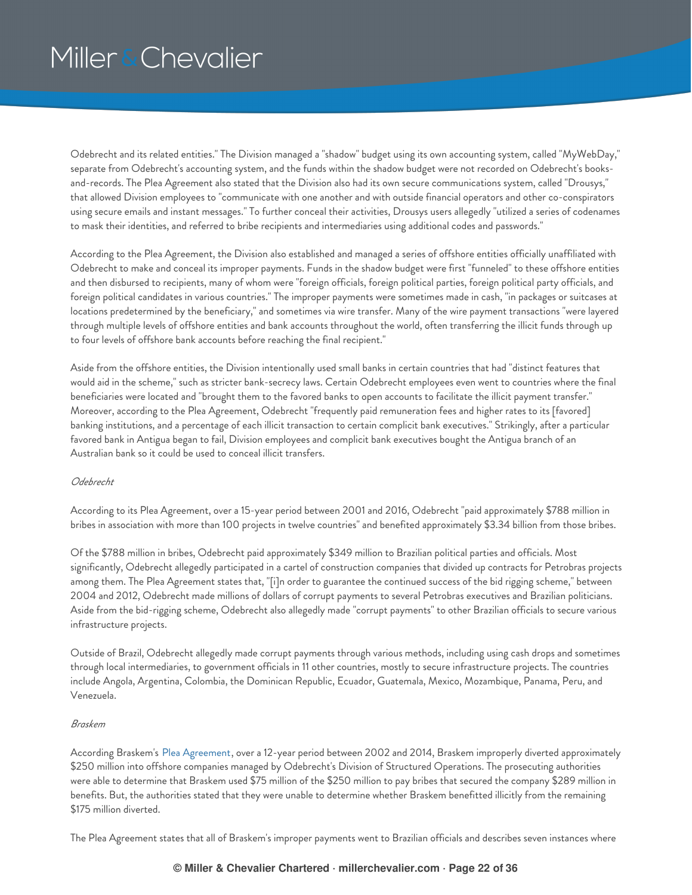Odebrecht and its related entities." The Division managed a "shadow" budget using its own accounting system, called "MyWebDay," separate from Odebrecht's accounting system, and the funds within the shadow budget were not recorded on Odebrecht's books-and-records. The Plea Agreement also stated that the Division also had its own secure communications system, called "Drousys," that allowed Division employees to "communicate with one another and with outside financial operators and other co-conspirators using secure emails and instant messages." To further conceal their activities, Drousys users allegedly "utilized a series of codenames to mask their identities, and referred to bribe recipients and intermediaries using additional codes and passwords."

According to the Plea Agreement, the Division also established and managed a series of offshore entities officially unaffiliated with Odebrecht to make and conceal its improper payments. Funds in the shadow budget were first "funneled" to these offshore entities and then disbursed to recipients, many of whom were "foreign officials, foreign political parties, foreign political party officials, and foreign political candidates in various countries." The improper payments were sometimes made in cash, "in packages or suitcases at locations predetermined by the beneficiary," and sometimes via wire transfer. Many of the wire payment transactions "were layered through multiple levels of offshore entities and bank accounts throughout the world, often transferring the illicit funds through up to four levels of offshore bank accounts before reaching the final recipient."

Aside from the offshore entities, the Division intentionally used small banks in certain countries that had "distinct features that would aid in the scheme," such as stricter bank-secrecy laws. Certain Odebrecht employees even went to countries where the final beneficiaries were located and "brought them to the favored banks to open accounts to facilitate the illicit payment transfer." Moreover, according to the Plea Agreement, Odebrecht "frequently paid remuneration fees and higher rates to its [favored] banking institutions, and a percentage of each illicit transaction to certain complicit bank executives." Strikingly, after a particular favored bank in Antigua began to fail, Division employees and complicit bank executives bought the Antigua branch of an Australian bank so it could be used to conceal illicit transfers.

*Odebrecht*

According to its Plea Agreement, over a 15-year period between 2001 and 2016, Odebrecht "paid approximately $788 million in bribes in association with more than 100 projects in twelve countries" and benefited approximately $3.34 billion from those bribes.

Of the $788 million in bribes, Odebrecht paid approximately $349 million to Brazilian political parties and officials. Most significantly, Odebrecht allegedly participated in a cartel of construction companies that divided up contracts for Petrobras projects among them. The Plea Agreement states that, "[i]n order to guarantee the continued success of the bid rigging scheme," between 2004 and 2012, Odebrecht made millions of dollars of corrupt payments to several Petrobras executives and Brazilian politicians. Aside from the bid-rigging scheme, Odebrecht also allegedly made "corrupt payments" to other Brazilian officials to secure various infrastructure projects.

Outside of Brazil, Odebrecht allegedly made corrupt payments through various methods, including using cash drops and sometimes through local intermediaries, to government officials in 11 other countries, mostly to secure infrastructure projects. The countries include Angola, Argentina, Colombia, the Dominican Republic, Ecuador, Guatemala, Mexico, Mozambique, Panama, Peru, and Venezuela.

*Braskem*

According Braskem's Plea Agreement, over a 12-year period between 2002 and 2014, Braskem improperly diverted approximately $250 million into offshore companies managed by Odebrecht's Division of Structured Operations. The prosecuting authorities were able to determine that Braskem used $75 million of the $250 million to pay bribes that secured the company $289 million in benefits. But, the authorities stated that they were unable to determine whether Braskem benefitted illicitly from the remaining $175 million diverted.

The Plea Agreement states that all of Braskem's improper payments went to Brazilian officials and describes seven instances where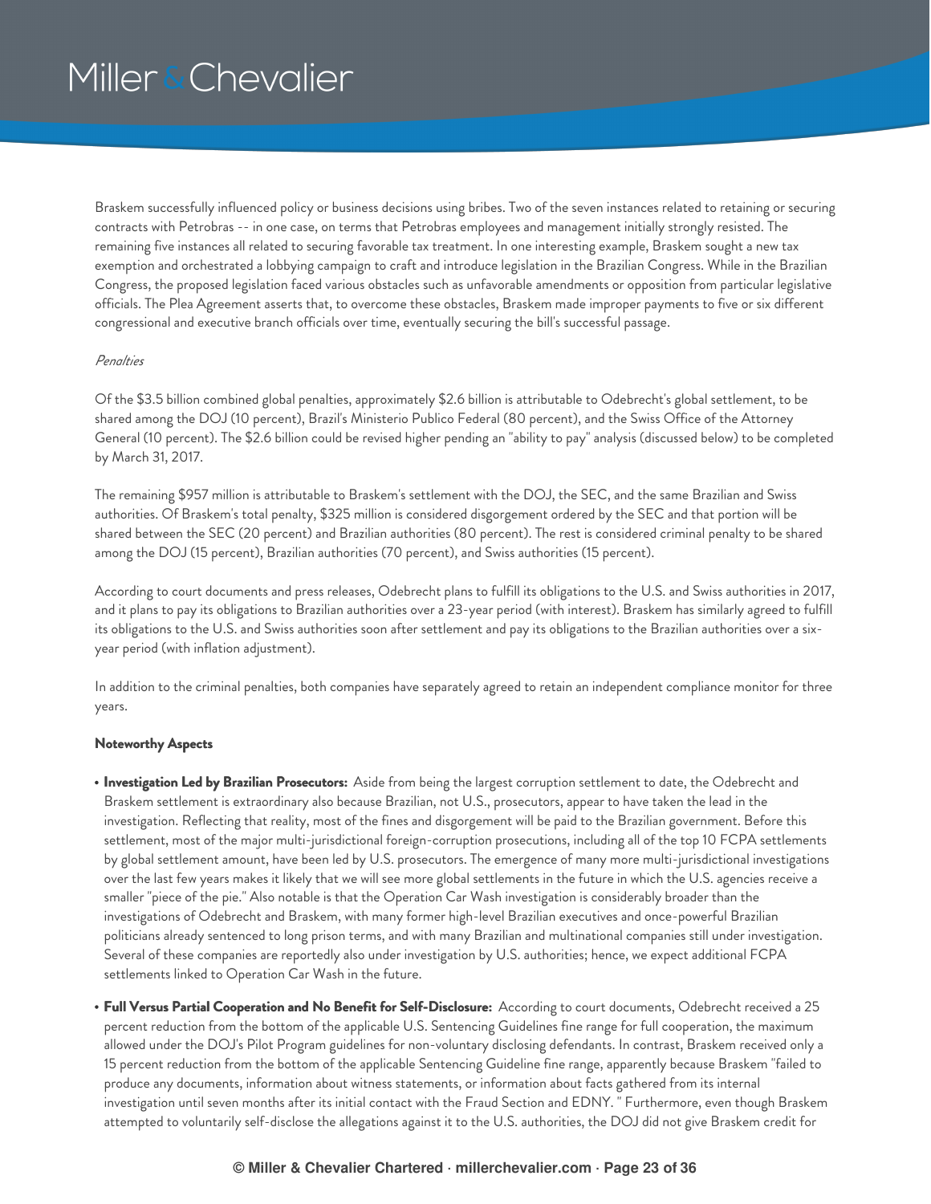Braskem successfully influenced policy or business decisions using bribes. Two of the seven instances related to retaining or securing contracts with Petrobras -- in one case, on terms that Petrobras employees and management initially strongly resisted. The remaining five instances all related to securing favorable tax treatment. In one interesting example, Braskem sought a new tax exemption and orchestrated a lobbying campaign to craft and introduce legislation in the Brazilian Congress. While in the Brazilian Congress, the proposed legislation faced various obstacles such as unfavorable amendments or opposition from particular legislative officials. The Plea Agreement asserts that, to overcome these obstacles, Braskem made improper payments to five or six different congressional and executive branch officials over time, eventually securing the bill's successful passage.

*Penalties*

Of the $3.5 billion combined global penalties, approximately $2.6 billion is attributable to Odebrecht's global settlement, to be shared among the DOJ (10 percent), Brazil's Ministerio Publico Federal (80 percent), and the Swiss Office of the Attorney General (10 percent). The $2.6 billion could be revised higher pending an "ability to pay" analysis (discussed below) to be completed by March 31, 2017.

The remaining $957 million is attributable to Braskem's settlement with the DOJ, the SEC, and the same Brazilian and Swiss authorities. Of Braskem's total penalty, $325 million is considered disgorgement ordered by the SEC and that portion will be shared between the SEC (20 percent) and Brazilian authorities (80 percent). The rest is considered criminal penalty to be shared among the DOJ (15 percent), Brazilian authorities (70 percent), and Swiss authorities (15 percent).

According to court documents and press releases, Odebrecht plans to fulfill its obligations to the U.S. and Swiss authorities in 2017, and it plans to pay its obligations to Brazilian authorities over a 23-year period (with interest). Braskem has similarly agreed to fulfill its obligations to the U.S. and Swiss authorities soon after settlement and pay its obligations to the Brazilian authorities over a six-year period (with inflation adjustment).

In addition to the criminal penalties, both companies have separately agreed to retain an independent compliance monitor for three years.

**Noteworthy Aspects**

- **Investigation Led by Brazilian Prosecutors:** Aside from being the largest corruption settlement to date, the Odebrecht and Braskem settlement is extraordinary also because Brazilian, not U.S., prosecutors, appear to have taken the lead in the investigation. Reflecting that reality, most of the fines and disgorgement will be paid to the Brazilian government. Before this settlement, most of the major multi-jurisdictional foreign-corruption prosecutions, including all of the top 10 FCPA settlements by global settlement amount, have been led by U.S. prosecutors. The emergence of many more multi-jurisdictional investigations over the last few years makes it likely that we will see more global settlements in the future in which the U.S. agencies receive a smaller "piece of the pie." Also notable is that the Operation Car Wash investigation is considerably broader than the investigations of Odebrecht and Braskem, with many former high-level Brazilian executives and once-powerful Brazilian politicians already sentenced to long prison terms, and with many Brazilian and multinational companies still under investigation. Several of these companies are reportedly also under investigation by U.S. authorities; hence, we expect additional FCPA settlements linked to Operation Car Wash in the future.
- **Full Versus Partial Cooperation and No Benefit for Self-Disclosure:** According to court documents, Odebrecht received a 25 percent reduction from the bottom of the applicable U.S. Sentencing Guidelines fine range for full cooperation, the maximum allowed under the DOJ's Pilot Program guidelines for non-voluntary disclosing defendants. In contrast, Braskem received only a 15 percent reduction from the bottom of the applicable Sentencing Guideline fine range, apparently because Braskem "failed to produce any documents, information about witness statements, or information about facts gathered from its internal investigation until seven months after its initial contact with the Fraud Section and EDNY. " Furthermore, even though Braskem attempted to voluntarily self-disclose the allegations against it to the U.S. authorities, the DOJ did not give Braskem credit for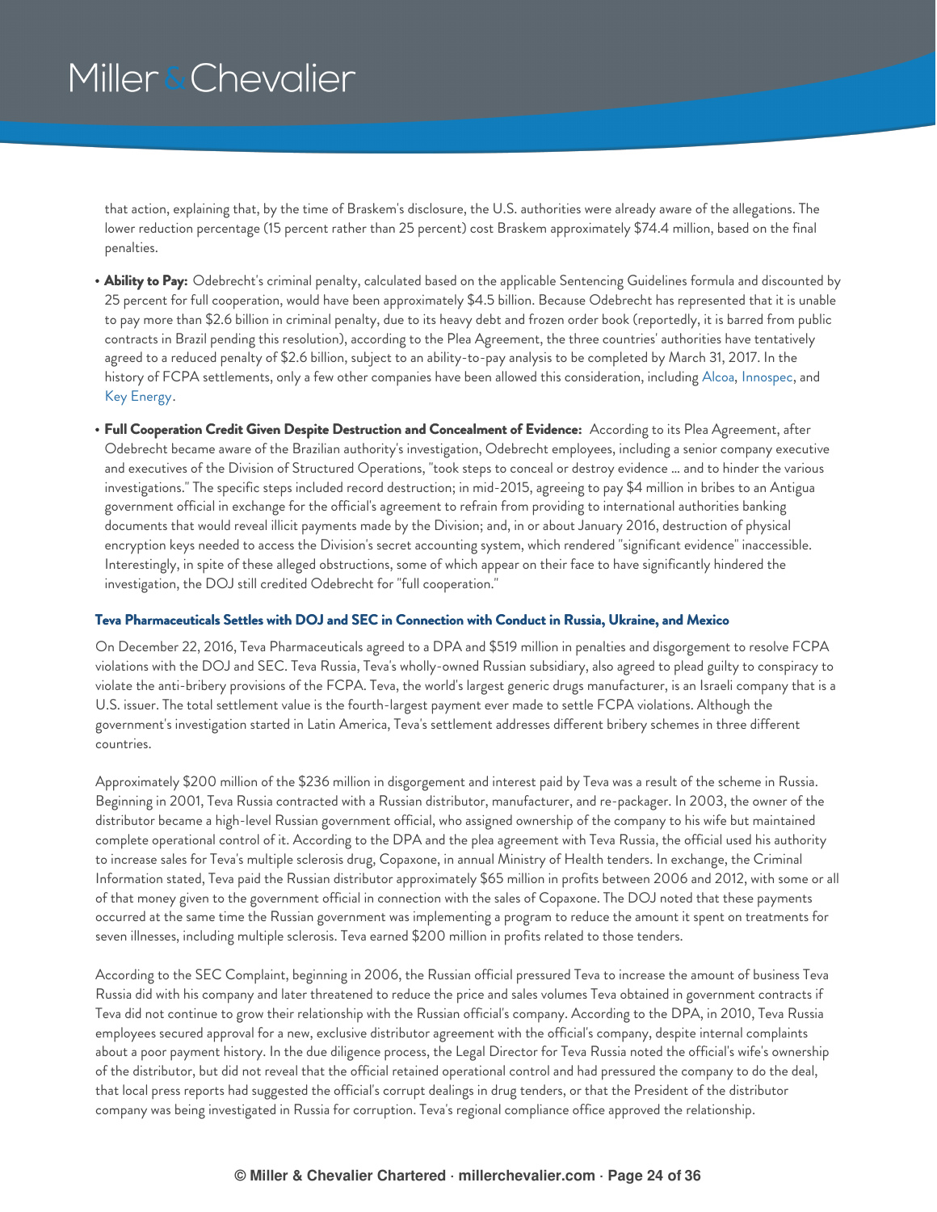that action, explaining that, by the time of Braskem's disclosure, the U.S. authorities were already aware of the allegations. The lower reduction percentage (15 percent rather than 25 percent) cost Braskem approximately $74.4 million, based on the final penalties.

- **Ability to Pay:** Odebrecht's criminal penalty, calculated based on the applicable Sentencing Guidelines formula and discounted by 25 percent for full cooperation, would have been approximately $4.5 billion. Because Odebrecht has represented that it is unable to pay more than $2.6 billion in criminal penalty, due to its heavy debt and frozen order book (reportedly, it is barred from public contracts in Brazil pending this resolution), according to the Plea Agreement, the three countries' authorities have tentatively agreed to a reduced penalty of $2.6 billion, subject to an ability-to-pay analysis to be completed by March 31, 2017. In the history of FCPA settlements, only a few other companies have been allowed this consideration, including Alcoa, Innospec, and Key Energy.
- **Full Cooperation Credit Given Despite Destruction and Concealment of Evidence:** According to its Plea Agreement, after Odebrecht became aware of the Brazilian authority's investigation, Odebrecht employees, including a senior company executive and executives of the Division of Structured Operations, "took steps to conceal or destroy evidence ... and to hinder the various investigations." The specific steps included record destruction; in mid-2015, agreeing to pay $4 million in bribes to an Antigua government official in exchange for the official's agreement to refrain from providing to international authorities banking documents that would reveal illicit payments made by the Division; and, in or about January 2016, destruction of physical encryption keys needed to access the Division's secret accounting system, which rendered "significant evidence" inaccessible. Interestingly, in spite of these alleged obstructions, some of which appear on their face to have significantly hindered the investigation, the DOJ still credited Odebrecht for "full cooperation."

### Teva Pharmaceuticals Settles with DOJ and SEC in Connection with Conduct in Russia, Ukraine, and Mexico

On December 22, 2016, Teva Pharmaceuticals agreed to a DPA and $519 million in penalties and disgorgement to resolve FCPA violations with the DOJ and SEC. Teva Russia, Teva's wholly-owned Russian subsidiary, also agreed to plead guilty to conspiracy to violate the anti-bribery provisions of the FCPA. Teva, the world's largest generic drugs manufacturer, is an Israeli company that is a U.S. issuer. The total settlement value is the fourth-largest payment ever made to settle FCPA violations. Although the government's investigation started in Latin America, Teva's settlement addresses different bribery schemes in three different countries.

Approximately $200 million of the $236 million in disgorgement and interest paid by Teva was a result of the scheme in Russia. Beginning in 2001, Teva Russia contracted with a Russian distributor, manufacturer, and re-packager. In 2003, the owner of the distributor became a high-level Russian government official, who assigned ownership of the company to his wife but maintained complete operational control of it. According to the DPA and the plea agreement with Teva Russia, the official used his authority to increase sales for Teva's multiple sclerosis drug, Copaxone, in annual Ministry of Health tenders. In exchange, the Criminal Information stated, Teva paid the Russian distributor approximately $65 million in profits between 2006 and 2012, with some or all of that money given to the government official in connection with the sales of Copaxone. The DOJ noted that these payments occurred at the same time the Russian government was implementing a program to reduce the amount it spent on treatments for seven illnesses, including multiple sclerosis. Teva earned $200 million in profits related to those tenders.

According to the SEC Complaint, beginning in 2006, the Russian official pressured Teva to increase the amount of business Teva Russia did with his company and later threatened to reduce the price and sales volumes Teva obtained in government contracts if Teva did not continue to grow their relationship with the Russian official's company. According to the DPA, in 2010, Teva Russia employees secured approval for a new, exclusive distributor agreement with the official's company, despite internal complaints about a poor payment history. In the due diligence process, the Legal Director for Teva Russia noted the official's wife's ownership of the distributor, but did not reveal that the official retained operational control and had pressured the company to do the deal, that local press reports had suggested the official's corrupt dealings in drug tenders, or that the President of the distributor company was being investigated in Russia for corruption. Teva's regional compliance office approved the relationship.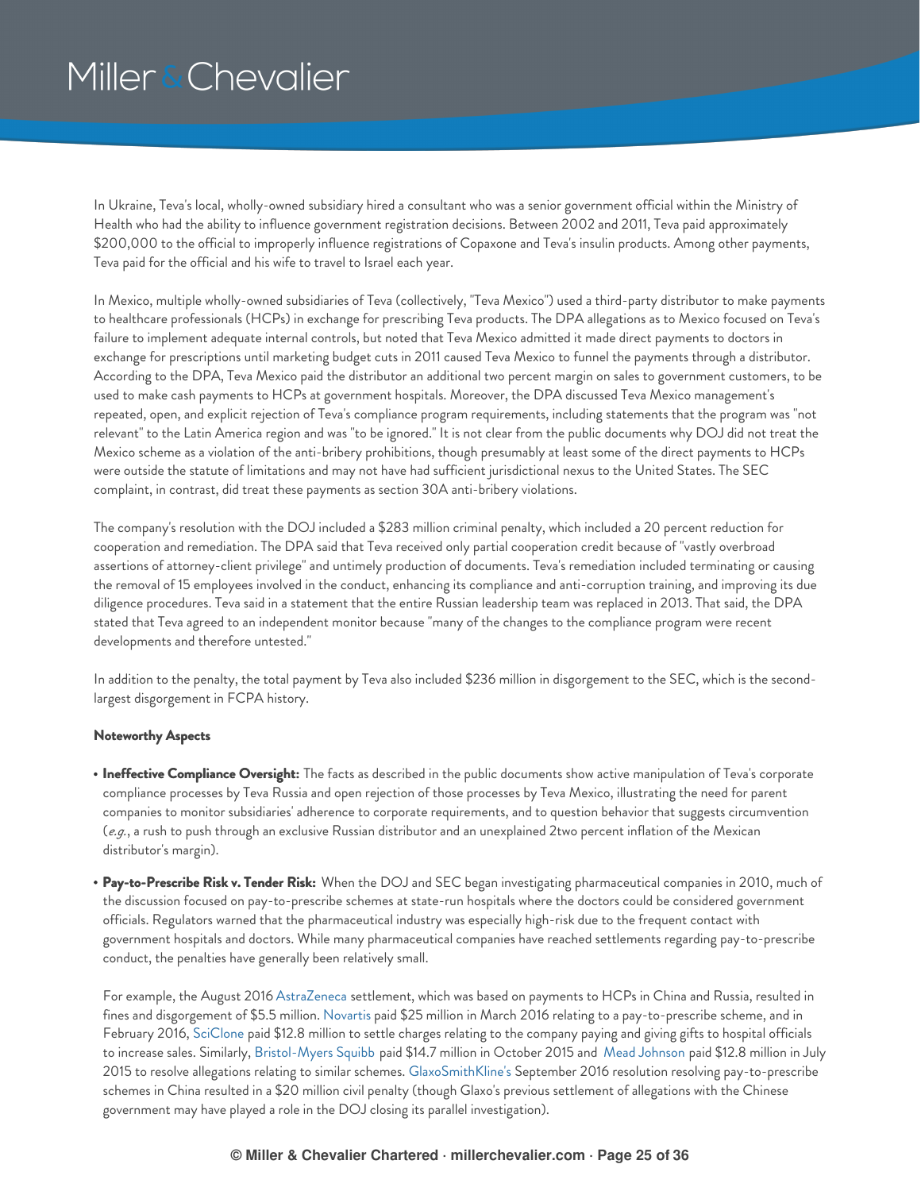In Ukraine, Teva's local, wholly-owned subsidiary hired a consultant who was a senior government official within the Ministry of Health who had the ability to influence government registration decisions. Between 2002 and 2011, Teva paid approximately $200,000 to the official to improperly influence registrations of Copaxone and Teva's insulin products. Among other payments, Teva paid for the official and his wife to travel to Israel each year.

In Mexico, multiple wholly-owned subsidiaries of Teva (collectively, "Teva Mexico") used a third-party distributor to make payments to healthcare professionals (HCPs) in exchange for prescribing Teva products. The DPA allegations as to Mexico focused on Teva's failure to implement adequate internal controls, but noted that Teva Mexico admitted it made direct payments to doctors in exchange for prescriptions until marketing budget cuts in 2011 caused Teva Mexico to funnel the payments through a distributor. According to the DPA, Teva Mexico paid the distributor an additional two percent margin on sales to government customers, to be used to make cash payments to HCPs at government hospitals. Moreover, the DPA discussed Teva Mexico management's repeated, open, and explicit rejection of Teva's compliance program requirements, including statements that the program was "not relevant" to the Latin America region and was "to be ignored." It is not clear from the public documents why DOJ did not treat the Mexico scheme as a violation of the anti-bribery prohibitions, though presumably at least some of the direct payments to HCPs were outside the statute of limitations and may not have had sufficient jurisdictional nexus to the United States. The SEC complaint, in contrast, did treat these payments as section 30A anti-bribery violations.

The company's resolution with the DOJ included a $283 million criminal penalty, which included a 20 percent reduction for cooperation and remediation. The DPA said that Teva received only partial cooperation credit because of "vastly overbroad assertions of attorney-client privilege" and untimely production of documents. Teva's remediation included terminating or causing the removal of 15 employees involved in the conduct, enhancing its compliance and anti-corruption training, and improving its due diligence procedures. Teva said in a statement that the entire Russian leadership team was replaced in 2013. That said, the DPA stated that Teva agreed to an independent monitor because "many of the changes to the compliance program were recent developments and therefore untested."

In addition to the penalty, the total payment by Teva also included $236 million in disgorgement to the SEC, which is the second-largest disgorgement in FCPA history.

**Noteworthy Aspects**

- **Ineffective Compliance Oversight:** The facts as described in the public documents show active manipulation of Teva's corporate compliance processes by Teva Russia and open rejection of those processes by Teva Mexico, illustrating the need for parent companies to monitor subsidiaries' adherence to corporate requirements, and to question behavior that suggests circumvention (*e.g.*, a rush to push through an exclusive Russian distributor and an unexplained 2two percent inflation of the Mexican distributor's margin).

- **Pay-to-Prescribe Risk v. Tender Risk:** When the DOJ and SEC began investigating pharmaceutical companies in 2010, much of the discussion focused on pay-to-prescribe schemes at state-run hospitals where the doctors could be considered government officials. Regulators warned that the pharmaceutical industry was especially high-risk due to the frequent contact with government hospitals and doctors. While many pharmaceutical companies have reached settlements regarding pay-to-prescribe conduct, the penalties have generally been relatively small.

  For example, the August 2016 AstraZeneca settlement, which was based on payments to HCPs in China and Russia, resulted in fines and disgorgement of $5.5 million. Novartis paid $25 million in March 2016 relating to a pay-to-prescribe scheme, and in February 2016, SciClone paid $12.8 million to settle charges relating to the company paying and giving gifts to hospital officials to increase sales. Similarly, Bristol-Myers Squibb paid $14.7 million in October 2015 and Mead Johnson paid $12.8 million in July 2015 to resolve allegations relating to similar schemes. GlaxoSmithKline's September 2016 resolution resolving pay-to-prescribe schemes in China resulted in a $20 million civil penalty (though Glaxo's previous settlement of allegations with the Chinese government may have played a role in the DOJ closing its parallel investigation).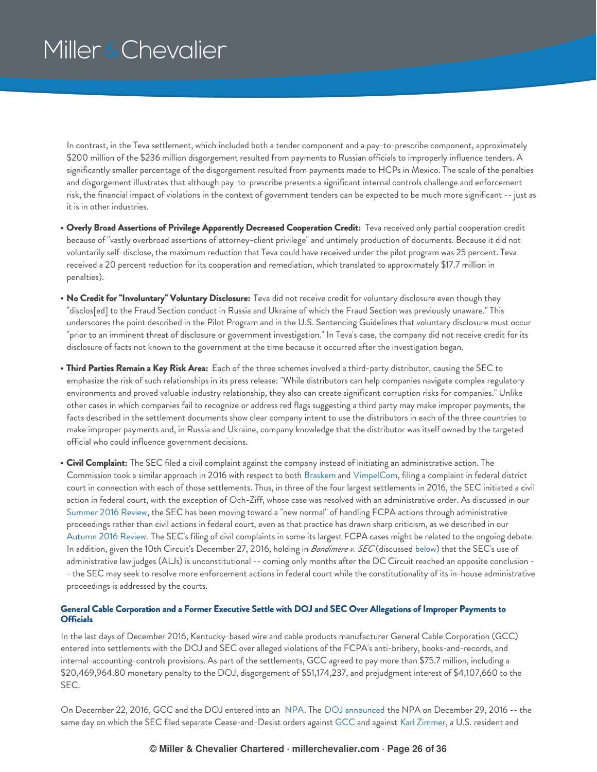In contrast, in the Teva settlement, which included both a tender component and a pay-to-prescribe component, approximately $200 million of the $236 million disgorgement resulted from payments to Russian officials to improperly influence tenders. A significantly smaller percentage of the disgorgement resulted from payments made to HCPs in Mexico. The scale of the penalties and disgorgement illustrates that although pay-to-prescribe presents a significant internal controls challenge and enforcement risk, the financial impact of violations in the context of government tenders can be expected to be much more significant -- just as it is in other industries.

- **Overly Broad Assertions of Privilege Apparently Decreased Cooperation Credit:** Teva received only partial cooperation credit because of "vastly overbroad assertions of attorney-client privilege" and untimely production of documents. Because it did not voluntarily self-disclose, the maximum reduction that Teva could have received under the pilot program was 25 percent. Teva received a 20 percent reduction for its cooperation and remediation, which translated to approximately $17.7 million in penalties).
- **No Credit for "Involuntary" Voluntary Disclosure:** Teva did not receive credit for voluntary disclosure even though they "disclos[ed] to the Fraud Section conduct in Russia and Ukraine of which the Fraud Section was previously unaware." This underscores the point described in the Pilot Program and in the U.S. Sentencing Guidelines that voluntary disclosure must occur "prior to an imminent threat of disclosure or government investigation." In Teva's case, the company did not receive credit for its disclosure of facts not known to the government at the time because it occurred after the investigation began.
- **Third Parties Remain a Key Risk Area:** Each of the three schemes involved a third-party distributor, causing the SEC to emphasize the risk of such relationships in its press release: "While distributors can help companies navigate complex regulatory environments and proved valuable industry relationship, they also can create significant corruption risks for companies." Unlike other cases in which companies fail to recognize or address red flags suggesting a third party may make improper payments, the facts described in the settlement documents show clear company intent to use the distributors in each of the three countries to make improper payments and, in Russia and Ukraine, company knowledge that the distributor was itself owned by the targeted official who could influence government decisions.
- **Civil Complaint:** The SEC filed a civil complaint against the company instead of initiating an administrative action. The Commission took a similar approach in 2016 with respect to both Braskem and VimpelCom, filing a complaint in federal district court in connection with each of those settlements. Thus, in three of the four largest settlements in 2016, the SEC initiated a civil action in federal court, with the exception of Och-Ziff, whose case was resolved with an administrative order. As discussed in our Summer 2016 Review, the SEC has been moving toward a "new normal" of handling FCPA actions through administrative proceedings rather than civil actions in federal court, even as that practice has drawn sharp criticism, as we described in our Autumn 2016 Review. The SEC's filing of civil complaints in some its largest FCPA cases might be related to the ongoing debate. In addition, given the 10th Circuit's December 27, 2016, holding in *Bandimere v. SEC* (discussed below) that the SEC's use of administrative law judges (ALJs) is unconstitutional -- coming only months after the DC Circuit reached an opposite conclusion -- the SEC may seek to resolve more enforcement actions in federal court while the constitutionality of its in-house administrative proceedings is addressed by the courts.

#### General Cable Corporation and a Former Executive Settle with DOJ and SEC Over Allegations of Improper Payments to Officials

In the last days of December 2016, Kentucky-based wire and cable products manufacturer General Cable Corporation (GCC) entered into settlements with the DOJ and SEC over alleged violations of the FCPA's anti-bribery, books-and-records, and internal-accounting-controls provisions. As part of the settlements, GCC agreed to pay more than $75.7 million, including a $20,469,964.80 monetary penalty to the DOJ, disgorgement of $51,174,237, and prejudgment interest of $4,107,660 to the SEC.

On December 22, 2016, GCC and the DOJ entered into an NPA. The DOJ announced the NPA on December 29, 2016 -- the same day on which the SEC filed separate Cease-and-Desist orders against GCC and against Karl Zimmer, a U.S. resident and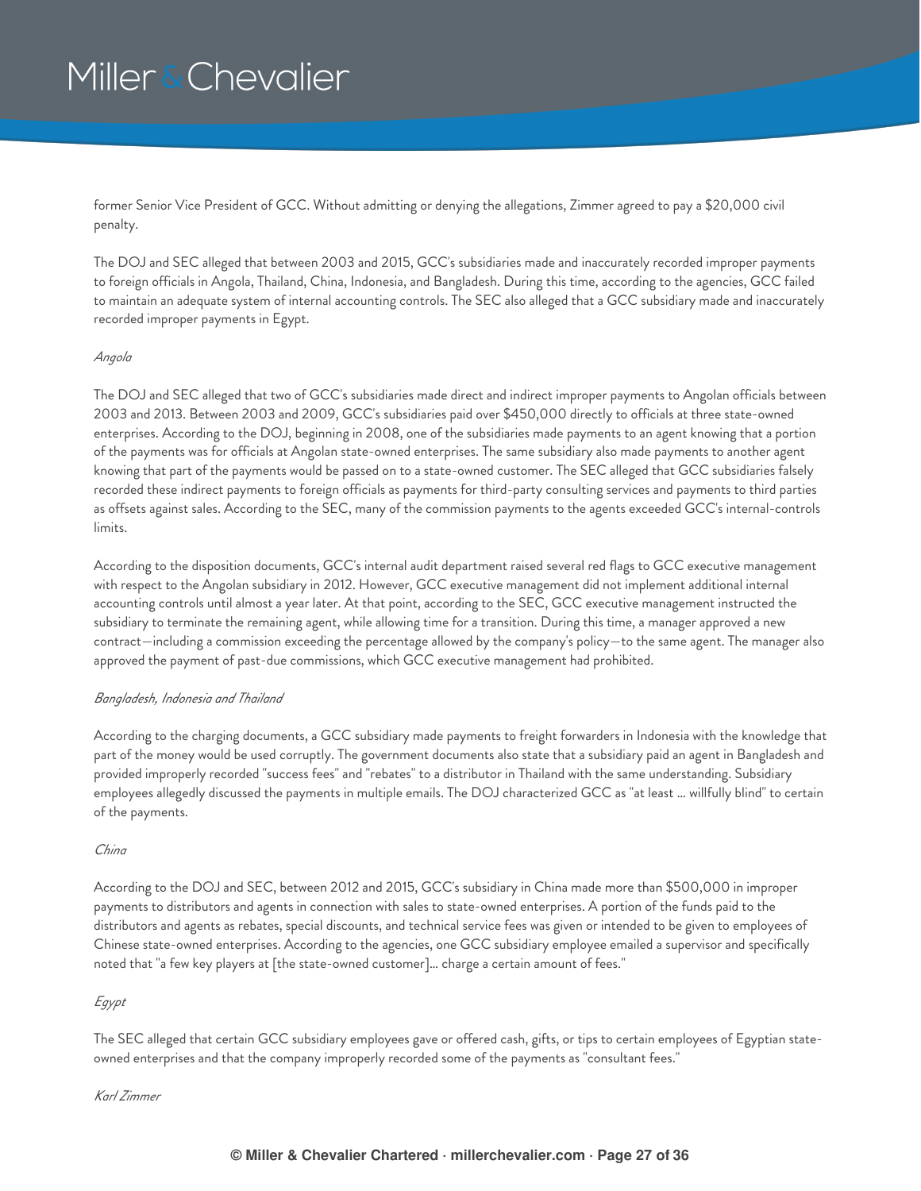former Senior Vice President of GCC. Without admitting or denying the allegations, Zimmer agreed to pay a $20,000 civil penalty.

The DOJ and SEC alleged that between 2003 and 2015, GCC's subsidiaries made and inaccurately recorded improper payments to foreign officials in Angola, Thailand, China, Indonesia, and Bangladesh. During this time, according to the agencies, GCC failed to maintain an adequate system of internal accounting controls. The SEC also alleged that a GCC subsidiary made and inaccurately recorded improper payments in Egypt.

*Angola*

The DOJ and SEC alleged that two of GCC's subsidiaries made direct and indirect improper payments to Angolan officials between 2003 and 2013. Between 2003 and 2009, GCC's subsidiaries paid over $450,000 directly to officials at three state-owned enterprises. According to the DOJ, beginning in 2008, one of the subsidiaries made payments to an agent knowing that a portion of the payments was for officials at Angolan state-owned enterprises. The same subsidiary also made payments to another agent knowing that part of the payments would be passed on to a state-owned customer. The SEC alleged that GCC subsidiaries falsely recorded these indirect payments to foreign officials as payments for third-party consulting services and payments to third parties as offsets against sales. According to the SEC, many of the commission payments to the agents exceeded GCC's internal-controls limits.

According to the disposition documents, GCC's internal audit department raised several red flags to GCC executive management with respect to the Angolan subsidiary in 2012. However, GCC executive management did not implement additional internal accounting controls until almost a year later. At that point, according to the SEC, GCC executive management instructed the subsidiary to terminate the remaining agent, while allowing time for a transition. During this time, a manager approved a new contract—including a commission exceeding the percentage allowed by the company's policy—to the same agent. The manager also approved the payment of past-due commissions, which GCC executive management had prohibited.

*Bangladesh, Indonesia and Thailand*

According to the charging documents, a GCC subsidiary made payments to freight forwarders in Indonesia with the knowledge that part of the money would be used corruptly. The government documents also state that a subsidiary paid an agent in Bangladesh and provided improperly recorded "success fees" and "rebates" to a distributor in Thailand with the same understanding. Subsidiary employees allegedly discussed the payments in multiple emails. The DOJ characterized GCC as "at least ... willfully blind" to certain of the payments.

*China*

According to the DOJ and SEC, between 2012 and 2015, GCC's subsidiary in China made more than $500,000 in improper payments to distributors and agents in connection with sales to state-owned enterprises. A portion of the funds paid to the distributors and agents as rebates, special discounts, and technical service fees was given or intended to be given to employees of Chinese state-owned enterprises. According to the agencies, one GCC subsidiary employee emailed a supervisor and specifically noted that "a few key players at [the state-owned customer]... charge a certain amount of fees."

*Egypt*

The SEC alleged that certain GCC subsidiary employees gave or offered cash, gifts, or tips to certain employees of Egyptian state-owned enterprises and that the company improperly recorded some of the payments as "consultant fees."

*Karl Zimmer*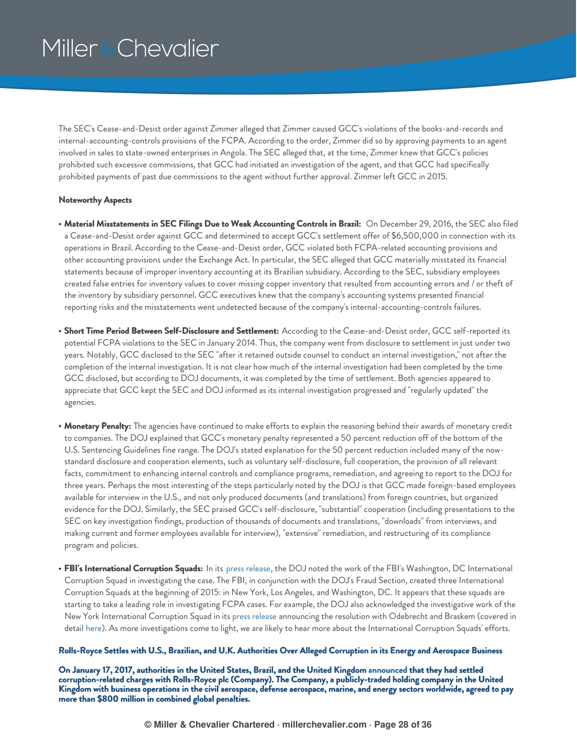The SEC's Cease-and-Desist order against Zimmer alleged that Zimmer caused GCC's violations of the books-and-records and internal-accounting-controls provisions of the FCPA. According to the order, Zimmer did so by approving payments to an agent involved in sales to state-owned enterprises in Angola. The SEC alleged that, at the time, Zimmer knew that GCC's policies prohibited such excessive commissions, that GCC had initiated an investigation of the agent, and that GCC had specifically prohibited payments of past due commissions to the agent without further approval. Zimmer left GCC in 2015.

**Noteworthy Aspects**

- **Material Misstatements in SEC Filings Due to Weak Accounting Controls in Brazil:** On December 29, 2016, the SEC also filed a Cease-and-Desist order against GCC and determined to accept GCC's settlement offer of $6,500,000 in connection with its operations in Brazil. According to the Cease-and-Desist order, GCC violated both FCPA-related accounting provisions and other accounting provisions under the Exchange Act. In particular, the SEC alleged that GCC materially misstated its financial statements because of improper inventory accounting at its Brazilian subsidiary. According to the SEC, subsidiary employees created false entries for inventory values to cover missing copper inventory that resulted from accounting errors and / or theft of the inventory by subsidiary personnel. GCC executives knew that the company's accounting systems presented financial reporting risks and the misstatements went undetected because of the company's internal-accounting-controls failures.

- **Short Time Period Between Self-Disclosure and Settlement:** According to the Cease-and-Desist order, GCC self-reported its potential FCPA violations to the SEC in January 2014. Thus, the company went from disclosure to settlement in just under two years. Notably, GCC disclosed to the SEC "after it retained outside counsel to conduct an internal investigation," not after the completion of the internal investigation. It is not clear how much of the internal investigation had been completed by the time GCC disclosed, but according to DOJ documents, it was completed by the time of settlement. Both agencies appeared to appreciate that GCC kept the SEC and DOJ informed as its internal investigation progressed and "regularly updated" the agencies.

- **Monetary Penalty:** The agencies have continued to make efforts to explain the reasoning behind their awards of monetary credit to companies. The DOJ explained that GCC's monetary penalty represented a 50 percent reduction off of the bottom of the U.S. Sentencing Guidelines fine range. The DOJ's stated explanation for the 50 percent reduction included many of the now-standard disclosure and cooperation elements, such as voluntary self-disclosure, full cooperation, the provision of all relevant facts, commitment to enhancing internal controls and compliance programs, remediation, and agreeing to report to the DOJ for three years. Perhaps the most interesting of the steps particularly noted by the DOJ is that GCC made foreign-based employees available for interview in the U.S., and not only produced documents (and translations) from foreign countries, but organized evidence for the DOJ. Similarly, the SEC praised GCC's self-disclosure, "substantial" cooperation (including presentations to the SEC on key investigation findings, production of thousands of documents and translations, "downloads" from interviews, and making current and former employees available for interview), "extensive" remediation, and restructuring of its compliance program and policies.

- **FBI's International Corruption Squads:** In its press release, the DOJ noted the work of the FBI's Washington, DC International Corruption Squad in investigating the case. The FBI, in conjunction with the DOJ's Fraud Section, created three International Corruption Squads at the beginning of 2015: in New York, Los Angeles, and Washington, DC. It appears that these squads are starting to take a leading role in investigating FCPA cases. For example, the DOJ also acknowledged the investigative work of the New York International Corruption Squad in its press release announcing the resolution with Odebrecht and Braskem (covered in detail here). As more investigations come to light, we are likely to hear more about the International Corruption Squads' efforts.

**Rolls-Royce Settles with U.S., Brazilian, and U.K. Authorities Over Alleged Corruption in its Energy and Aerospace Business**

**On January 17, 2017, authorities in the United States, Brazil, and the United Kingdom announced that they had settled corruption-related charges with Rolls-Royce plc (Company). The Company, a publicly-traded holding company in the United Kingdom with business operations in the civil aerospace, defense aerospace, marine, and energy sectors worldwide, agreed to pay more than $800 million in combined global penalties.**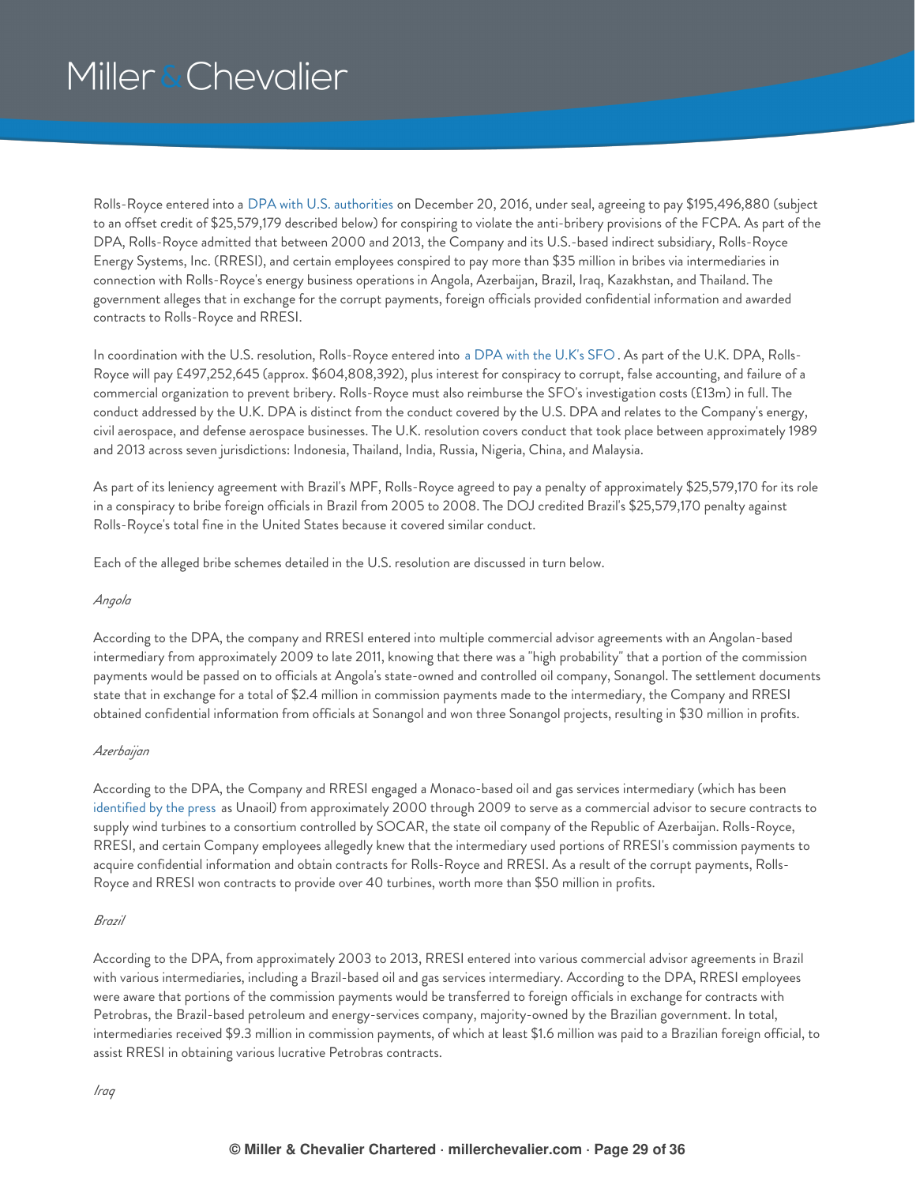Rolls-Royce entered into a DPA with U.S. authorities on December 20, 2016, under seal, agreeing to pay $195,496,880 (subject to an offset credit of $25,579,179 described below) for conspiring to violate the anti-bribery provisions of the FCPA. As part of the DPA, Rolls-Royce admitted that between 2000 and 2013, the Company and its U.S.-based indirect subsidiary, Rolls-Royce Energy Systems, Inc. (RRESI), and certain employees conspired to pay more than $35 million in bribes via intermediaries in connection with Rolls-Royce's energy business operations in Angola, Azerbaijan, Brazil, Iraq, Kazakhstan, and Thailand. The government alleges that in exchange for the corrupt payments, foreign officials provided confidential information and awarded contracts to Rolls-Royce and RRESI.

In coordination with the U.S. resolution, Rolls-Royce entered into a DPA with the U.K's SFO. As part of the U.K. DPA, Rolls-Royce will pay £497,252,645 (approx. $604,808,392), plus interest for conspiracy to corrupt, false accounting, and failure of a commercial organization to prevent bribery. Rolls-Royce must also reimburse the SFO's investigation costs (£13m) in full. The conduct addressed by the U.K. DPA is distinct from the conduct covered by the U.S. DPA and relates to the Company's energy, civil aerospace, and defense aerospace businesses. The U.K. resolution covers conduct that took place between approximately 1989 and 2013 across seven jurisdictions: Indonesia, Thailand, India, Russia, Nigeria, China, and Malaysia.

As part of its leniency agreement with Brazil's MPF, Rolls-Royce agreed to pay a penalty of approximately $25,579,170 for its role in a conspiracy to bribe foreign officials in Brazil from 2005 to 2008. The DOJ credited Brazil's $25,579,170 penalty against Rolls-Royce's total fine in the United States because it covered similar conduct.

Each of the alleged bribe schemes detailed in the U.S. resolution are discussed in turn below.

*Angola*

According to the DPA, the company and RRESI entered into multiple commercial advisor agreements with an Angolan-based intermediary from approximately 2009 to late 2011, knowing that there was a "high probability" that a portion of the commission payments would be passed on to officials at Angola's state-owned and controlled oil company, Sonangol. The settlement documents state that in exchange for a total of $2.4 million in commission payments made to the intermediary, the Company and RRESI obtained confidential information from officials at Sonangol and won three Sonangol projects, resulting in $30 million in profits.

*Azerbaijan*

According to the DPA, the Company and RRESI engaged a Monaco-based oil and gas services intermediary (which has been identified by the press as Unaoil) from approximately 2000 through 2009 to serve as a commercial advisor to secure contracts to supply wind turbines to a consortium controlled by SOCAR, the state oil company of the Republic of Azerbaijan. Rolls-Royce, RRESI, and certain Company employees allegedly knew that the intermediary used portions of RRESI's commission payments to acquire confidential information and obtain contracts for Rolls-Royce and RRESI. As a result of the corrupt payments, Rolls-Royce and RRESI won contracts to provide over 40 turbines, worth more than $50 million in profits.

*Brazil*

According to the DPA, from approximately 2003 to 2013, RRESI entered into various commercial advisor agreements in Brazil with various intermediaries, including a Brazil-based oil and gas services intermediary. According to the DPA, RRESI employees were aware that portions of the commission payments would be transferred to foreign officials in exchange for contracts with Petrobras, the Brazil-based petroleum and energy-services company, majority-owned by the Brazilian government. In total, intermediaries received $9.3 million in commission payments, of which at least $1.6 million was paid to a Brazilian foreign official, to assist RRESI in obtaining various lucrative Petrobras contracts.

*Iraq*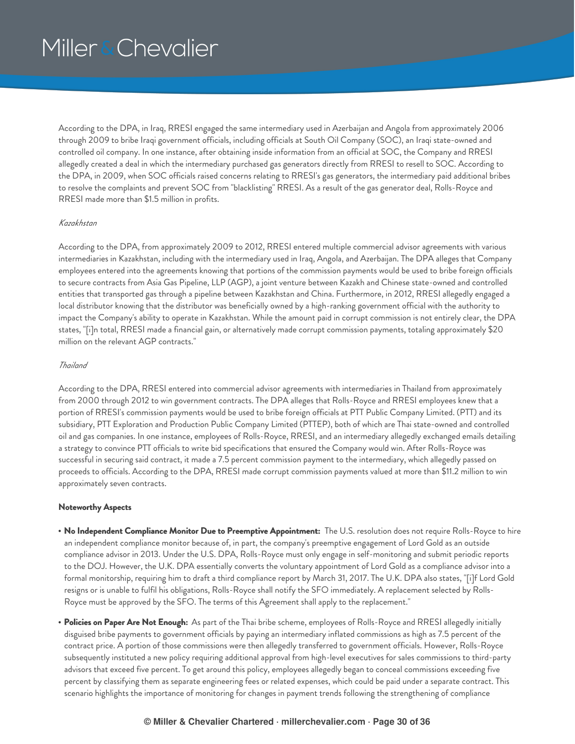According to the DPA, in Iraq, RRESI engaged the same intermediary used in Azerbaijan and Angola from approximately 2006 through 2009 to bribe Iraqi government officials, including officials at South Oil Company (SOC), an Iraqi state-owned and controlled oil company. In one instance, after obtaining inside information from an official at SOC, the Company and RRESI allegedly created a deal in which the intermediary purchased gas generators directly from RRESI to resell to SOC. According to the DPA, in 2009, when SOC officials raised concerns relating to RRESI's gas generators, the intermediary paid additional bribes to resolve the complaints and prevent SOC from "blacklisting" RRESI. As a result of the gas generator deal, Rolls-Royce and RRESI made more than $1.5 million in profits.

*Kazakhstan*

According to the DPA, from approximately 2009 to 2012, RRESI entered multiple commercial advisor agreements with various intermediaries in Kazakhstan, including with the intermediary used in Iraq, Angola, and Azerbaijan. The DPA alleges that Company employees entered into the agreements knowing that portions of the commission payments would be used to bribe foreign officials to secure contracts from Asia Gas Pipeline, LLP (AGP), a joint venture between Kazakh and Chinese state-owned and controlled entities that transported gas through a pipeline between Kazakhstan and China. Furthermore, in 2012, RRESI allegedly engaged a local distributor knowing that the distributor was beneficially owned by a high-ranking government official with the authority to impact the Company's ability to operate in Kazakhstan. While the amount paid in corrupt commission is not entirely clear, the DPA states, "[i]n total, RRESI made a financial gain, or alternatively made corrupt commission payments, totaling approximately $20 million on the relevant AGP contracts."

*Thailand*

According to the DPA, RRESI entered into commercial advisor agreements with intermediaries in Thailand from approximately from 2000 through 2012 to win government contracts. The DPA alleges that Rolls-Royce and RRESI employees knew that a portion of RRESI's commission payments would be used to bribe foreign officials at PTT Public Company Limited. (PTT) and its subsidiary, PTT Exploration and Production Public Company Limited (PTTEP), both of which are Thai state-owned and controlled oil and gas companies. In one instance, employees of Rolls-Royce, RRESI, and an intermediary allegedly exchanged emails detailing a strategy to convince PTT officials to write bid specifications that ensured the Company would win. After Rolls-Royce was successful in securing said contract, it made a 7.5 percent commission payment to the intermediary, which allegedly passed on proceeds to officials. According to the DPA, RRESI made corrupt commission payments valued at more than $11.2 million to win approximately seven contracts.

**Noteworthy Aspects**

- **No Independent Compliance Monitor Due to Preemptive Appointment:** The U.S. resolution does not require Rolls-Royce to hire an independent compliance monitor because of, in part, the company's preemptive engagement of Lord Gold as an outside compliance advisor in 2013. Under the U.S. DPA, Rolls-Royce must only engage in self-monitoring and submit periodic reports to the DOJ. However, the U.K. DPA essentially converts the voluntary appointment of Lord Gold as a compliance advisor into a formal monitorship, requiring him to draft a third compliance report by March 31, 2017. The U.K. DPA also states, "[i]f Lord Gold resigns or is unable to fulfil his obligations, Rolls-Royce shall notify the SFO immediately. A replacement selected by Rolls-Royce must be approved by the SFO. The terms of this Agreement shall apply to the replacement."
- **Policies on Paper Are Not Enough:** As part of the Thai bribe scheme, employees of Rolls-Royce and RRESI allegedly initially disguised bribe payments to government officials by paying an intermediary inflated commissions as high as 7.5 percent of the contract price. A portion of those commissions were then allegedly transferred to government officials. However, Rolls-Royce subsequently instituted a new policy requiring additional approval from high-level executives for sales commissions to third-party advisors that exceed five percent. To get around this policy, employees allegedly began to conceal commissions exceeding five percent by classifying them as separate engineering fees or related expenses, which could be paid under a separate contract. This scenario highlights the importance of monitoring for changes in payment trends following the strengthening of compliance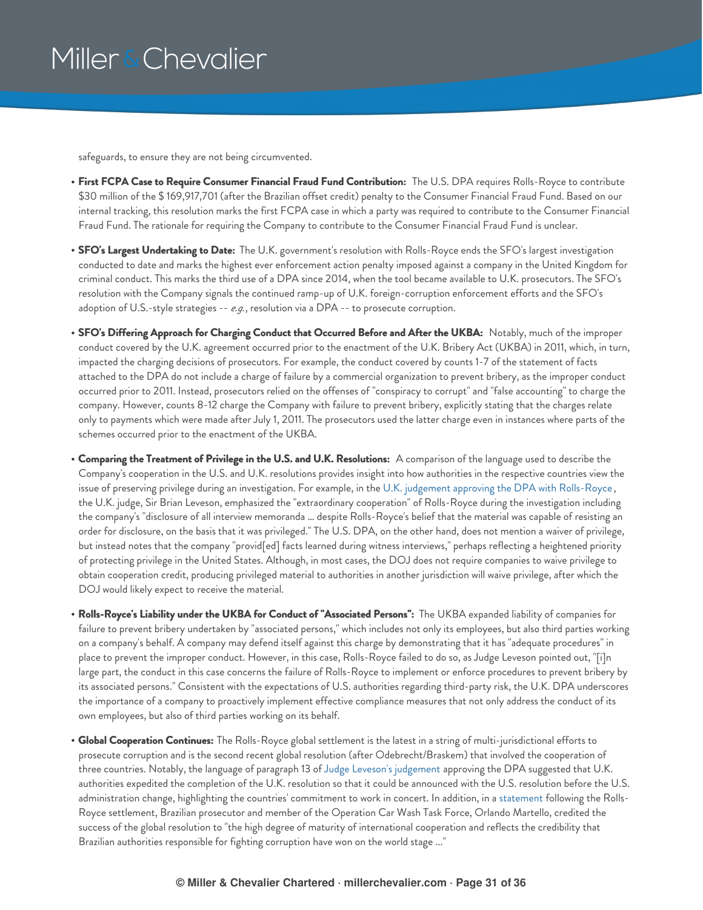safeguards, to ensure they are not being circumvented.

- **First FCPA Case to Require Consumer Financial Fraud Fund Contribution:** The U.S. DPA requires Rolls-Royce to contribute $30 million of the $ 169,917,701 (after the Brazilian offset credit) penalty to the Consumer Financial Fraud Fund. Based on our internal tracking, this resolution marks the first FCPA case in which a party was required to contribute to the Consumer Financial Fraud Fund. The rationale for requiring the Company to contribute to the Consumer Financial Fraud Fund is unclear.
- **SFO's Largest Undertaking to Date:** The U.K. government's resolution with Rolls-Royce ends the SFO's largest investigation conducted to date and marks the highest ever enforcement action penalty imposed against a company in the United Kingdom for criminal conduct. This marks the third use of a DPA since 2014, when the tool became available to U.K. prosecutors. The SFO's resolution with the Company signals the continued ramp-up of U.K. foreign-corruption enforcement efforts and the SFO's adoption of U.S.-style strategies -- *e.g.*, resolution via a DPA -- to prosecute corruption.
- **SFO's Differing Approach for Charging Conduct that Occurred Before and After the UKBA:** Notably, much of the improper conduct covered by the U.K. agreement occurred prior to the enactment of the U.K. Bribery Act (UKBA) in 2011, which, in turn, impacted the charging decisions of prosecutors. For example, the conduct covered by counts 1-7 of the statement of facts attached to the DPA do not include a charge of failure by a commercial organization to prevent bribery, as the improper conduct occurred prior to 2011. Instead, prosecutors relied on the offenses of "conspiracy to corrupt" and "false accounting" to charge the company. However, counts 8-12 charge the Company with failure to prevent bribery, explicitly stating that the charges relate only to payments which were made after July 1, 2011. The prosecutors used the latter charge even in instances where parts of the schemes occurred prior to the enactment of the UKBA.
- **Comparing the Treatment of Privilege in the U.S. and U.K. Resolutions:** A comparison of the language used to describe the Company's cooperation in the U.S. and U.K. resolutions provides insight into how authorities in the respective countries view the issue of preserving privilege during an investigation. For example, in the U.K. judgement approving the DPA with Rolls-Royce, the U.K. judge, Sir Brian Leveson, emphasized the "extraordinary cooperation" of Rolls-Royce during the investigation including the company's "disclosure of all interview memoranda ... despite Rolls-Royce's belief that the material was capable of resisting an order for disclosure, on the basis that it was privileged." The U.S. DPA, on the other hand, does not mention a waiver of privilege, but instead notes that the company "provid[ed] facts learned during witness interviews," perhaps reflecting a heightened priority of protecting privilege in the United States. Although, in most cases, the DOJ does not require companies to waive privilege to obtain cooperation credit, producing privileged material to authorities in another jurisdiction will waive privilege, after which the DOJ would likely expect to receive the material.
- **Rolls-Royce's Liability under the UKBA for Conduct of "Associated Persons":** The UKBA expanded liability of companies for failure to prevent bribery undertaken by "associated persons," which includes not only its employees, but also third parties working on a company's behalf. A company may defend itself against this charge by demonstrating that it has "adequate procedures" in place to prevent the improper conduct. However, in this case, Rolls-Royce failed to do so, as Judge Leveson pointed out, "[i]n large part, the conduct in this case concerns the failure of Rolls-Royce to implement or enforce procedures to prevent bribery by its associated persons." Consistent with the expectations of U.S. authorities regarding third-party risk, the U.K. DPA underscores the importance of a company to proactively implement effective compliance measures that not only address the conduct of its own employees, but also of third parties working on its behalf.
- **Global Cooperation Continues:** The Rolls-Royce global settlement is the latest in a string of multi-jurisdictional efforts to prosecute corruption and is the second recent global resolution (after Odebrecht/Braskem) that involved the cooperation of three countries. Notably, the language of paragraph 13 of Judge Leveson's judgement approving the DPA suggested that U.K. authorities expedited the completion of the U.K. resolution so that it could be announced with the U.S. resolution before the U.S. administration change, highlighting the countries' commitment to work in concert. In addition, in a statement following the Rolls-Royce settlement, Brazilian prosecutor and member of the Operation Car Wash Task Force, Orlando Martello, credited the success of the global resolution to "the high degree of maturity of international cooperation and reflects the credibility that Brazilian authorities responsible for fighting corruption have won on the world stage ..."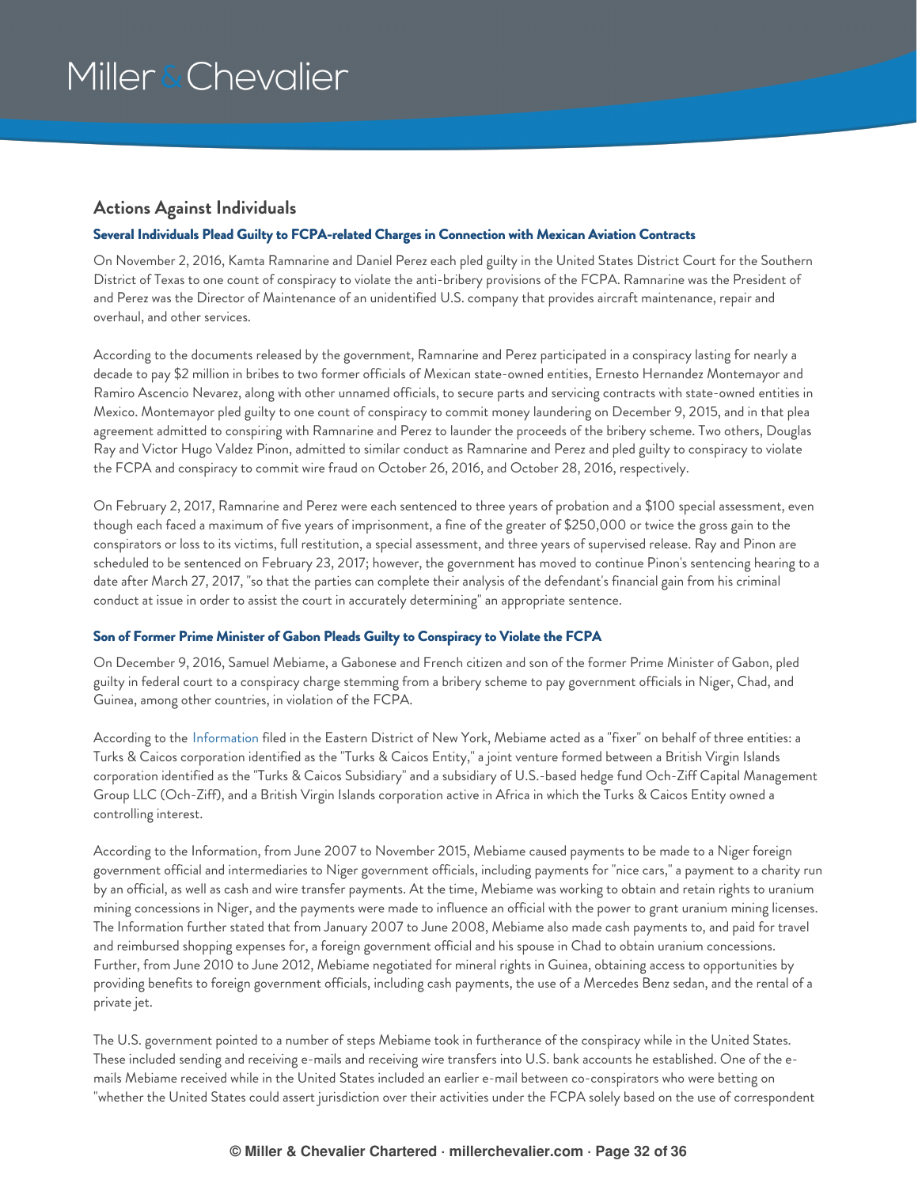## Actions Against Individuals

### Several Individuals Plead Guilty to FCPA-related Charges in Connection with Mexican Aviation Contracts

On November 2, 2016, Kamta Ramnarine and Daniel Perez each pled guilty in the United States District Court for the Southern District of Texas to one count of conspiracy to violate the anti-bribery provisions of the FCPA. Ramnarine was the President of and Perez was the Director of Maintenance of an unidentified U.S. company that provides aircraft maintenance, repair and overhaul, and other services.

According to the documents released by the government, Ramnarine and Perez participated in a conspiracy lasting for nearly a decade to pay $2 million in bribes to two former officials of Mexican state-owned entities, Ernesto Hernandez Montemayor and Ramiro Ascencio Nevarez, along with other unnamed officials, to secure parts and servicing contracts with state-owned entities in Mexico. Montemayor pled guilty to one count of conspiracy to commit money laundering on December 9, 2015, and in that plea agreement admitted to conspiring with Ramnarine and Perez to launder the proceeds of the bribery scheme. Two others, Douglas Ray and Victor Hugo Valdez Pinon, admitted to similar conduct as Ramnarine and Perez and pled guilty to conspiracy to violate the FCPA and conspiracy to commit wire fraud on October 26, 2016, and October 28, 2016, respectively.

On February 2, 2017, Ramnarine and Perez were each sentenced to three years of probation and a $100 special assessment, even though each faced a maximum of five years of imprisonment, a fine of the greater of $250,000 or twice the gross gain to the conspirators or loss to its victims, full restitution, a special assessment, and three years of supervised release. Ray and Pinon are scheduled to be sentenced on February 23, 2017; however, the government has moved to continue Pinon's sentencing hearing to a date after March 27, 2017, "so that the parties can complete their analysis of the defendant's financial gain from his criminal conduct at issue in order to assist the court in accurately determining" an appropriate sentence.

### Son of Former Prime Minister of Gabon Pleads Guilty to Conspiracy to Violate the FCPA

On December 9, 2016, Samuel Mebiame, a Gabonese and French citizen and son of the former Prime Minister of Gabon, pled guilty in federal court to a conspiracy charge stemming from a bribery scheme to pay government officials in Niger, Chad, and Guinea, among other countries, in violation of the FCPA.

According to the Information filed in the Eastern District of New York, Mebiame acted as a "fixer" on behalf of three entities: a Turks & Caicos corporation identified as the "Turks & Caicos Entity," a joint venture formed between a British Virgin Islands corporation identified as the "Turks & Caicos Subsidiary" and a subsidiary of U.S.-based hedge fund Och-Ziff Capital Management Group LLC (Och-Ziff), and a British Virgin Islands corporation active in Africa in which the Turks & Caicos Entity owned a controlling interest.

According to the Information, from June 2007 to November 2015, Mebiame caused payments to be made to a Niger foreign government official and intermediaries to Niger government officials, including payments for "nice cars," a payment to a charity run by an official, as well as cash and wire transfer payments. At the time, Mebiame was working to obtain and retain rights to uranium mining concessions in Niger, and the payments were made to influence an official with the power to grant uranium mining licenses. The Information further stated that from January 2007 to June 2008, Mebiame also made cash payments to, and paid for travel and reimbursed shopping expenses for, a foreign government official and his spouse in Chad to obtain uranium concessions. Further, from June 2010 to June 2012, Mebiame negotiated for mineral rights in Guinea, obtaining access to opportunities by providing benefits to foreign government officials, including cash payments, the use of a Mercedes Benz sedan, and the rental of a private jet.

The U.S. government pointed to a number of steps Mebiame took in furtherance of the conspiracy while in the United States. These included sending and receiving e-mails and receiving wire transfers into U.S. bank accounts he established. One of the e-mails Mebiame received while in the United States included an earlier e-mail between co-conspirators who were betting on "whether the United States could assert jurisdiction over their activities under the FCPA solely based on the use of correspondent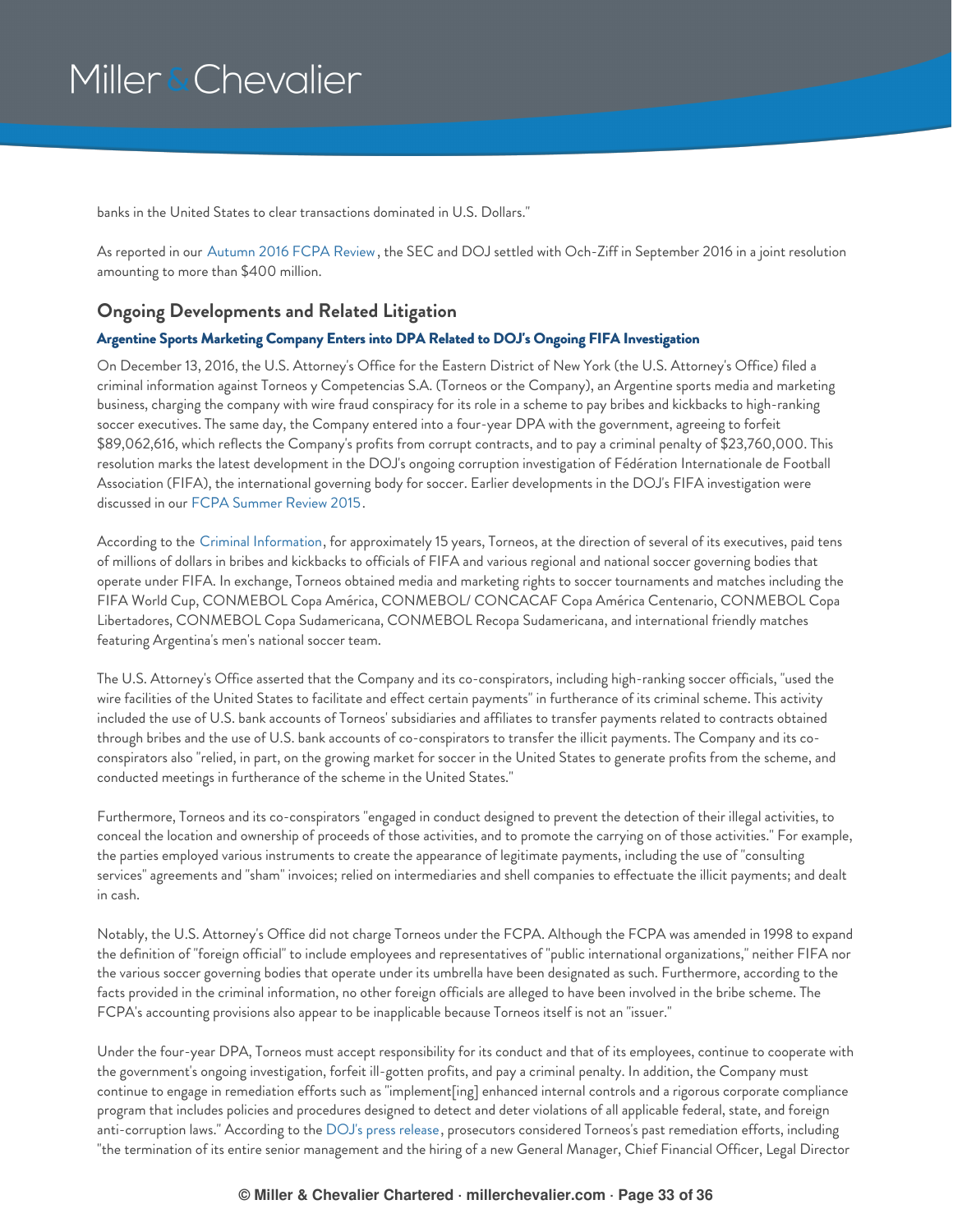banks in the United States to clear transactions dominated in U.S. Dollars."

As reported in our Autumn 2016 FCPA Review, the SEC and DOJ settled with Och-Ziff in September 2016 in a joint resolution amounting to more than $400 million.

## Ongoing Developments and Related Litigation

### Argentine Sports Marketing Company Enters into DPA Related to DOJ's Ongoing FIFA Investigation

On December 13, 2016, the U.S. Attorney's Office for the Eastern District of New York (the U.S. Attorney's Office) filed a criminal information against Torneos y Competencias S.A. (Torneos or the Company), an Argentine sports media and marketing business, charging the company with wire fraud conspiracy for its role in a scheme to pay bribes and kickbacks to high-ranking soccer executives. The same day, the Company entered into a four-year DPA with the government, agreeing to forfeit $89,062,616, which reflects the Company's profits from corrupt contracts, and to pay a criminal penalty of $23,760,000. This resolution marks the latest development in the DOJ's ongoing corruption investigation of Fédération Internationale de Football Association (FIFA), the international governing body for soccer. Earlier developments in the DOJ's FIFA investigation were discussed in our FCPA Summer Review 2015.

According to the Criminal Information, for approximately 15 years, Torneos, at the direction of several of its executives, paid tens of millions of dollars in bribes and kickbacks to officials of FIFA and various regional and national soccer governing bodies that operate under FIFA. In exchange, Torneos obtained media and marketing rights to soccer tournaments and matches including the FIFA World Cup, CONMEBOL Copa América, CONMEBOL/ CONCACAF Copa América Centenario, CONMEBOL Copa Libertadores, CONMEBOL Copa Sudamericana, CONMEBOL Recopa Sudamericana, and international friendly matches featuring Argentina's men's national soccer team.

The U.S. Attorney's Office asserted that the Company and its co-conspirators, including high-ranking soccer officials, "used the wire facilities of the United States to facilitate and effect certain payments" in furtherance of its criminal scheme. This activity included the use of U.S. bank accounts of Torneos' subsidiaries and affiliates to transfer payments related to contracts obtained through bribes and the use of U.S. bank accounts of co-conspirators to transfer the illicit payments. The Company and its co-conspirators also "relied, in part, on the growing market for soccer in the United States to generate profits from the scheme, and conducted meetings in furtherance of the scheme in the United States."

Furthermore, Torneos and its co-conspirators "engaged in conduct designed to prevent the detection of their illegal activities, to conceal the location and ownership of proceeds of those activities, and to promote the carrying on of those activities." For example, the parties employed various instruments to create the appearance of legitimate payments, including the use of "consulting services" agreements and "sham" invoices; relied on intermediaries and shell companies to effectuate the illicit payments; and dealt in cash.

Notably, the U.S. Attorney's Office did not charge Torneos under the FCPA. Although the FCPA was amended in 1998 to expand the definition of "foreign official" to include employees and representatives of "public international organizations," neither FIFA nor the various soccer governing bodies that operate under its umbrella have been designated as such. Furthermore, according to the facts provided in the criminal information, no other foreign officials are alleged to have been involved in the bribe scheme. The FCPA's accounting provisions also appear to be inapplicable because Torneos itself is not an "issuer."

Under the four-year DPA, Torneos must accept responsibility for its conduct and that of its employees, continue to cooperate with the government's ongoing investigation, forfeit ill-gotten profits, and pay a criminal penalty. In addition, the Company must continue to engage in remediation efforts such as "implement[ing] enhanced internal controls and a rigorous corporate compliance program that includes policies and procedures designed to detect and deter violations of all applicable federal, state, and foreign anti-corruption laws." According to the DOJ's press release, prosecutors considered Torneos's past remediation efforts, including "the termination of its entire senior management and the hiring of a new General Manager, Chief Financial Officer, Legal Director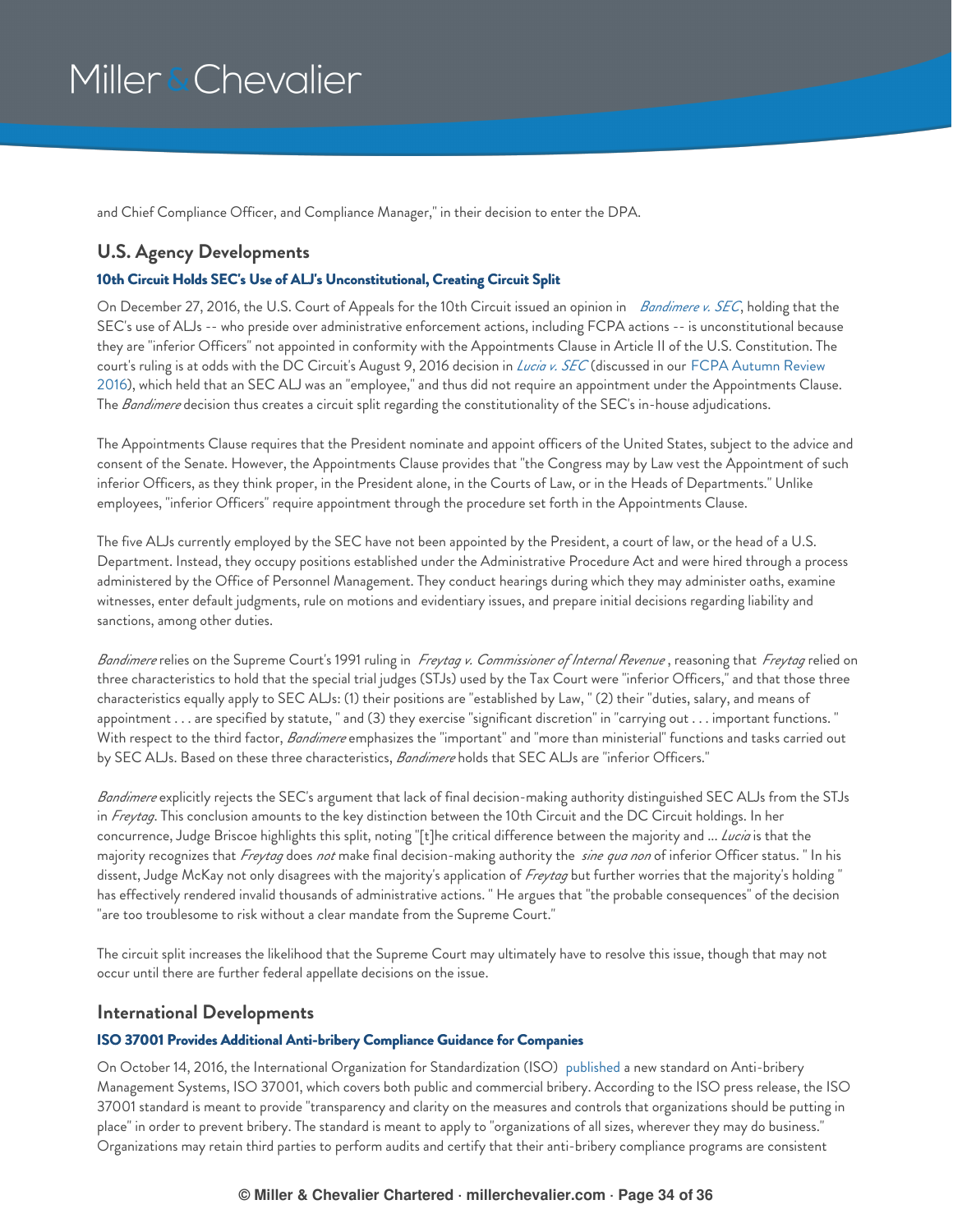and Chief Compliance Officer, and Compliance Manager," in their decision to enter the DPA.

## U.S. Agency Developments

### 10th Circuit Holds SEC's Use of ALJ's Unconstitutional, Creating Circuit Split

On December 27, 2016, the U.S. Court of Appeals for the 10th Circuit issued an opinion in *Bandimere v. SEC*, holding that the SEC's use of ALJs -- who preside over administrative enforcement actions, including FCPA actions -- is unconstitutional because they are "inferior Officers" not appointed in conformity with the Appointments Clause in Article II of the U.S. Constitution. The court's ruling is at odds with the DC Circuit's August 9, 2016 decision in *Lucia v. SEC* (discussed in our FCPA Autumn Review 2016), which held that an SEC ALJ was an "employee," and thus did not require an appointment under the Appointments Clause. The *Bandimere* decision thus creates a circuit split regarding the constitutionality of the SEC's in-house adjudications.

The Appointments Clause requires that the President nominate and appoint officers of the United States, subject to the advice and consent of the Senate. However, the Appointments Clause provides that "the Congress may by Law vest the Appointment of such inferior Officers, as they think proper, in the President alone, in the Courts of Law, or in the Heads of Departments." Unlike employees, "inferior Officers" require appointment through the procedure set forth in the Appointments Clause.

The five ALJs currently employed by the SEC have not been appointed by the President, a court of law, or the head of a U.S. Department. Instead, they occupy positions established under the Administrative Procedure Act and were hired through a process administered by the Office of Personnel Management. They conduct hearings during which they may administer oaths, examine witnesses, enter default judgments, rule on motions and evidentiary issues, and prepare initial decisions regarding liability and sanctions, among other duties.

*Bandimere* relies on the Supreme Court's 1991 ruling in *Freytag v. Commissioner of Internal Revenue* , reasoning that *Freytag* relied on three characteristics to hold that the special trial judges (STJs) used by the Tax Court were "inferior Officers," and that those three characteristics equally apply to SEC ALJs: (1) their positions are "established by Law, " (2) their "duties, salary, and means of appointment . . . are specified by statute, " and (3) they exercise "significant discretion" in "carrying out . . . important functions. " With respect to the third factor, *Bandimere* emphasizes the "important" and "more than ministerial" functions and tasks carried out by SEC ALJs. Based on these three characteristics, *Bandimere* holds that SEC ALJs are "inferior Officers."

*Bandimere* explicitly rejects the SEC's argument that lack of final decision-making authority distinguished SEC ALJs from the STJs in *Freytag*. This conclusion amounts to the key distinction between the 10th Circuit and the DC Circuit holdings. In her concurrence, Judge Briscoe highlights this split, noting "[t]he critical difference between the majority and ... *Lucia* is that the majority recognizes that *Freytag* does *not* make final decision-making authority the *sine qua non* of inferior Officer status. " In his dissent, Judge McKay not only disagrees with the majority's application of *Freytag* but further worries that the majority's holding " has effectively rendered invalid thousands of administrative actions. " He argues that "the probable consequences" of the decision "are too troublesome to risk without a clear mandate from the Supreme Court."

The circuit split increases the likelihood that the Supreme Court may ultimately have to resolve this issue, though that may not occur until there are further federal appellate decisions on the issue.

## International Developments

### ISO 37001 Provides Additional Anti-bribery Compliance Guidance for Companies

On October 14, 2016, the International Organization for Standardization (ISO) published a new standard on Anti-bribery Management Systems, ISO 37001, which covers both public and commercial bribery. According to the ISO press release, the ISO 37001 standard is meant to provide "transparency and clarity on the measures and controls that organizations should be putting in place" in order to prevent bribery. The standard is meant to apply to "organizations of all sizes, wherever they may do business." Organizations may retain third parties to perform audits and certify that their anti-bribery compliance programs are consistent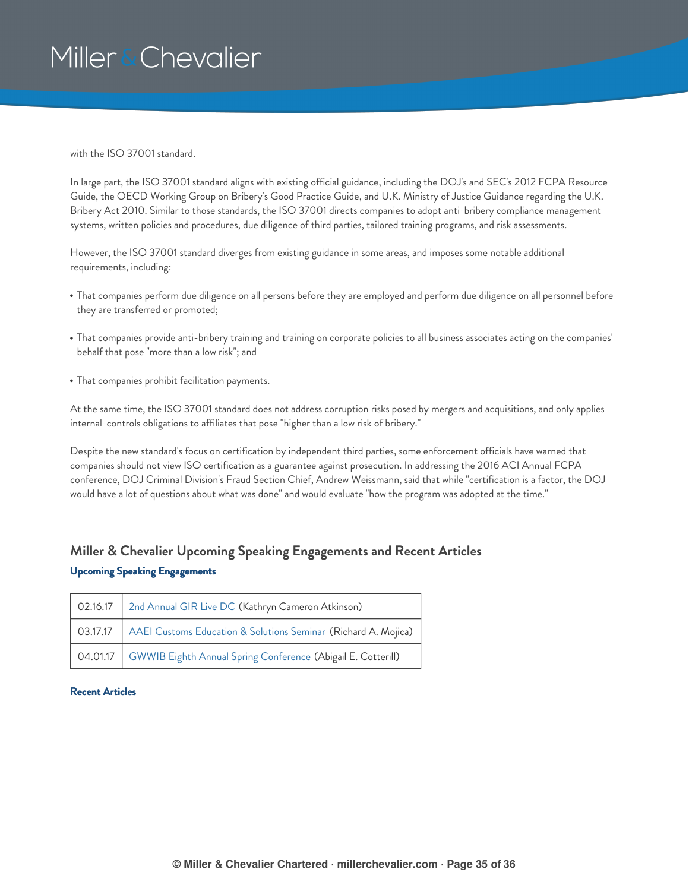with the ISO 37001 standard.

In large part, the ISO 37001 standard aligns with existing official guidance, including the DOJ's and SEC's 2012 FCPA Resource Guide, the OECD Working Group on Bribery's Good Practice Guide, and U.K. Ministry of Justice Guidance regarding the U.K. Bribery Act 2010. Similar to those standards, the ISO 37001 directs companies to adopt anti-bribery compliance management systems, written policies and procedures, due diligence of third parties, tailored training programs, and risk assessments.

However, the ISO 37001 standard diverges from existing guidance in some areas, and imposes some notable additional requirements, including:

- That companies perform due diligence on all persons before they are employed and perform due diligence on all personnel before they are transferred or promoted;
- That companies provide anti-bribery training and training on corporate policies to all business associates acting on the companies' behalf that pose "more than a low risk"; and
- That companies prohibit facilitation payments.

At the same time, the ISO 37001 standard does not address corruption risks posed by mergers and acquisitions, and only applies internal-controls obligations to affiliates that pose "higher than a low risk of bribery."

Despite the new standard's focus on certification by independent third parties, some enforcement officials have warned that companies should not view ISO certification as a guarantee against prosecution. In addressing the 2016 ACI Annual FCPA conference, DOJ Criminal Division's Fraud Section Chief, Andrew Weissmann, said that while "certification is a factor, the DOJ would have a lot of questions about what was done" and would evaluate "how the program was adopted at the time."

## Miller & Chevalier Upcoming Speaking Engagements and Recent Articles

**Upcoming Speaking Engagements**

| | |
|---|---|
| 02.16.17 | 2nd Annual GIR Live DC (Kathryn Cameron Atkinson) |
| 03.17.17 | AAEI Customs Education & Solutions Seminar (Richard A. Mojica) |
| 04.01.17 | GWWIB Eighth Annual Spring Conference (Abigail E. Cotterill) |

**Recent Articles**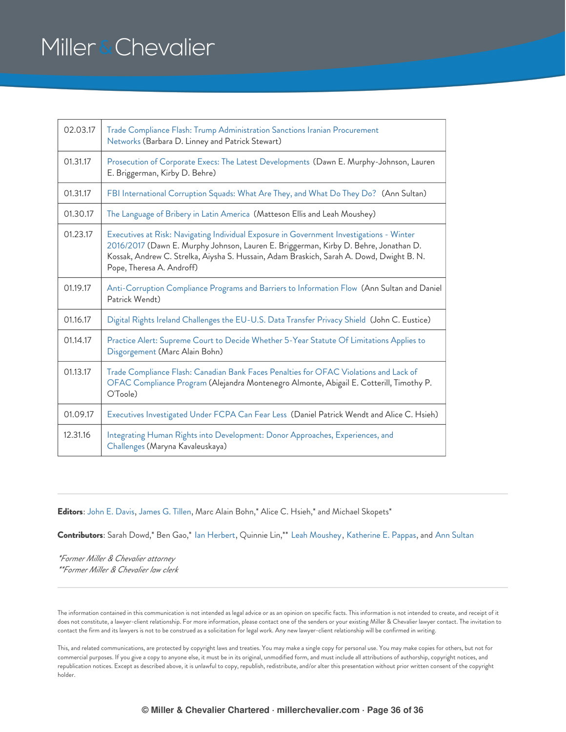| | |
|---|---|
| 02.03.17 | Trade Compliance Flash: Trump Administration Sanctions Iranian Procurement Networks (Barbara D. Linney and Patrick Stewart) |
| 01.31.17 | Prosecution of Corporate Execs: The Latest Developments (Dawn E. Murphy-Johnson, Lauren E. Briggerman, Kirby D. Behre) |
| 01.31.17 | FBI International Corruption Squads: What Are They, and What Do They Do? (Ann Sultan) |
| 01.30.17 | The Language of Bribery in Latin America (Matteson Ellis and Leah Moushey) |
| 01.23.17 | Executives at Risk: Navigating Individual Exposure in Government Investigations - Winter 2016/2017 (Dawn E. Murphy Johnson, Lauren E. Briggerman, Kirby D. Behre, Jonathan D. Kossak, Andrew C. Strelka, Aiysha S. Hussain, Adam Braskich, Sarah A. Dowd, Dwight B. N. Pope, Theresa A. Androff) |
| 01.19.17 | Anti-Corruption Compliance Programs and Barriers to Information Flow (Ann Sultan and Daniel Patrick Wendt) |
| 01.16.17 | Digital Rights Ireland Challenges the EU-U.S. Data Transfer Privacy Shield (John C. Eustice) |
| 01.14.17 | Practice Alert: Supreme Court to Decide Whether 5-Year Statute Of Limitations Applies to Disgorgement (Marc Alain Bohn) |
| 01.13.17 | Trade Compliance Flash: Canadian Bank Faces Penalties for OFAC Violations and Lack of OFAC Compliance Program (Alejandra Montenegro Almonte, Abigail E. Cotterill, Timothy P. O'Toole) |
| 01.09.17 | Executives Investigated Under FCPA Can Fear Less (Daniel Patrick Wendt and Alice C. Hsieh) |
| 12.31.16 | Integrating Human Rights into Development: Donor Approaches, Experiences, and Challenges (Maryna Kavaleuskaya) |

---

**Editors**: John E. Davis, James G. Tillen, Marc Alain Bohn,* Alice C. Hsieh,* and Michael Skopets*

**Contributors**: Sarah Dowd,* Ben Gao,* Ian Herbert, Quinnie Lin,** Leah Moushey, Katherine E. Pappas, and Ann Sultan

*\*Former Miller & Chevalier attorney*
*\*\*Former Miller & Chevalier law clerk*

---

The information contained in this communication is not intended as legal advice or as an opinion on specific facts. This information is not intended to create, and receipt of it does not constitute, a lawyer-client relationship. For more information, please contact one of the senders or your existing Miller & Chevalier lawyer contact. The invitation to contact the firm and its lawyers is not to be construed as a solicitation for legal work. Any new lawyer-client relationship will be confirmed in writing.

This, and related communications, are protected by copyright laws and treaties. You may make a single copy for personal use. You may make copies for others, but not for commercial purposes. If you give a copy to anyone else, it must be in its original, unmodified form, and must include all attributions of authorship, copyright notices, and republication notices. Except as described above, it is unlawful to copy, republish, redistribute, and/or alter this presentation without prior written consent of the copyright holder.